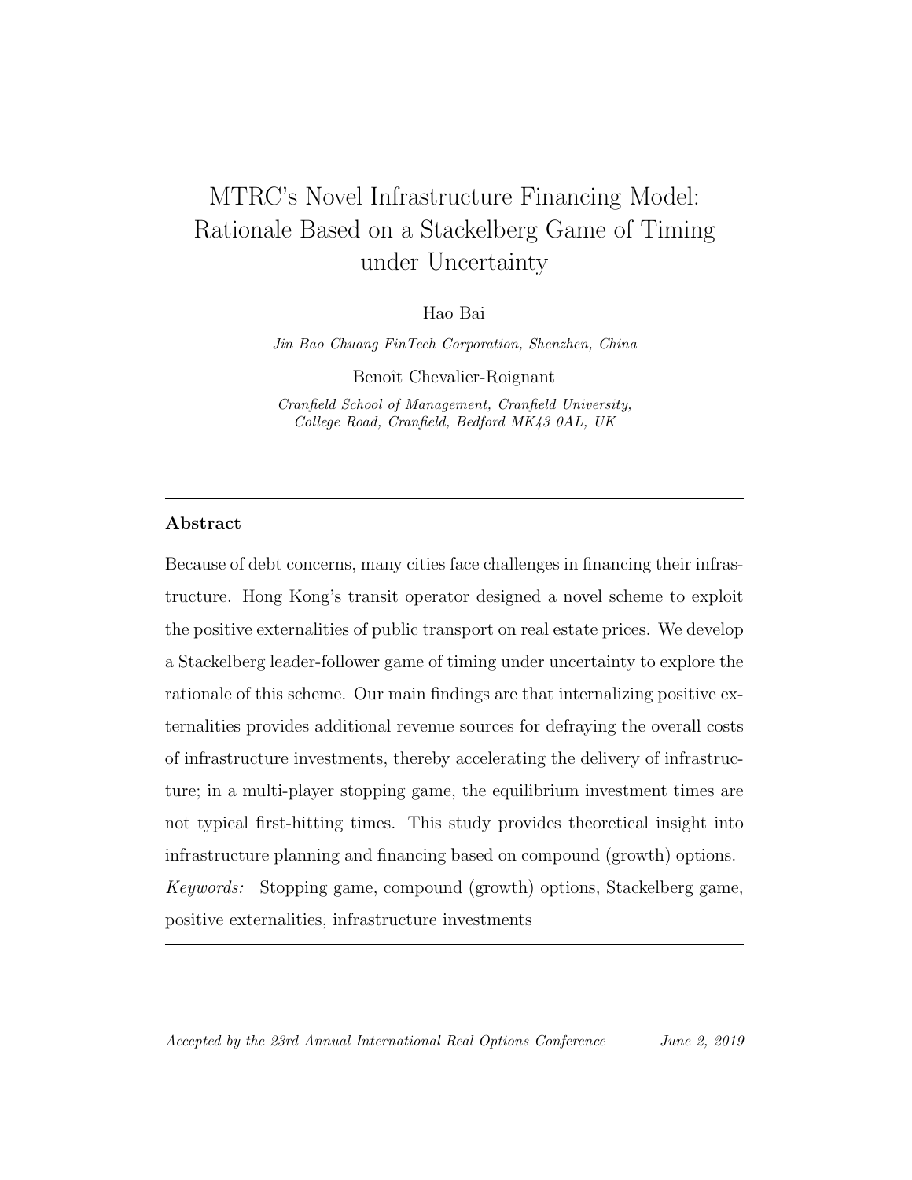# MTRC's Novel Infrastructure Financing Model: Rationale Based on a Stackelberg Game of Timing under Uncertainty

Hao Bai

*Jin Bao Chuang FinTech Corporation, Shenzhen, China*

Benoît Chevalier-Roignant

*Cranfield School of Management, Cranfield University, College Road, Cranfield, Bedford MK43 0AL, UK*

---

**Abstract**

Because of debt concerns, many cities face challenges in financing their infrastructure. Hong Kong's transit operator designed a novel scheme to exploit the positive externalities of public transport on real estate prices. We develop a Stackelberg leader-follower game of timing under uncertainty to explore the rationale of this scheme. Our main findings are that internalizing positive externalities provides additional revenue sources for defraying the overall costs of infrastructure investments, thereby accelerating the delivery of infrastructure; in a multi-player stopping game, the equilibrium investment times are not typical first-hitting times. This study provides theoretical insight into infrastructure planning and financing based on compound (growth) options.

*Keywords:* Stopping game, compound (growth) options, Stackelberg game, positive externalities, infrastructure investments

---

*Accepted by the 23rd Annual International Real Options Conference* *June 2, 2019*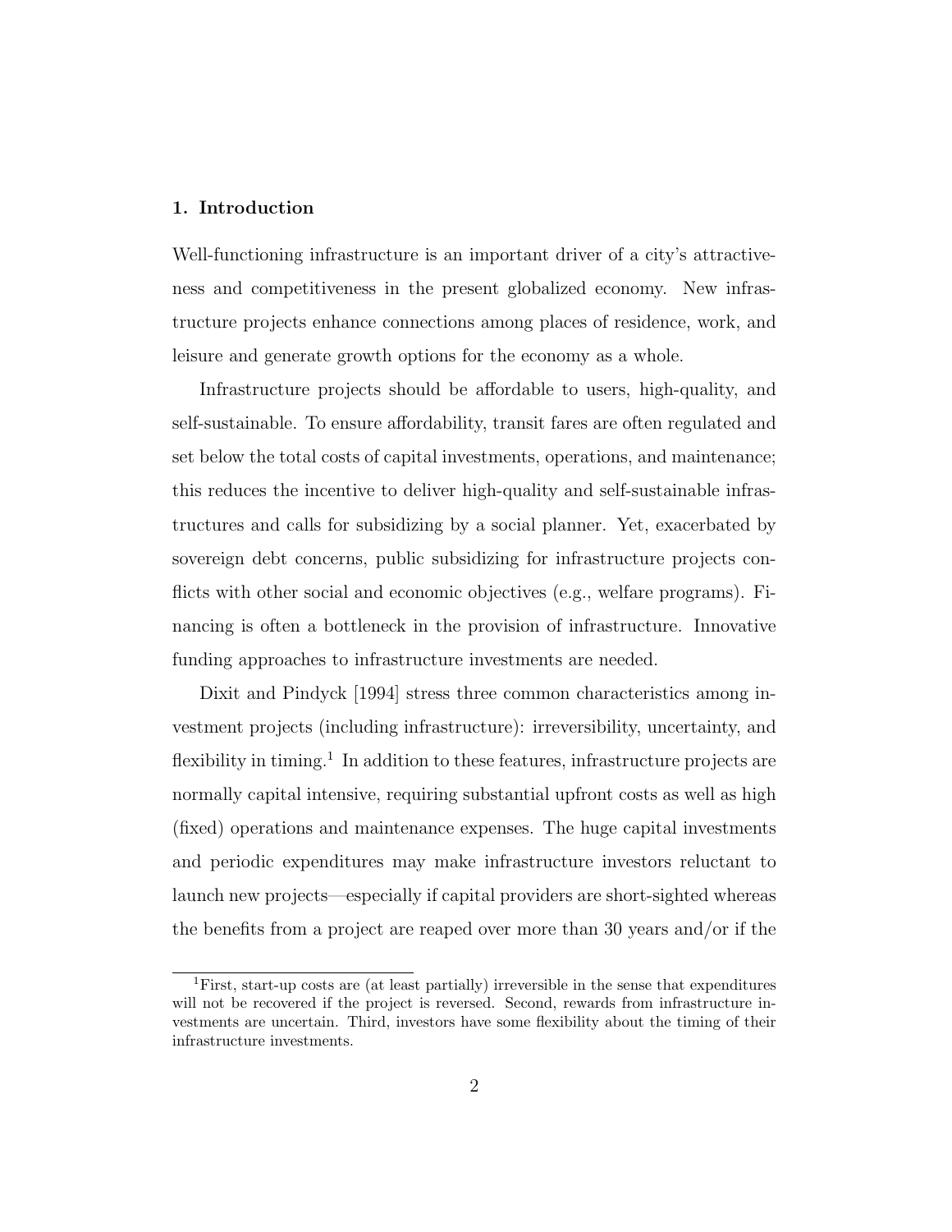## 1. Introduction

Well-functioning infrastructure is an important driver of a city's attractiveness and competitiveness in the present globalized economy. New infrastructure projects enhance connections among places of residence, work, and leisure and generate growth options for the economy as a whole.

Infrastructure projects should be affordable to users, high-quality, and self-sustainable. To ensure affordability, transit fares are often regulated and set below the total costs of capital investments, operations, and maintenance; this reduces the incentive to deliver high-quality and self-sustainable infrastructures and calls for subsidizing by a social planner. Yet, exacerbated by sovereign debt concerns, public subsidizing for infrastructure projects conflicts with other social and economic objectives (e.g., welfare programs). Financing is often a bottleneck in the provision of infrastructure. Innovative funding approaches to infrastructure investments are needed.

Dixit and Pindyck [1994] stress three common characteristics among investment projects (including infrastructure): irreversibility, uncertainty, and flexibility in timing.[1] In addition to these features, infrastructure projects are normally capital intensive, requiring substantial upfront costs as well as high (fixed) operations and maintenance expenses. The huge capital investments and periodic expenditures may make infrastructure investors reluctant to launch new projects—especially if capital providers are short-sighted whereas the benefits from a project are reaped over more than 30 years and/or if the

[1] First, start-up costs are (at least partially) irreversible in the sense that expenditures will not be recovered if the project is reversed. Second, rewards from infrastructure investments are uncertain. Third, investors have some flexibility about the timing of their infrastructure investments.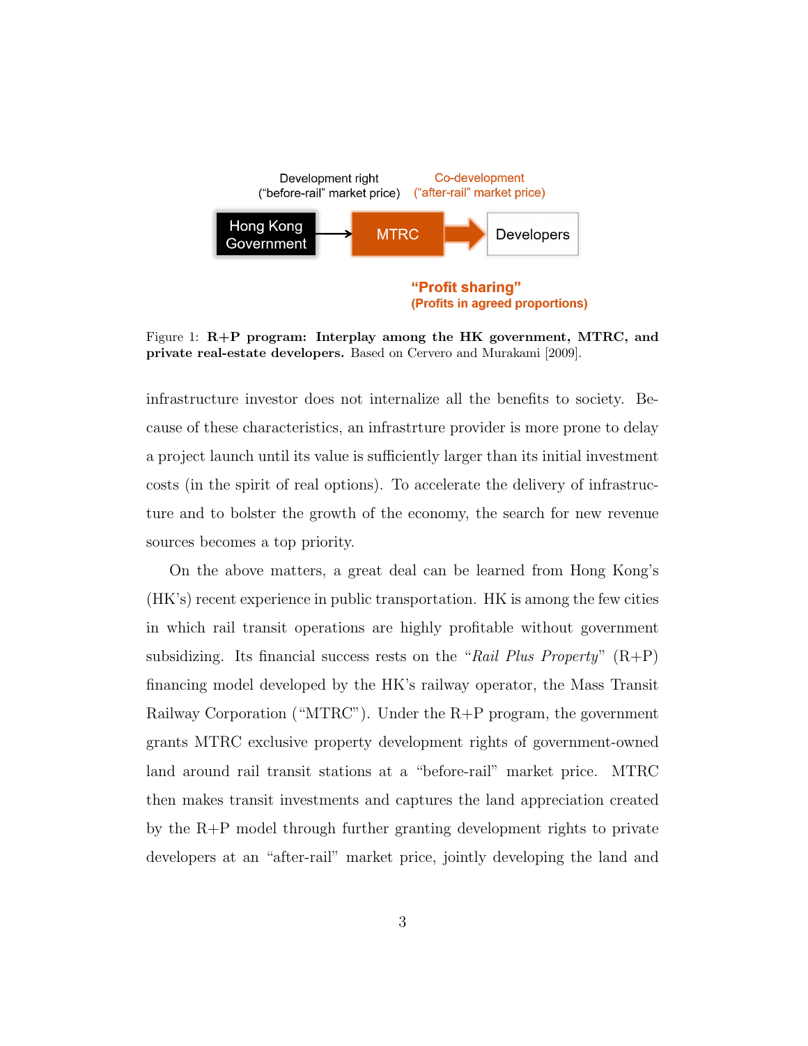Figure 1: **R+P program: Interplay among the HK government, MTRC, and private real-estate developers.** Based on Cervero and Murakami [2009].

infrastructure investor does not internalize all the benefits to society. Because of these characteristics, an infrastrture provider is more prone to delay a project launch until its value is sufficiently larger than its initial investment costs (in the spirit of real options). To accelerate the delivery of infrastructure and to bolster the growth of the economy, the search for new revenue sources becomes a top priority.

On the above matters, a great deal can be learned from Hong Kong's (HK's) recent experience in public transportation. HK is among the few cities in which rail transit operations are highly profitable without government subsidizing. Its financial success rests on the "*Rail Plus Property*" (R+P) financing model developed by the HK's railway operator, the Mass Transit Railway Corporation ("MTRC"). Under the R+P program, the government grants MTRC exclusive property development rights of government-owned land around rail transit stations at a "before-rail" market price. MTRC then makes transit investments and captures the land appreciation created by the R+P model through further granting development rights to private developers at an "after-rail" market price, jointly developing the land and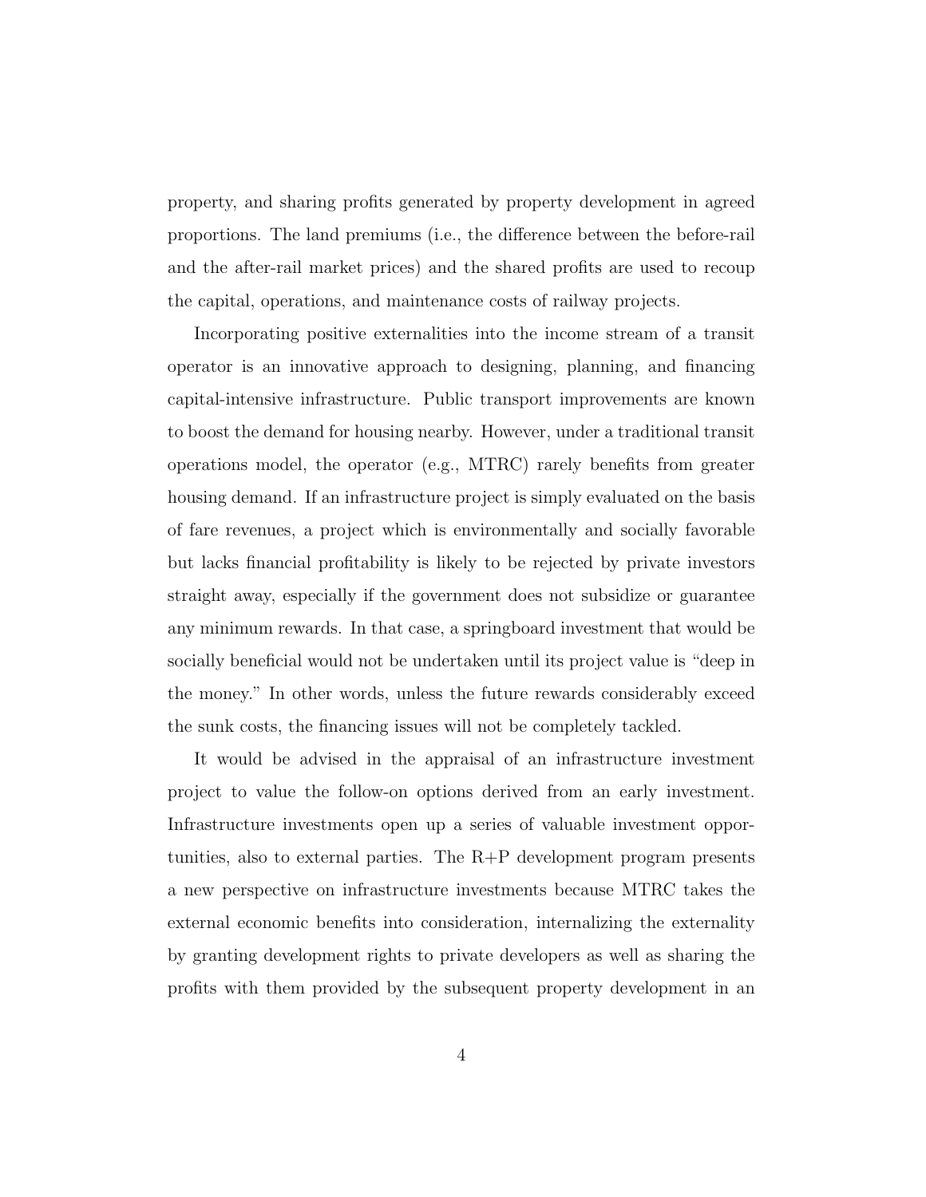property, and sharing profits generated by property development in agreed proportions. The land premiums (i.e., the difference between the before-rail and the after-rail market prices) and the shared profits are used to recoup the capital, operations, and maintenance costs of railway projects.

Incorporating positive externalities into the income stream of a transit operator is an innovative approach to designing, planning, and financing capital-intensive infrastructure. Public transport improvements are known to boost the demand for housing nearby. However, under a traditional transit operations model, the operator (e.g., MTRC) rarely benefits from greater housing demand. If an infrastructure project is simply evaluated on the basis of fare revenues, a project which is environmentally and socially favorable but lacks financial profitability is likely to be rejected by private investors straight away, especially if the government does not subsidize or guarantee any minimum rewards. In that case, a springboard investment that would be socially beneficial would not be undertaken until its project value is "deep in the money." In other words, unless the future rewards considerably exceed the sunk costs, the financing issues will not be completely tackled.

It would be advised in the appraisal of an infrastructure investment project to value the follow-on options derived from an early investment. Infrastructure investments open up a series of valuable investment opportunities, also to external parties. The R+P development program presents a new perspective on infrastructure investments because MTRC takes the external economic benefits into consideration, internalizing the externality by granting development rights to private developers as well as sharing the profits with them provided by the subsequent property development in an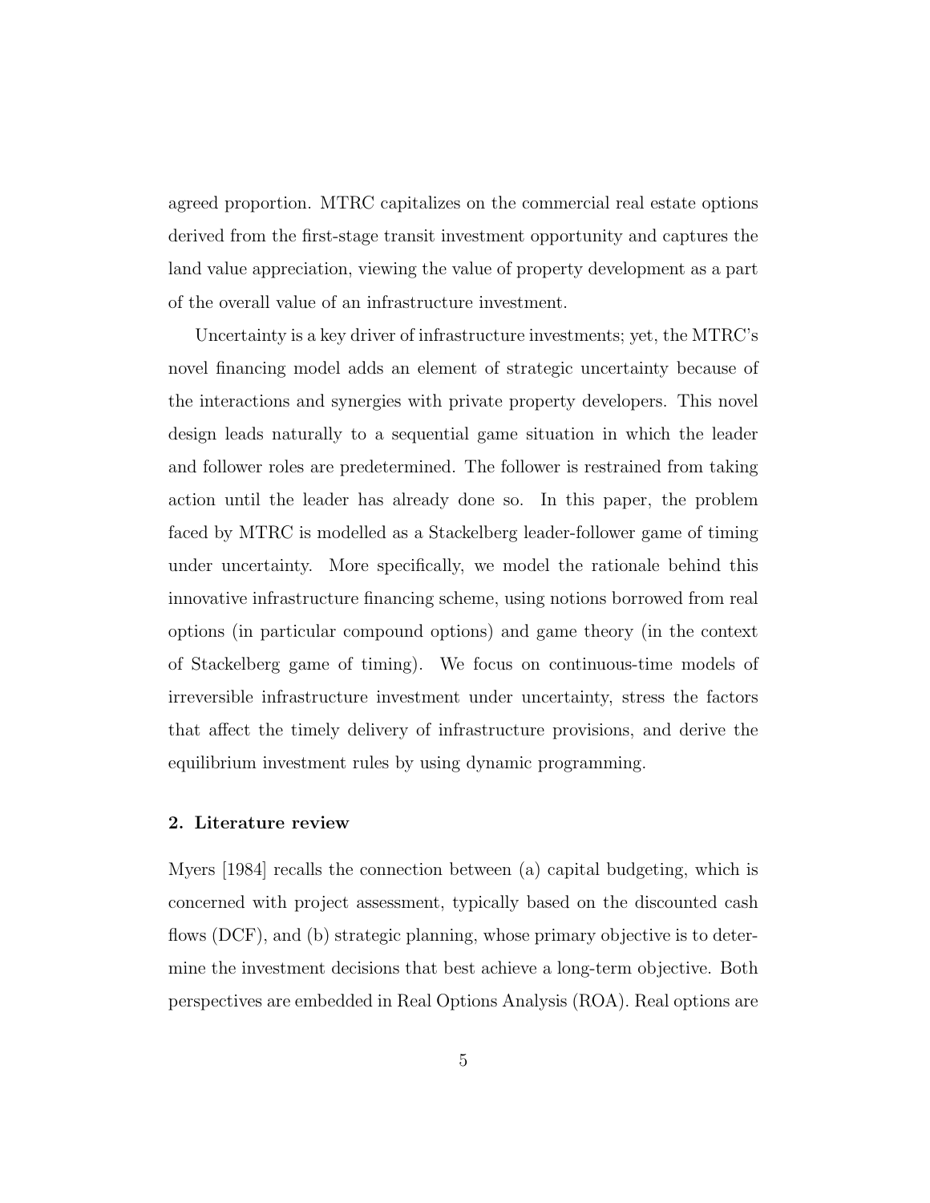agreed proportion. MTRC capitalizes on the commercial real estate options derived from the first-stage transit investment opportunity and captures the land value appreciation, viewing the value of property development as a part of the overall value of an infrastructure investment.

Uncertainty is a key driver of infrastructure investments; yet, the MTRC's novel financing model adds an element of strategic uncertainty because of the interactions and synergies with private property developers. This novel design leads naturally to a sequential game situation in which the leader and follower roles are predetermined. The follower is restrained from taking action until the leader has already done so. In this paper, the problem faced by MTRC is modelled as a Stackelberg leader-follower game of timing under uncertainty. More specifically, we model the rationale behind this innovative infrastructure financing scheme, using notions borrowed from real options (in particular compound options) and game theory (in the context of Stackelberg game of timing). We focus on continuous-time models of irreversible infrastructure investment under uncertainty, stress the factors that affect the timely delivery of infrastructure provisions, and derive the equilibrium investment rules by using dynamic programming.

## 2. Literature review

Myers [1984] recalls the connection between (a) capital budgeting, which is concerned with project assessment, typically based on the discounted cash flows (DCF), and (b) strategic planning, whose primary objective is to determine the investment decisions that best achieve a long-term objective. Both perspectives are embedded in Real Options Analysis (ROA). Real options are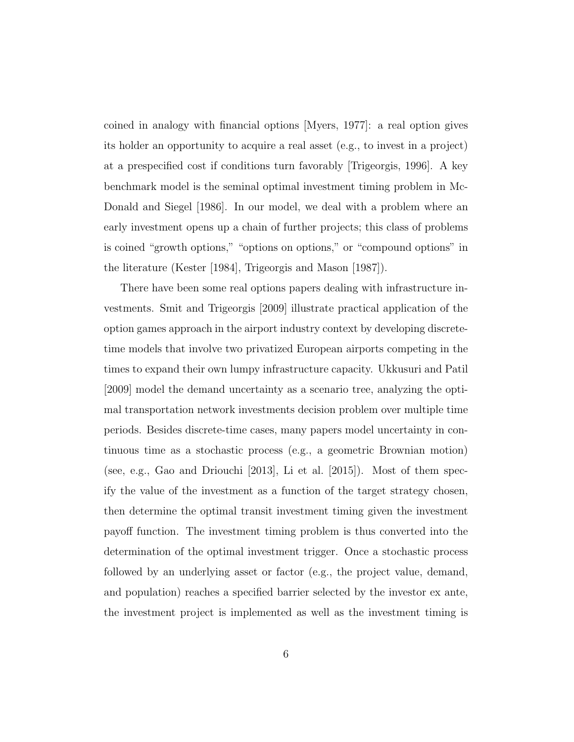coined in analogy with financial options [Myers, 1977]: a real option gives its holder an opportunity to acquire a real asset (e.g., to invest in a project) at a prespecified cost if conditions turn favorably [Trigeorgis, 1996]. A key benchmark model is the seminal optimal investment timing problem in McDonald and Siegel [1986]. In our model, we deal with a problem where an early investment opens up a chain of further projects; this class of problems is coined "growth options," "options on options," or "compound options" in the literature (Kester [1984], Trigeorgis and Mason [1987]).

There have been some real options papers dealing with infrastructure investments. Smit and Trigeorgis [2009] illustrate practical application of the option games approach in the airport industry context by developing discrete-time models that involve two privatized European airports competing in the times to expand their own lumpy infrastructure capacity. Ukkusuri and Patil [2009] model the demand uncertainty as a scenario tree, analyzing the optimal transportation network investments decision problem over multiple time periods. Besides discrete-time cases, many papers model uncertainty in continuous time as a stochastic process (e.g., a geometric Brownian motion) (see, e.g., Gao and Driouchi [2013], Li et al. [2015]). Most of them specify the value of the investment as a function of the target strategy chosen, then determine the optimal transit investment timing given the investment payoff function. The investment timing problem is thus converted into the determination of the optimal investment trigger. Once a stochastic process followed by an underlying asset or factor (e.g., the project value, demand, and population) reaches a specified barrier selected by the investor ex ante, the investment project is implemented as well as the investment timing is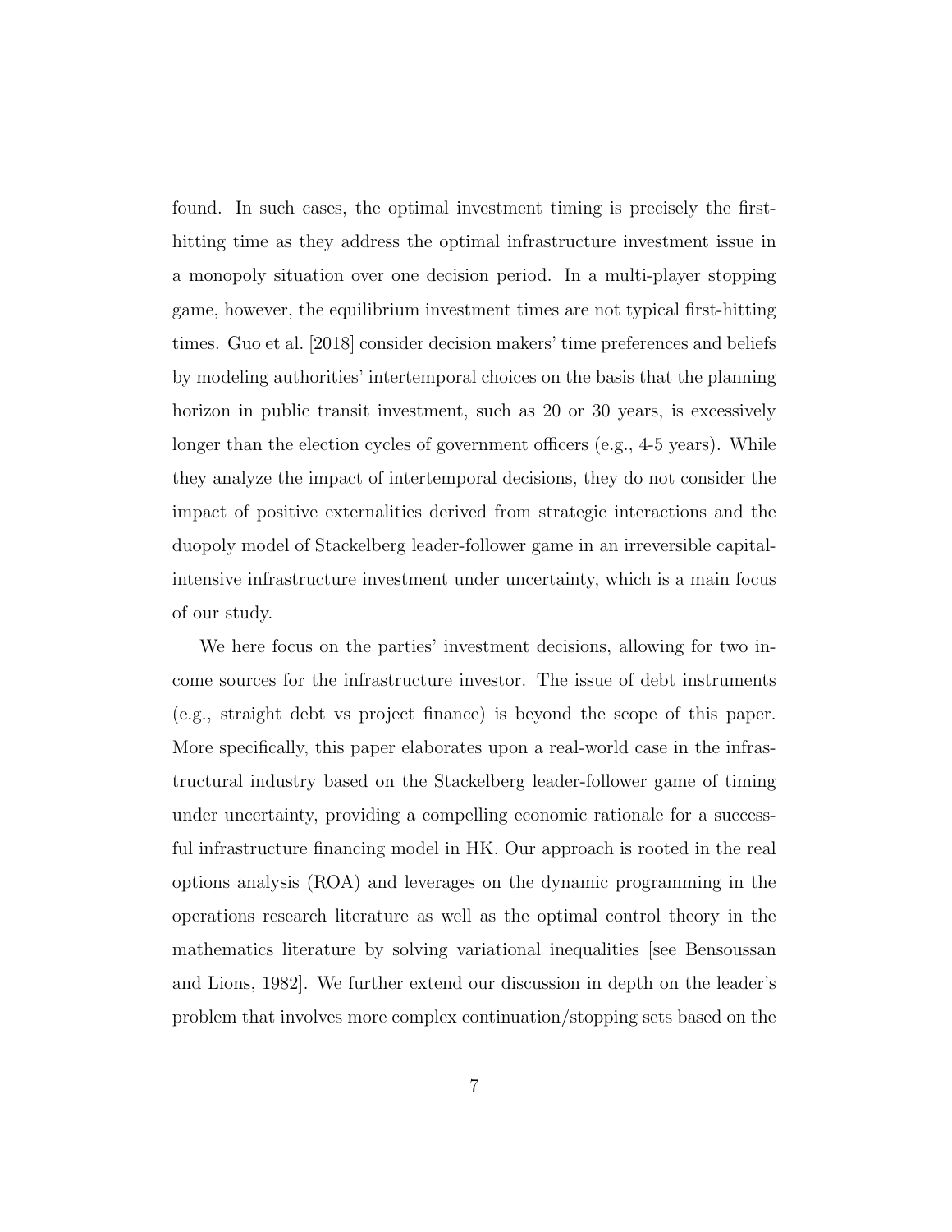found. In such cases, the optimal investment timing is precisely the first-hitting time as they address the optimal infrastructure investment issue in a monopoly situation over one decision period. In a multi-player stopping game, however, the equilibrium investment times are not typical first-hitting times. Guo et al. [2018] consider decision makers' time preferences and beliefs by modeling authorities' intertemporal choices on the basis that the planning horizon in public transit investment, such as 20 or 30 years, is excessively longer than the election cycles of government officers (e.g., 4-5 years). While they analyze the impact of intertemporal decisions, they do not consider the impact of positive externalities derived from strategic interactions and the duopoly model of Stackelberg leader-follower game in an irreversible capital-intensive infrastructure investment under uncertainty, which is a main focus of our study.

We here focus on the parties' investment decisions, allowing for two income sources for the infrastructure investor. The issue of debt instruments (e.g., straight debt vs project finance) is beyond the scope of this paper. More specifically, this paper elaborates upon a real-world case in the infrastructural industry based on the Stackelberg leader-follower game of timing under uncertainty, providing a compelling economic rationale for a successful infrastructure financing model in HK. Our approach is rooted in the real options analysis (ROA) and leverages on the dynamic programming in the operations research literature as well as the optimal control theory in the mathematics literature by solving variational inequalities [see Bensoussan and Lions, 1982]. We further extend our discussion in depth on the leader's problem that involves more complex continuation/stopping sets based on the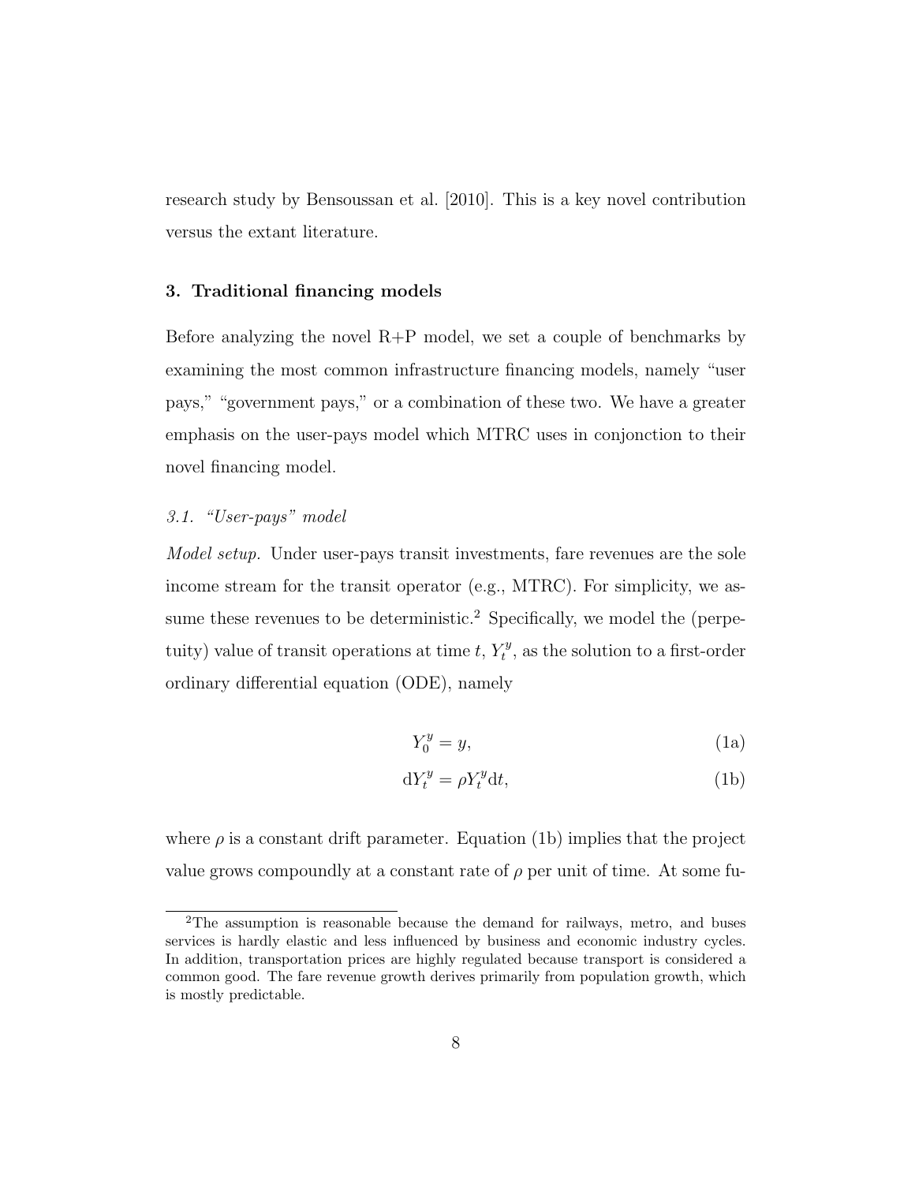research study by Bensoussan et al. [2010]. This is a key novel contribution versus the extant literature.

## 3. Traditional financing models

Before analyzing the novel R+P model, we set a couple of benchmarks by examining the most common infrastructure financing models, namely "user pays," "government pays," or a combination of these two. We have a greater emphasis on the user-pays model which MTRC uses in conjonction to their novel financing model.

### *3.1. "User-pays" model*

*Model setup.* Under user-pays transit investments, fare revenues are the sole income stream for the transit operator (e.g., MTRC). For simplicity, we assume these revenues to be deterministic.[2] Specifically, we model the (perpetuity) value of transit operations at time $t$, $Y_t^y$, as the solution to a first-order ordinary differential equation (ODE), namely

$$Y_0^y = y, \tag{1a}$$

$$\mathrm{d}Y_t^y = \rho Y_t^y \mathrm{d}t, \tag{1b}$$

where $\rho$ is a constant drift parameter. Equation (1b) implies that the project value grows compoundly at a constant rate of $\rho$ per unit of time. At some fu-

[2] The assumption is reasonable because the demand for railways, metro, and buses services is hardly elastic and less influenced by business and economic industry cycles. In addition, transportation prices are highly regulated because transport is considered a common good. The fare revenue growth derives primarily from population growth, which is mostly predictable.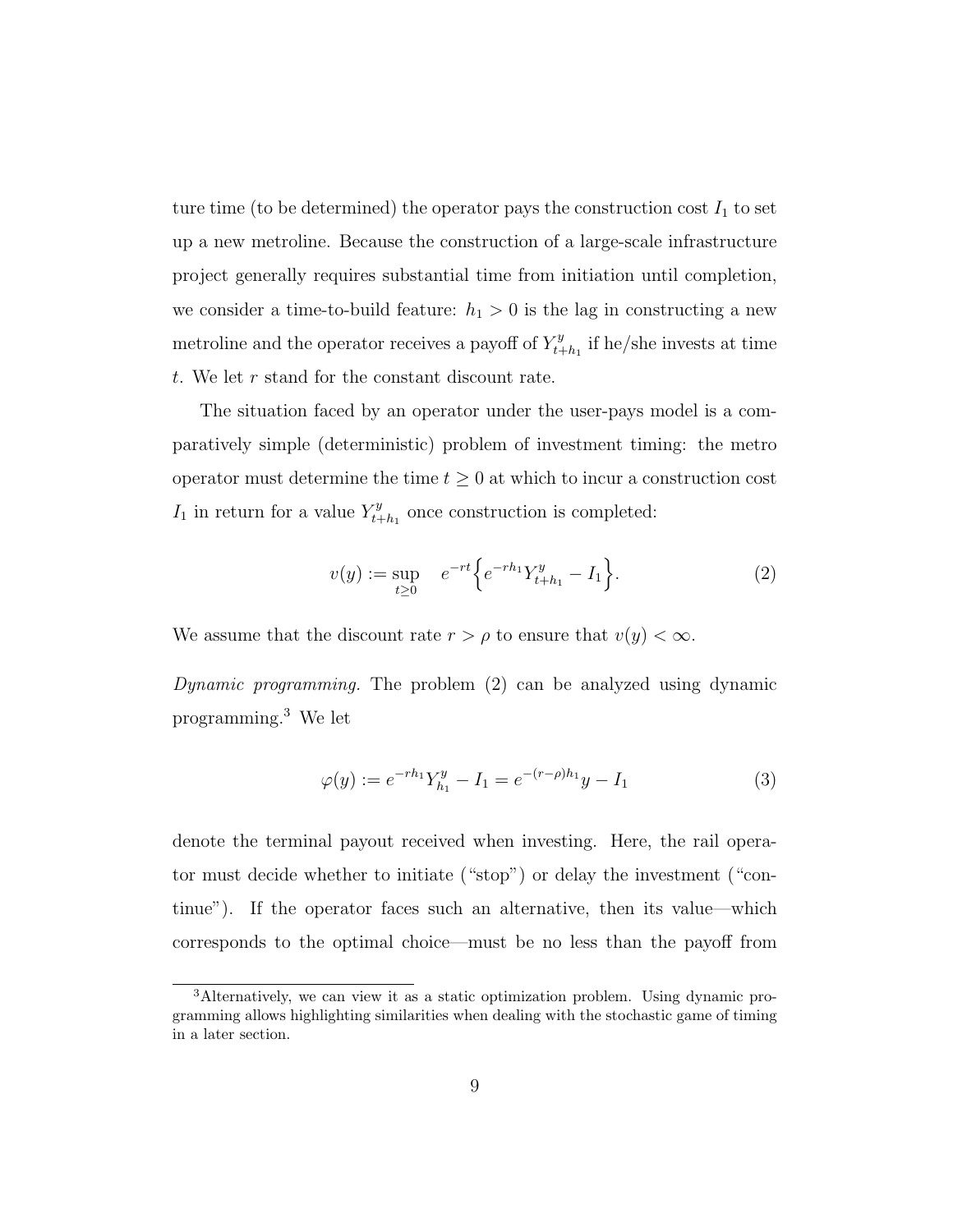ture time (to be determined) the operator pays the construction cost $I_1$ to set up a new metroline. Because the construction of a large-scale infrastructure project generally requires substantial time from initiation until completion, we consider a time-to-build feature: $h_1 > 0$ is the lag in constructing a new metroline and the operator receives a payoff of $Y^y_{t+h_1}$ if he/she invests at time $t$. We let $r$ stand for the constant discount rate.

The situation faced by an operator under the user-pays model is a comparatively simple (deterministic) problem of investment timing: the metro operator must determine the time $t \geq 0$ at which to incur a construction cost $I_1$ in return for a value $Y^y_{t+h_1}$ once construction is completed:

$$v(y) := \sup_{t \geq 0} \quad e^{-rt}\Big\{e^{-rh_1}Y^y_{t+h_1} - I_1\Big\}. \tag{2}$$

We assume that the discount rate $r > \rho$ to ensure that $v(y) < \infty$.

*Dynamic programming.* The problem (2) can be analyzed using dynamic programming.[3] We let

$$\varphi(y) := e^{-rh_1}Y^y_{h_1} - I_1 = e^{-(r-\rho)h_1}y - I_1 \tag{3}$$

denote the terminal payout received when investing. Here, the rail operator must decide whether to initiate ("stop") or delay the investment ("continue"). If the operator faces such an alternative, then its value—which corresponds to the optimal choice—must be no less than the payoff from

[3] Alternatively, we can view it as a static optimization problem. Using dynamic programming allows highlighting similarities when dealing with the stochastic game of timing in a later section.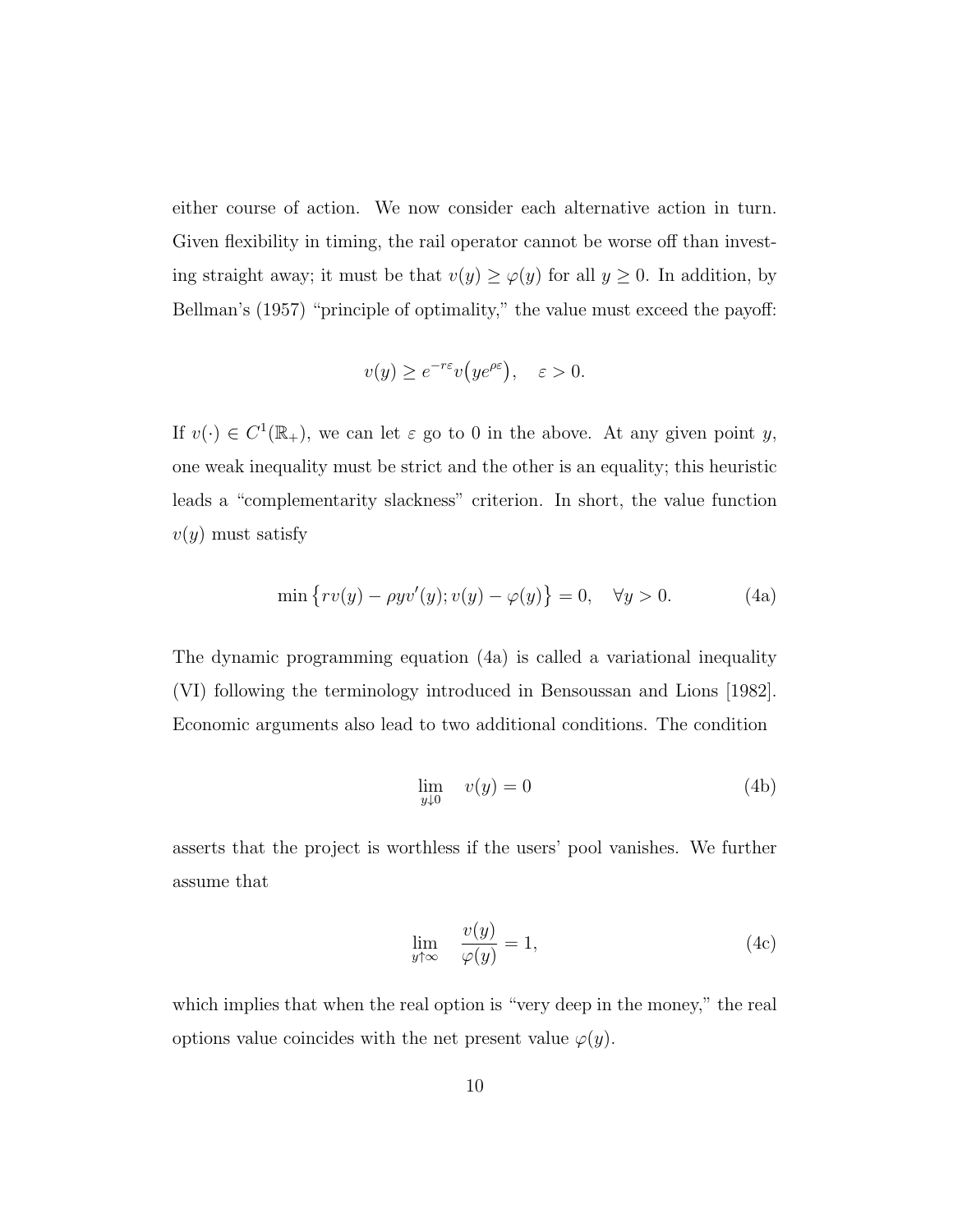either course of action. We now consider each alternative action in turn. Given flexibility in timing, the rail operator cannot be worse off than investing straight away; it must be that $v(y) \geq \varphi(y)$ for all $y \geq 0$. In addition, by Bellman's (1957) "principle of optimality," the value must exceed the payoff:

$$v(y) \geq e^{-r\varepsilon} v\big(ye^{\rho\varepsilon}\big), \quad \varepsilon > 0.$$

If $v(\cdot) \in C^1(\mathbb{R}_+)$, we can let $\varepsilon$ go to 0 in the above. At any given point $y$, one weak inequality must be strict and the other is an equality; this heuristic leads a "complementarity slackness" criterion. In short, the value function $v(y)$ must satisfy

$$\min\big\{rv(y) - \rho y v'(y); v(y) - \varphi(y)\big\} = 0, \quad \forall y > 0. \tag{4a}$$

The dynamic programming equation (4a) is called a variational inequality (VI) following the terminology introduced in Bensoussan and Lions [1982]. Economic arguments also lead to two additional conditions. The condition

$$\lim_{y \downarrow 0} \quad v(y) = 0 \tag{4b}$$

asserts that the project is worthless if the users' pool vanishes. We further assume that

$$\lim_{y \uparrow \infty} \quad \frac{v(y)}{\varphi(y)} = 1, \tag{4c}$$

which implies that when the real option is "very deep in the money," the real options value coincides with the net present value $\varphi(y)$.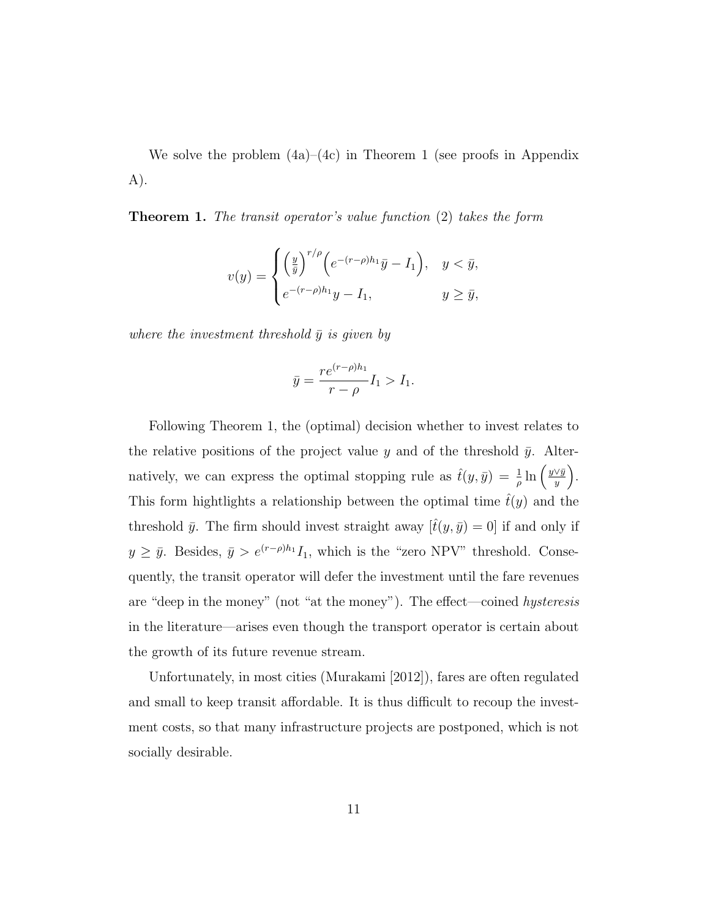We solve the problem (4a)–(4c) in Theorem 1 (see proofs in Appendix A).

**Theorem 1.** *The transit operator's value function* (2) *takes the form*

$$v(y) = \begin{cases} \left(\frac{y}{\bar{y}}\right)^{r/\rho} \left(e^{-(r-\rho)h_1}\bar{y} - I_1\right), & y < \bar{y}, \\ e^{-(r-\rho)h_1}y - I_1, & y \geq \bar{y}, \end{cases}$$

*where the investment threshold $\bar{y}$ is given by*

$$\bar{y} = \frac{re^{(r-\rho)h_1}}{r-\rho} I_1 > I_1.$$

Following Theorem 1, the (optimal) decision whether to invest relates to the relative positions of the project value $y$ and of the threshold $\bar{y}$. Alternatively, we can express the optimal stopping rule as $\hat{t}(y, \bar{y}) = \frac{1}{\rho} \ln\left(\frac{y \vee \bar{y}}{y}\right)$. This form hightlights a relationship between the optimal time $\hat{t}(y)$ and the threshold $\bar{y}$. The firm should invest straight away [$\hat{t}(y, \bar{y}) = 0$] if and only if $y \geq \bar{y}$. Besides, $\bar{y} > e^{(r-\rho)h_1}I_1$, which is the "zero NPV" threshold. Consequently, the transit operator will defer the investment until the fare revenues are "deep in the money" (not "at the money"). The effect—coined *hysteresis* in the literature—arises even though the transport operator is certain about the growth of its future revenue stream.

Unfortunately, in most cities (Murakami [2012]), fares are often regulated and small to keep transit affordable. It is thus difficult to recoup the investment costs, so that many infrastructure projects are postponed, which is not socially desirable.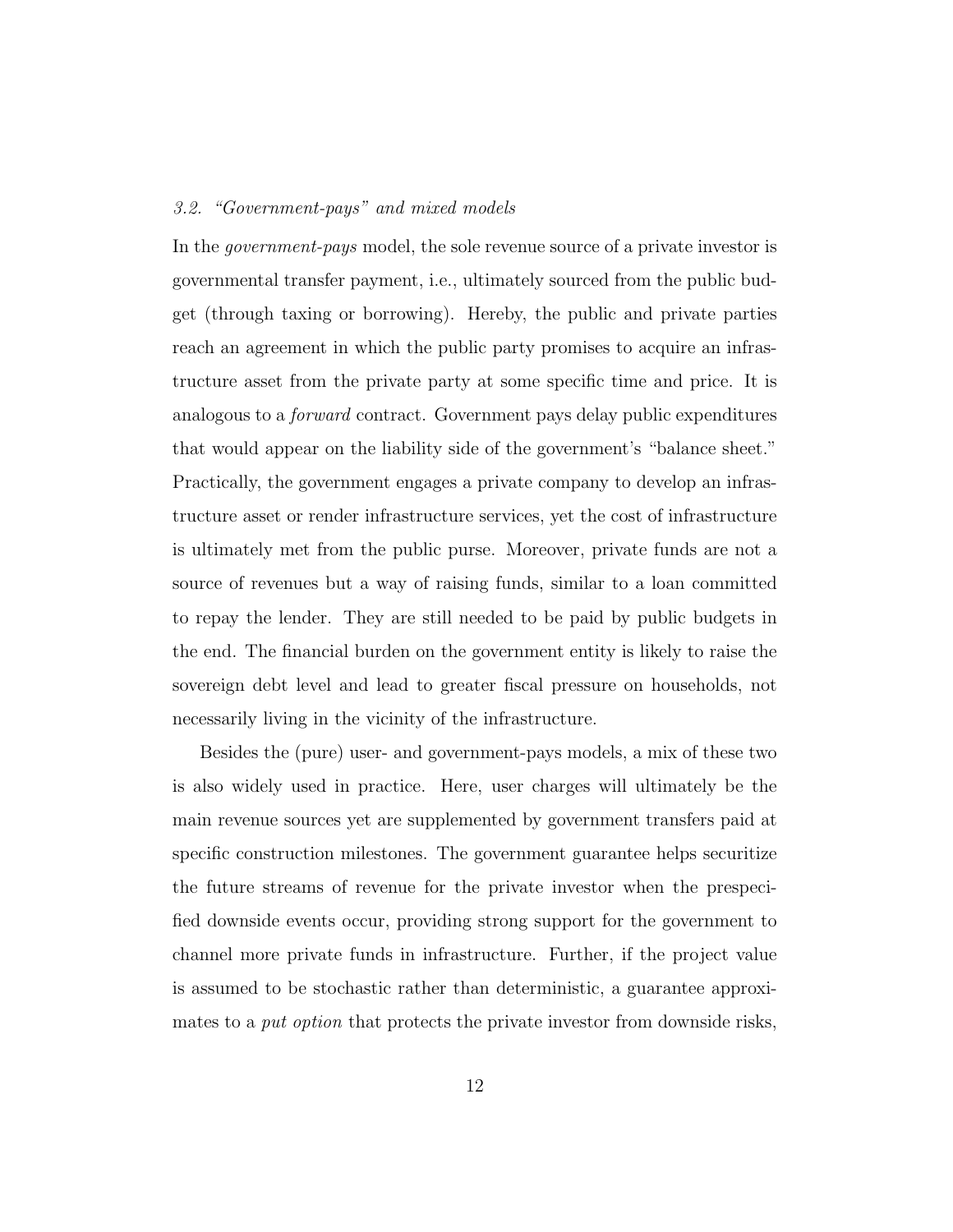### 3.2. "Government-pays" and mixed models

In the *government-pays* model, the sole revenue source of a private investor is governmental transfer payment, i.e., ultimately sourced from the public budget (through taxing or borrowing). Hereby, the public and private parties reach an agreement in which the public party promises to acquire an infrastructure asset from the private party at some specific time and price. It is analogous to a *forward* contract. Government pays delay public expenditures that would appear on the liability side of the government's "balance sheet." Practically, the government engages a private company to develop an infrastructure asset or render infrastructure services, yet the cost of infrastructure is ultimately met from the public purse. Moreover, private funds are not a source of revenues but a way of raising funds, similar to a loan committed to repay the lender. They are still needed to be paid by public budgets in the end. The financial burden on the government entity is likely to raise the sovereign debt level and lead to greater fiscal pressure on households, not necessarily living in the vicinity of the infrastructure.

Besides the (pure) user- and government-pays models, a mix of these two is also widely used in practice. Here, user charges will ultimately be the main revenue sources yet are supplemented by government transfers paid at specific construction milestones. The government guarantee helps securitize the future streams of revenue for the private investor when the prespecified downside events occur, providing strong support for the government to channel more private funds in infrastructure. Further, if the project value is assumed to be stochastic rather than deterministic, a guarantee approximates to a *put option* that protects the private investor from downside risks,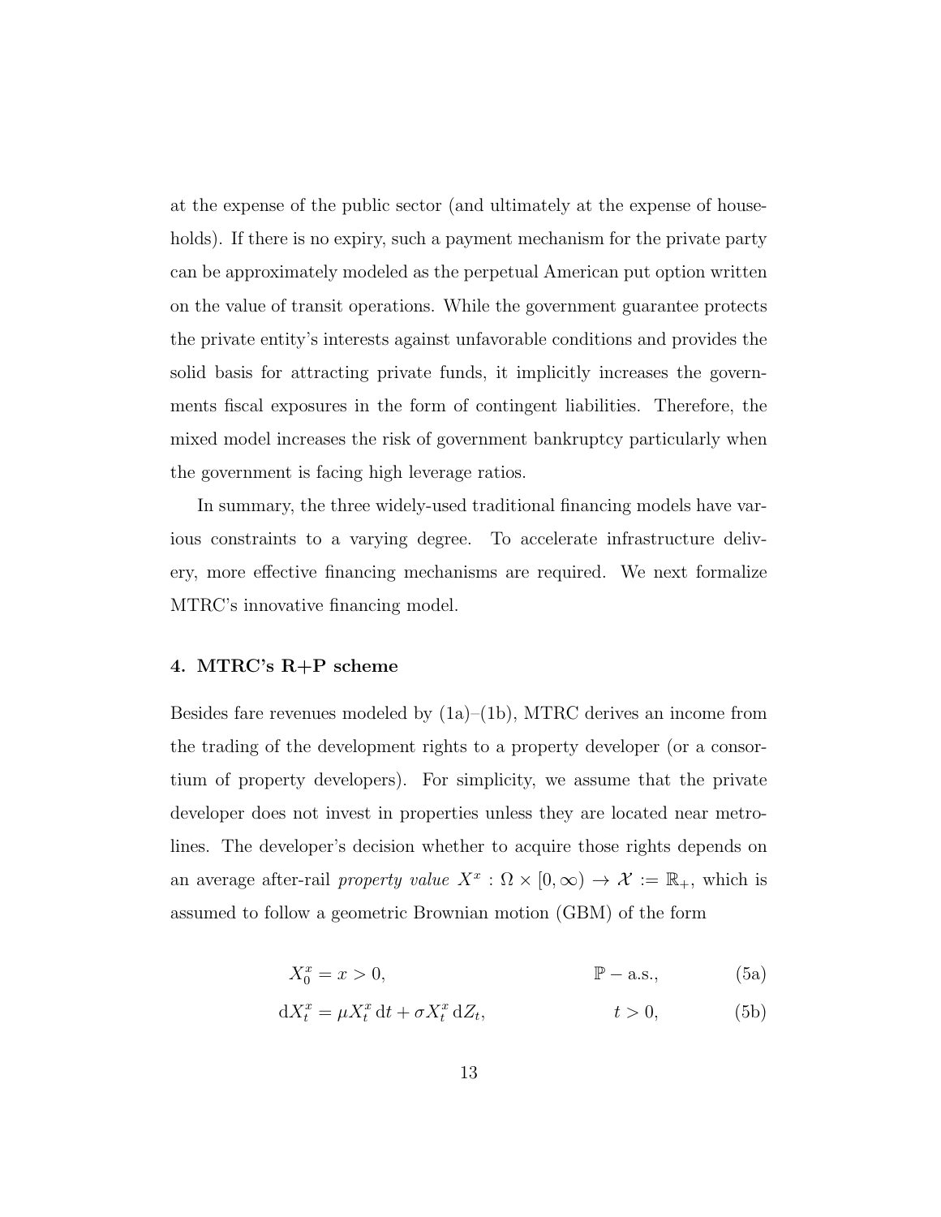at the expense of the public sector (and ultimately at the expense of households). If there is no expiry, such a payment mechanism for the private party can be approximately modeled as the perpetual American put option written on the value of transit operations. While the government guarantee protects the private entity's interests against unfavorable conditions and provides the solid basis for attracting private funds, it implicitly increases the governments fiscal exposures in the form of contingent liabilities. Therefore, the mixed model increases the risk of government bankruptcy particularly when the government is facing high leverage ratios.

In summary, the three widely-used traditional financing models have various constraints to a varying degree. To accelerate infrastructure delivery, more effective financing mechanisms are required. We next formalize MTRC's innovative financing model.

## 4. MTRC's R+P scheme

Besides fare revenues modeled by (1a)–(1b), MTRC derives an income from the trading of the development rights to a property developer (or a consortium of property developers). For simplicity, we assume that the private developer does not invest in properties unless they are located near metro-lines. The developer's decision whether to acquire those rights depends on an average after-rail *property value* $X^x : \Omega \times [0, \infty) \to \mathcal{X} := \mathbb{R}_+$, which is assumed to follow a geometric Brownian motion (GBM) of the form

$$X_0^x = x > 0, \qquad \mathbb{P} - \text{a.s.,} \tag{5a}$$

$$\mathrm{d}X_t^x = \mu X_t^x \,\mathrm{d}t + \sigma X_t^x \,\mathrm{d}Z_t, \qquad t > 0, \tag{5b}$$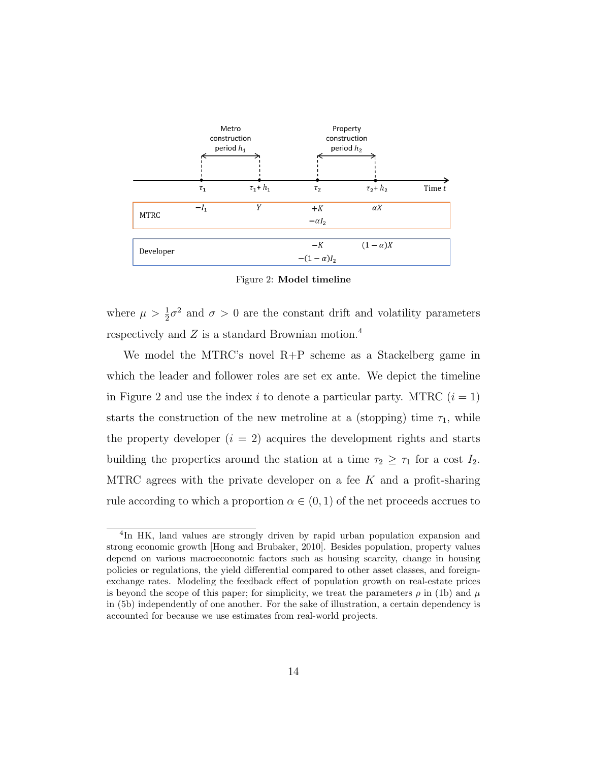Figure 2: **Model timeline**

where $\mu > \frac{1}{2}\sigma^2$ and $\sigma > 0$ are the constant drift and volatility parameters respectively and $Z$ is a standard Brownian motion.[4]

We model the MTRC's novel R+P scheme as a Stackelberg game in which the leader and follower roles are set ex ante. We depict the timeline in Figure 2 and use the index $i$ to denote a particular party. MTRC ($i = 1$) starts the construction of the new metroline at a (stopping) time $\tau_1$, while the property developer ($i = 2$) acquires the development rights and starts building the properties around the station at a time $\tau_2 \geq \tau_1$ for a cost $I_2$. MTRC agrees with the private developer on a fee $K$ and a profit-sharing rule according to which a proportion $\alpha \in (0, 1)$ of the net proceeds accrues to

[4]In HK, land values are strongly driven by rapid urban population expansion and strong economic growth [Hong and Brubaker, 2010]. Besides population, property values depend on various macroeconomic factors such as housing scarcity, change in housing policies or regulations, the yield differential compared to other asset classes, and foreign-exchange rates. Modeling the feedback effect of population growth on real-estate prices is beyond the scope of this paper; for simplicity, we treat the parameters $\rho$ in (1b) and $\mu$ in (5b) independently of one another. For the sake of illustration, a certain dependency is accounted for because we use estimates from real-world projects.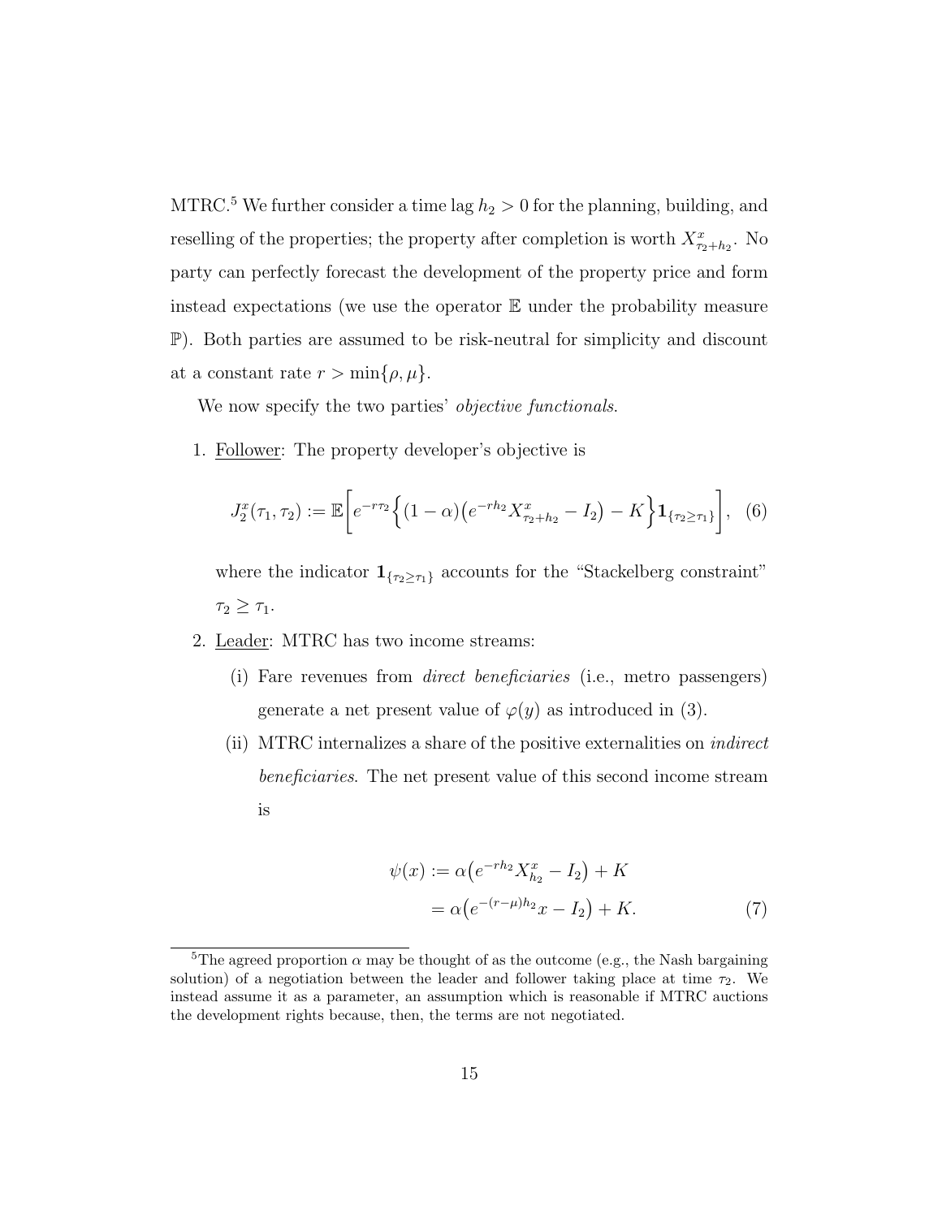MTRC.[5] We further consider a time lag $h_2 > 0$ for the planning, building, and reselling of the properties; the property after completion is worth $X^x_{\tau_2+h_2}$. No party can perfectly forecast the development of the property price and form instead expectations (we use the operator $\mathbb{E}$ under the probability measure $\mathbb{P}$). Both parties are assumed to be risk-neutral for simplicity and discount at a constant rate $r > \min\{\rho, \mu\}$.

We now specify the two parties' *objective functionals*.

1. Follower: The property developer's objective is

$$J_2^x(\tau_1, \tau_2) := \mathbb{E}\bigg[e^{-r\tau_2}\Big\{(1-\alpha)\big(e^{-rh_2}X^x_{\tau_2+h_2} - I_2\big) - K\Big\}\mathbf{1}_{\{\tau_2 \geq \tau_1\}}\bigg], \quad (6)$$

   where the indicator $\mathbf{1}_{\{\tau_2 \geq \tau_1\}}$ accounts for the "Stackelberg constraint" $\tau_2 \geq \tau_1$.

2. Leader: MTRC has two income streams:

   (i) Fare revenues from *direct beneficiaries* (i.e., metro passengers) generate a net present value of $\varphi(y)$ as introduced in (3).

   (ii) MTRC internalizes a share of the positive externalities on *indirect beneficiaries*. The net present value of this second income stream is

$$\begin{aligned}\psi(x) &:= \alpha\big(e^{-rh_2}X^x_{h_2} - I_2\big) + K \\ &= \alpha\big(e^{-(r-\mu)h_2}x - I_2\big) + K. \qquad (7)\end{aligned}$$

[5] The agreed proportion $\alpha$ may be thought of as the outcome (e.g., the Nash bargaining solution) of a negotiation between the leader and follower taking place at time $\tau_2$. We instead assume it as a parameter, an assumption which is reasonable if MTRC auctions the development rights because, then, the terms are not negotiated.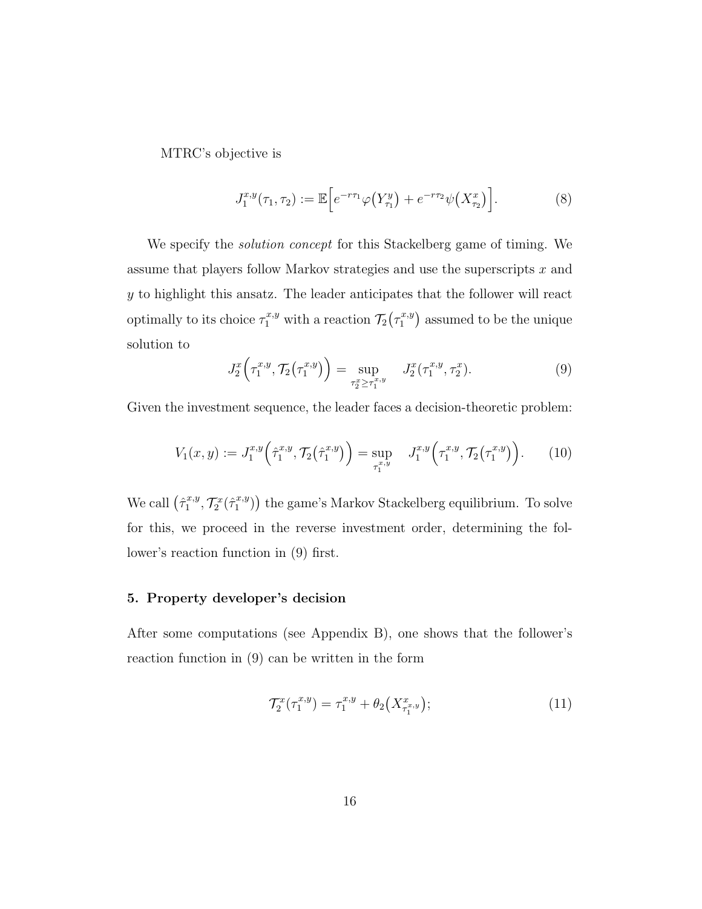MTRC's objective is

$$J_1^{x,y}(\tau_1, \tau_2) := \mathbb{E}\Big[e^{-r\tau_1}\varphi\big(Y_{\tau_1}^y\big) + e^{-r\tau_2}\psi\big(X_{\tau_2}^x\big)\Big]. \tag{8}$$

We specify the *solution concept* for this Stackelberg game of timing. We assume that players follow Markov strategies and use the superscripts $x$ and $y$ to highlight this ansatz. The leader anticipates that the follower will react optimally to its choice $\tau_1^{x,y}$ with a reaction $\mathcal{T}_2\big(\tau_1^{x,y}\big)$ assumed to be the unique solution to

$$J_2^x\Big(\tau_1^{x,y}, \mathcal{T}_2\big(\tau_1^{x,y}\big)\Big) = \sup_{\tau_2^x \geq \tau_1^{x,y}} \quad J_2^x(\tau_1^{x,y}, \tau_2^x). \tag{9}$$

Given the investment sequence, the leader faces a decision-theoretic problem:

$$V_1(x, y) := J_1^{x,y}\Big(\hat{\tau}_1^{x,y}, \mathcal{T}_2\big(\hat{\tau}_1^{x,y}\big)\Big) = \sup_{\tau_1^{x,y}} \quad J_1^{x,y}\Big(\tau_1^{x,y}, \mathcal{T}_2\big(\tau_1^{x,y}\big)\Big). \tag{10}$$

We call $\big(\hat{\tau}_1^{x,y}, \mathcal{T}_2^x(\hat{\tau}_1^{x,y})\big)$ the game's Markov Stackelberg equilibrium. To solve for this, we proceed in the reverse investment order, determining the follower's reaction function in (9) first.

## 5. Property developer's decision

After some computations (see Appendix B), one shows that the follower's reaction function in (9) can be written in the form

$$\mathcal{T}_2^x(\tau_1^{x,y}) = \tau_1^{x,y} + \theta_2\big(X_{\tau_1^{x,y}}^x\big); \tag{11}$$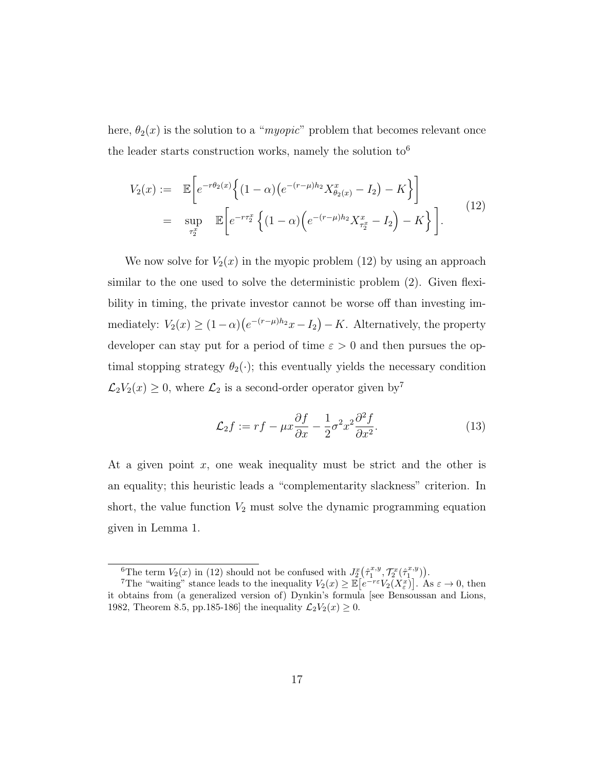here, $\theta_2(x)$ is the solution to a "*myopic*" problem that becomes relevant once the leader starts construction works, namely the solution to[6]

$$
\begin{aligned}
V_2(x) := \quad & \mathbb{E}\Big[e^{-r\theta_2(x)}\Big\{(1-\alpha)\big(e^{-(r-\mu)h_2}X^x_{\theta_2(x)} - I_2\big) - K\Big\}\Big] \\
= \quad & \sup_{\tau_2^x} \quad \mathbb{E}\bigg[e^{-r\tau_2^x}\,\Big\{(1-\alpha)\Big(e^{-(r-\mu)h_2}X^x_{\tau_2^x} - I_2\Big) - K\Big\}\,\bigg].
\end{aligned}
\tag{12}
$$

We now solve for $V_2(x)$ in the myopic problem (12) by using an approach similar to the one used to solve the deterministic problem (2). Given flexibility in timing, the private investor cannot be worse off than investing immediately: $V_2(x) \geq (1-\alpha)\big(e^{-(r-\mu)h_2}x - I_2\big) - K$. Alternatively, the property developer can stay put for a period of time $\varepsilon > 0$ and then pursues the optimal stopping strategy $\theta_2(\cdot)$; this eventually yields the necessary condition $\mathcal{L}_2 V_2(x) \geq 0$, where $\mathcal{L}_2$ is a second-order operator given by[7]

$$
\mathcal{L}_2 f := rf - \mu x \frac{\partial f}{\partial x} - \frac{1}{2}\sigma^2 x^2 \frac{\partial^2 f}{\partial x^2}. \tag{13}
$$

At a given point $x$, one weak inequality must be strict and the other is an equality; this heuristic leads a "complementarity slackness" criterion. In short, the value function $V_2$ must solve the dynamic programming equation given in Lemma 1.

---

[6] The term $V_2(x)$ in (12) should not be confused with $J_2^x\big(\hat{\tau}_1^{x,y}, \mathcal{T}_2^x(\hat{\tau}_1^{x,y})\big)$.

[7] The "waiting" stance leads to the inequality $V_2(x) \geq \mathbb{E}\big[e^{-r\varepsilon}V_2(X_\varepsilon^x)\big]$. As $\varepsilon \to 0$, then it obtains from (a generalized version of) Dynkin's formula [see Bensoussan and Lions, 1982, Theorem 8.5, pp.185-186] the inequality $\mathcal{L}_2 V_2(x) \geq 0$.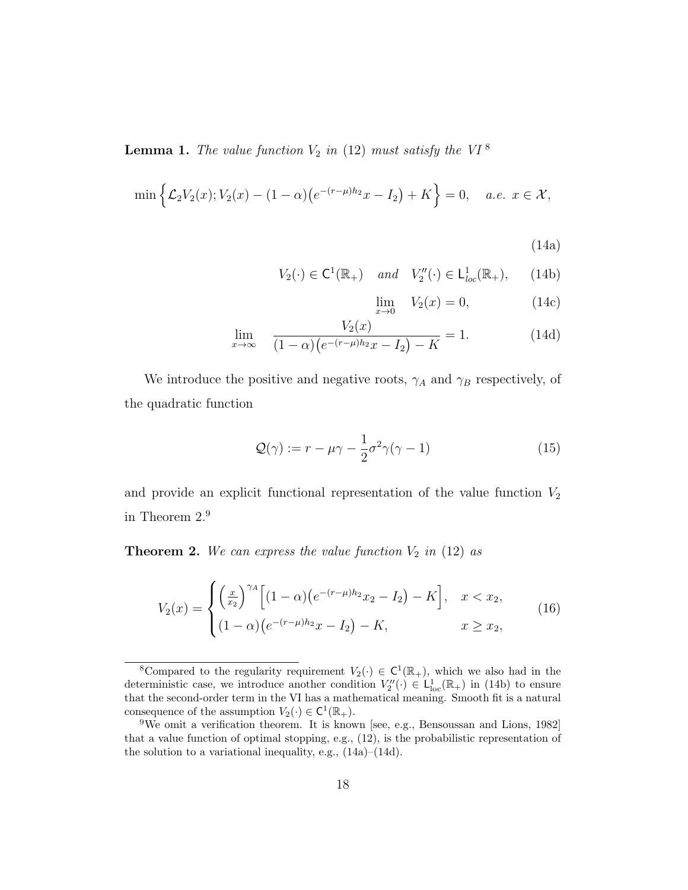**Lemma 1.** *The value function $V_2$ in (12) must satisfy the VI* [8]

$$\min\Big\{\mathcal{L}_2 V_2(x); V_2(x) - (1-\alpha)\big(e^{-(r-\mu)h_2}x - I_2\big) + K\Big\} = 0, \quad a.e.\ x \in \mathcal{X}, \tag{14a}$$

$$V_2(\cdot) \in \mathsf{C}^1(\mathbb{R}_+) \quad and \quad V_2''(\cdot) \in \mathsf{L}^1_{loc}(\mathbb{R}_+), \tag{14b}$$

$$\lim_{x\to 0} \quad V_2(x) = 0, \tag{14c}$$

$$\lim_{x\to\infty} \quad \frac{V_2(x)}{(1-\alpha)\big(e^{-(r-\mu)h_2}x - I_2\big) - K} = 1. \tag{14d}$$

We introduce the positive and negative roots, $\gamma_A$ and $\gamma_B$ respectively, of the quadratic function

$$\mathcal{Q}(\gamma) := r - \mu\gamma - \frac{1}{2}\sigma^2\gamma(\gamma - 1) \tag{15}$$

and provide an explicit functional representation of the value function $V_2$ in Theorem 2.[9]

**Theorem 2.** *We can express the value function $V_2$ in (12) as*

$$V_2(x) = \begin{cases} \left(\frac{x}{x_2}\right)^{\gamma_A}\Big[(1-\alpha)\big(e^{-(r-\mu)h_2}x_2 - I_2\big) - K\Big], & x < x_2, \\ (1-\alpha)\big(e^{-(r-\mu)h_2}x - I_2\big) - K, & x \geq x_2, \end{cases} \tag{16}$$

---

[8] Compared to the regularity requirement $V_2(\cdot) \in \mathsf{C}^1(\mathbb{R}_+)$, which we also had in the deterministic case, we introduce another condition $V_2''(\cdot) \in \mathsf{L}^1_{\text{loc}}(\mathbb{R}_+)$ in (14b) to ensure that the second-order term in the VI has a mathematical meaning. Smooth fit is a natural consequence of the assumption $V_2(\cdot) \in \mathsf{C}^1(\mathbb{R}_+)$.

[9] We omit a verification theorem. It is known [see, e.g., Bensoussan and Lions, 1982] that a value function of optimal stopping, e.g., (12), is the probabilistic representation of the solution to a variational inequality, e.g., (14a)–(14d).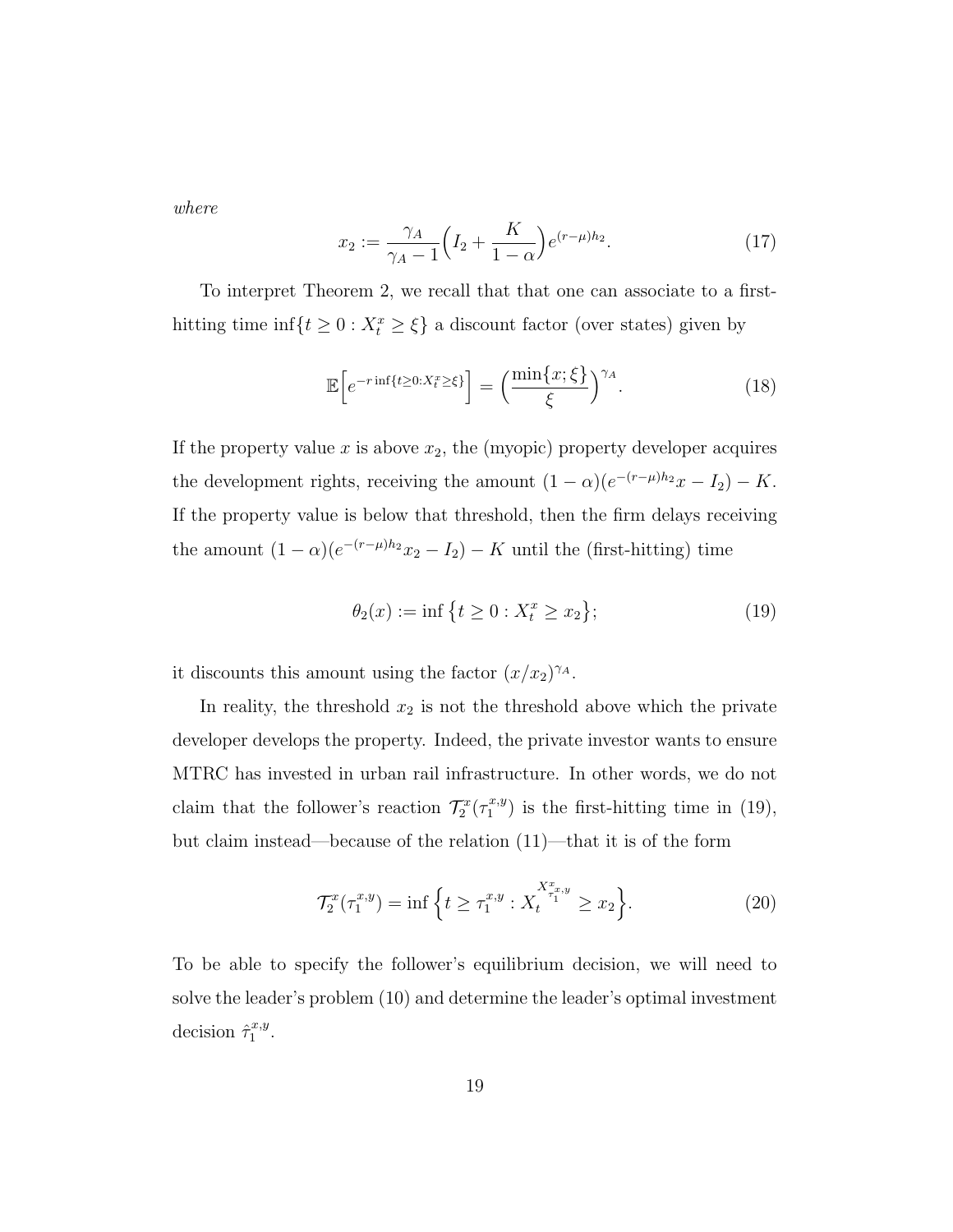*where*

$$x_2 := \frac{\gamma_A}{\gamma_A - 1}\Big(I_2 + \frac{K}{1-\alpha}\Big)e^{(r-\mu)h_2}. \tag{17}$$

To interpret Theorem 2, we recall that that one can associate to a first-hitting time $\inf\{t \geq 0 : X_t^x \geq \xi\}$ a discount factor (over states) given by

$$\mathbb{E}\Big[e^{-r\inf\{t\geq 0: X_t^x \geq \xi\}}\Big] = \Big(\frac{\min\{x;\xi\}}{\xi}\Big)^{\gamma_A}. \tag{18}$$

If the property value $x$ is above $x_2$, the (myopic) property developer acquires the development rights, receiving the amount $(1-\alpha)(e^{-(r-\mu)h_2}x - I_2) - K$. If the property value is below that threshold, then the firm delays receiving the amount $(1-\alpha)(e^{-(r-\mu)h_2}x_2 - I_2) - K$ until the (first-hitting) time

$$\theta_2(x) := \inf\big\{t \geq 0 : X_t^x \geq x_2\big\}; \tag{19}$$

it discounts this amount using the factor $(x/x_2)^{\gamma_A}$.

In reality, the threshold $x_2$ is not the threshold above which the private developer develops the property. Indeed, the private investor wants to ensure MTRC has invested in urban rail infrastructure. In other words, we do not claim that the follower's reaction $\mathcal{T}_2^x(\tau_1^{x,y})$ is the first-hitting time in (19), but claim instead—because of the relation (11)—that it is of the form

$$\mathcal{T}_2^x(\tau_1^{x,y}) = \inf\Big\{t \geq \tau_1^{x,y} : X_t^{X^x_{\tau_1^{x,y}}} \geq x_2\Big\}. \tag{20}$$

To be able to specify the follower's equilibrium decision, we will need to solve the leader's problem (10) and determine the leader's optimal investment decision $\hat{\tau}_1^{x,y}$.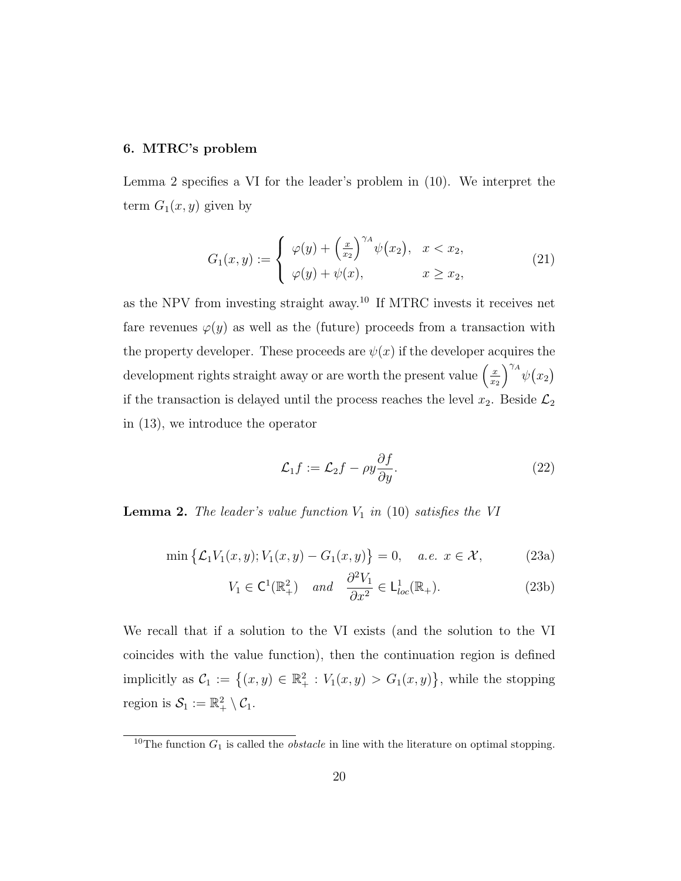## 6. MTRC's problem

Lemma 2 specifies a VI for the leader's problem in (10). We interpret the term $G_1(x, y)$ given by

$$
G_1(x,y) := \begin{cases} \varphi(y) + \left(\frac{x}{x_2}\right)^{\gamma_A} \psi\big(x_2\big), & x < x_2, \\ \varphi(y) + \psi(x), & x \geq x_2, \end{cases} \tag{21}
$$

as the NPV from investing straight away.[10] If MTRC invests it receives net fare revenues $\varphi(y)$ as well as the (future) proceeds from a transaction with the property developer. These proceeds are $\psi(x)$ if the developer acquires the development rights straight away or are worth the present value $\left(\frac{x}{x_2}\right)^{\gamma_A} \psi\big(x_2\big)$ if the transaction is delayed until the process reaches the level $x_2$. Beside $\mathcal{L}_2$ in (13), we introduce the operator

$$
\mathcal{L}_1 f := \mathcal{L}_2 f - \rho y \frac{\partial f}{\partial y}. \tag{22}
$$

**Lemma 2.** *The leader's value function $V_1$ in* (10) *satisfies the VI*

$$
\min\big\{\mathcal{L}_1 V_1(x,y); V_1(x,y) - G_1(x,y)\big\} = 0, \quad a.e.\ x \in \mathcal{X}, \tag{23a}
$$

$$
V_1 \in \mathsf{C}^1(\mathbb{R}^2_+) \quad and \quad \frac{\partial^2 V_1}{\partial x^2} \in \mathsf{L}^1_{loc}(\mathbb{R}_+). \tag{23b}
$$

We recall that if a solution to the VI exists (and the solution to the VI coincides with the value function), then the continuation region is defined implicitly as $\mathcal{C}_1 := \big\{(x,y) \in \mathbb{R}^2_+ : V_1(x,y) > G_1(x,y)\big\}$, while the stopping region is $\mathcal{S}_1 := \mathbb{R}^2_+ \setminus \mathcal{C}_1$.

[10] The function $G_1$ is called the *obstacle* in line with the literature on optimal stopping.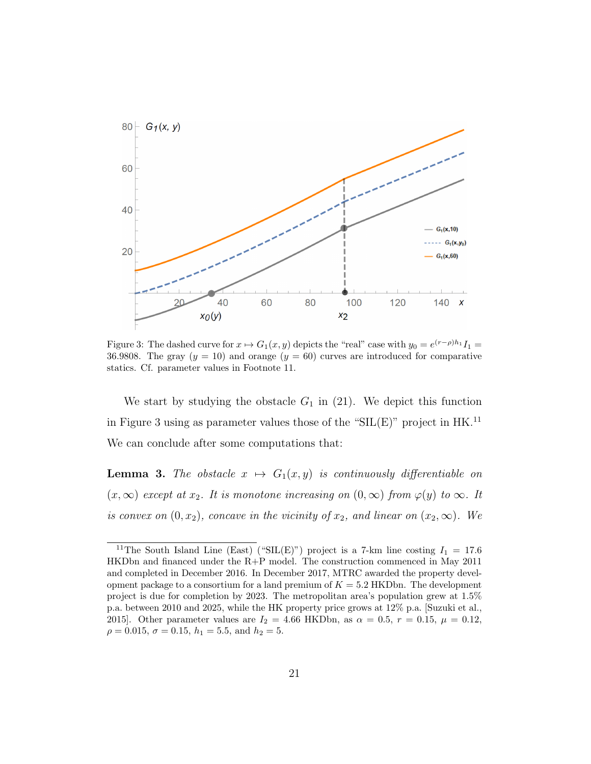Figure 3: The dashed curve for $x \mapsto G_1(x, y)$ depicts the "real" case with $y_0 = e^{(r-\rho)h_1} I_1 = 36.9808$. The gray ($y = 10$) and orange ($y = 60$) curves are introduced for comparative statics. Cf. parameter values in Footnote 11.

We start by studying the obstacle $G_1$ in (21). We depict this function in Figure 3 using as parameter values those of the "SIL(E)" project in HK.[11] We can conclude after some computations that:

**Lemma 3.** *The obstacle $x \mapsto G_1(x, y)$ is continuously differentiable on $(x, \infty)$ except at $x_2$. It is monotone increasing on $(0, \infty)$ from $\varphi(y)$ to $\infty$. It is convex on $(0, x_2)$, concave in the vicinity of $x_2$, and linear on $(x_2, \infty)$. We*

[11] The South Island Line (East) ("SIL(E)") project is a 7-km line costing $I_1 = 17.6$ HKDbn and financed under the R+P model. The construction commenced in May 2011 and completed in December 2016. In December 2017, MTRC awarded the property development package to a consortium for a land premium of $K = 5.2$ HKDbn. The development project is due for completion by 2023. The metropolitan area's population grew at 1.5% p.a. between 2010 and 2025, while the HK property price grows at 12% p.a. [Suzuki et al., 2015]. Other parameter values are $I_2 = 4.66$ HKDbn, as $\alpha = 0.5$, $r = 0.15$, $\mu = 0.12$, $\rho = 0.015$, $\sigma = 0.15$, $h_1 = 5.5$, and $h_2 = 5$.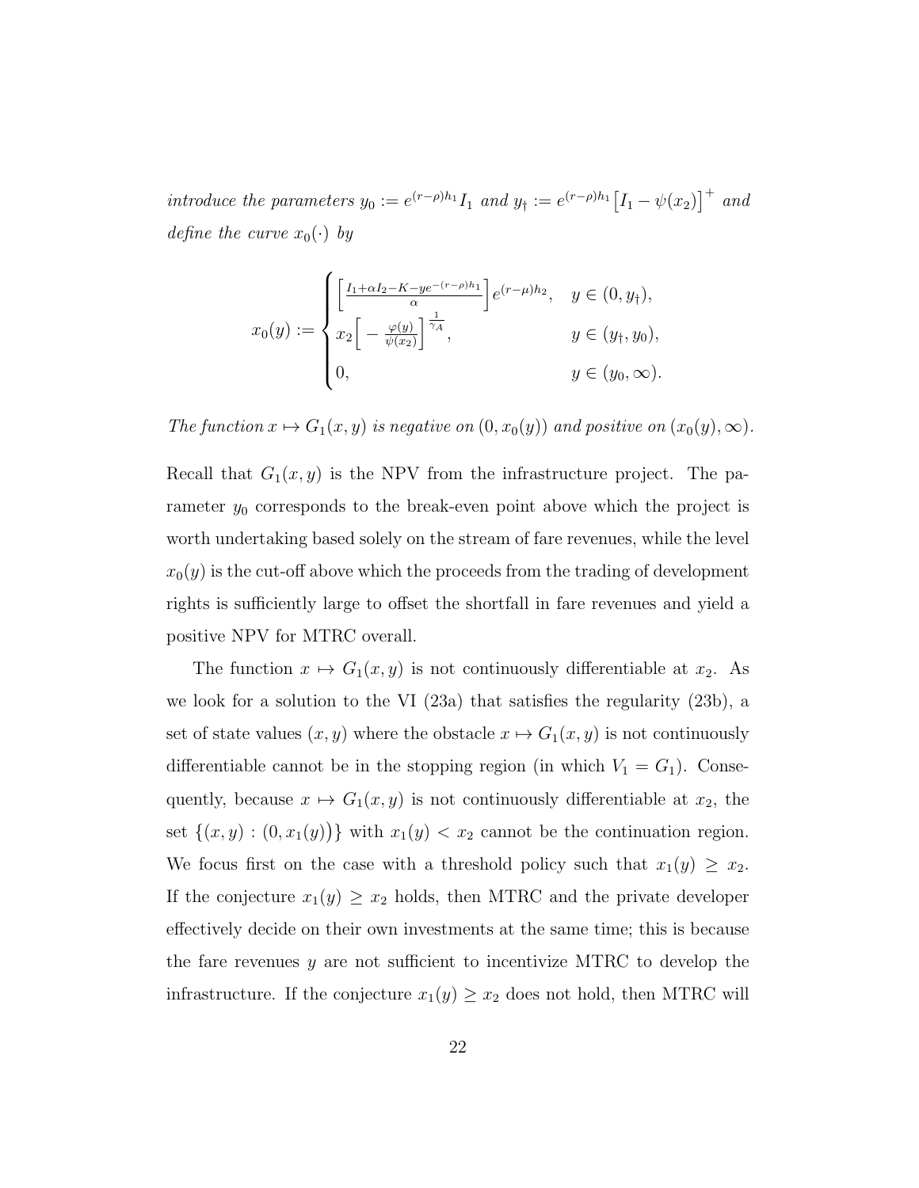*introduce the parameters $y_0 := e^{(r-\rho)h_1} I_1$ and $y_\dagger := e^{(r-\rho)h_1}\big[I_1 - \psi(x_2)\big]^+$ and define the curve $x_0(\cdot)$ by*

$$x_0(y) := \begin{cases} \Big[\frac{I_1+\alpha I_2 - K - y e^{-(r-\rho)h_1}}{\alpha}\Big] e^{(r-\mu)h_2}, & y \in (0, y_\dagger), \\ x_2\Big[-\frac{\varphi(y)}{\psi(x_2)}\Big]^{\frac{1}{\gamma_A}}, & y \in (y_\dagger, y_0), \\ 0, & y \in (y_0, \infty). \end{cases}$$

*The function $x \mapsto G_1(x,y)$ is negative on $(0, x_0(y))$ and positive on $(x_0(y), \infty)$.*

Recall that $G_1(x,y)$ is the NPV from the infrastructure project. The parameter $y_0$ corresponds to the break-even point above which the project is worth undertaking based solely on the stream of fare revenues, while the level $x_0(y)$ is the cut-off above which the proceeds from the trading of development rights is sufficiently large to offset the shortfall in fare revenues and yield a positive NPV for MTRC overall.

The function $x \mapsto G_1(x,y)$ is not continuously differentiable at $x_2$. As we look for a solution to the VI (23a) that satisfies the regularity (23b), a set of state values $(x,y)$ where the obstacle $x \mapsto G_1(x,y)$ is not continuously differentiable cannot be in the stopping region (in which $V_1 = G_1$). Consequently, because $x \mapsto G_1(x,y)$ is not continuously differentiable at $x_2$, the set $\{(x,y) : (0, x_1(y))\}$ with $x_1(y) < x_2$ cannot be the continuation region. We focus first on the case with a threshold policy such that $x_1(y) \geq x_2$. If the conjecture $x_1(y) \geq x_2$ holds, then MTRC and the private developer effectively decide on their own investments at the same time; this is because the fare revenues $y$ are not sufficient to incentivize MTRC to develop the infrastructure. If the conjecture $x_1(y) \geq x_2$ does not hold, then MTRC will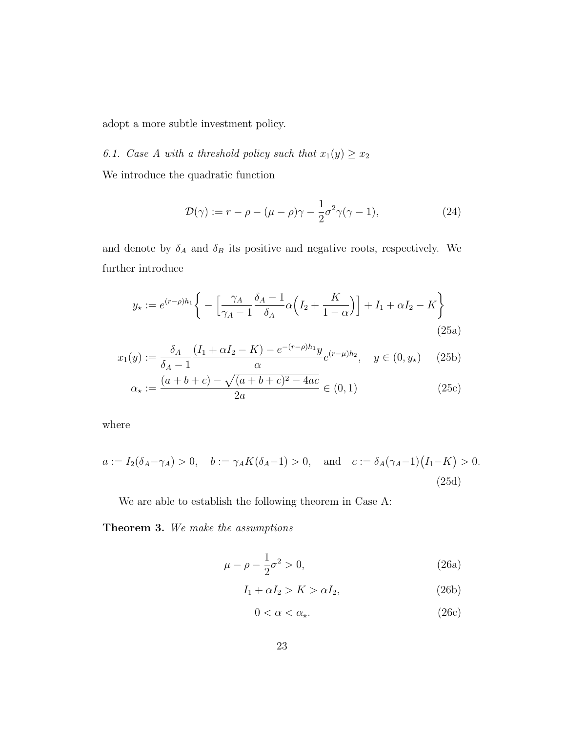adopt a more subtle investment policy.

### 6.1. *Case A with a threshold policy such that* $x_1(y) \geq x_2$

We introduce the quadratic function

$$\mathcal{D}(\gamma) := r - \rho - (\mu - \rho)\gamma - \frac{1}{2}\sigma^2\gamma(\gamma - 1), \tag{24}$$

and denote by $\delta_A$ and $\delta_B$ its positive and negative roots, respectively. We further introduce

$$y_\star := e^{(r-\rho)h_1}\left\{ - \left[\frac{\gamma_A}{\gamma_A - 1}\frac{\delta_A - 1}{\delta_A}\alpha\Big(I_2 + \frac{K}{1-\alpha}\Big)\right] + I_1 + \alpha I_2 - K\right\} \tag{25a}$$

$$x_1(y) := \frac{\delta_A}{\delta_A - 1}\frac{(I_1 + \alpha I_2 - K) - e^{-(r-\rho)h_1}y}{\alpha}e^{(r-\mu)h_2}, \quad y \in (0, y_\star) \tag{25b}$$

$$\alpha_\star := \frac{(a+b+c) - \sqrt{(a+b+c)^2 - 4ac}}{2a} \in (0,1) \tag{25c}$$

where

$$a := I_2(\delta_A - \gamma_A) > 0, \quad b := \gamma_A K(\delta_A - 1) > 0, \quad \text{and} \quad c := \delta_A(\gamma_A - 1)\big(I_1 - K\big) > 0. \tag{25d}$$

We are able to establish the following theorem in Case A:

**Theorem 3.** *We make the assumptions*

$$\mu - \rho - \frac{1}{2}\sigma^2 > 0, \tag{26a}$$

$$I_1 + \alpha I_2 > K > \alpha I_2, \tag{26b}$$

$$0 < \alpha < \alpha_\star. \tag{26c}$$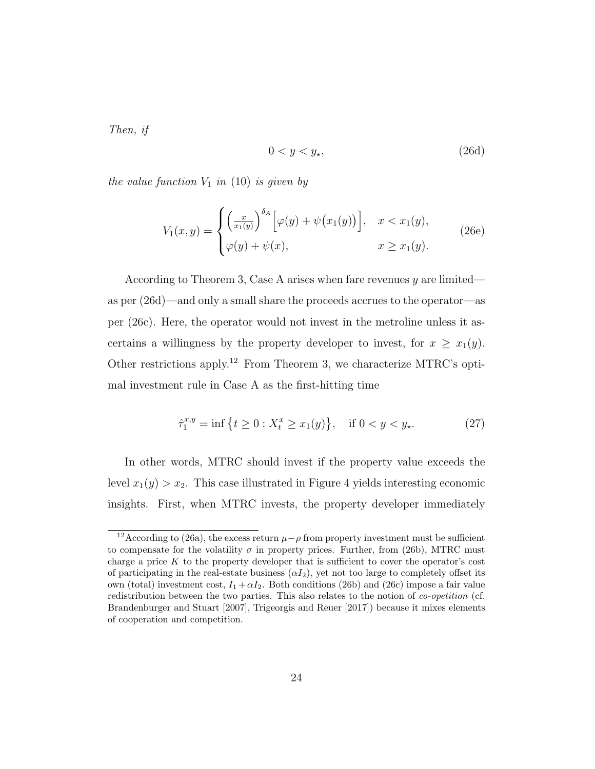*Then, if*

$$0 < y < y_\star, \tag{26d}$$

*the value function $V_1$ in (10) is given by*

$$V_1(x,y) = \begin{cases} \left(\frac{x}{x_1(y)}\right)^{\delta_A} \Big[\varphi(y) + \psi\big(x_1(y)\big)\Big], & x < x_1(y), \\ \varphi(y) + \psi(x), & x \geq x_1(y). \end{cases} \tag{26e}$$

According to Theorem 3, Case A arises when fare revenues $y$ are limited—as per (26d)—and only a small share the proceeds accrues to the operator—as per (26c). Here, the operator would not invest in the metroline unless it ascertains a willingness by the property developer to invest, for $x \geq x_1(y)$. Other restrictions apply.[12] From Theorem 3, we characterize MTRC's optimal investment rule in Case A as the first-hitting time

$$\hat{\tau}_1^{x,y} = \inf\big\{t \geq 0 : X_t^x \geq x_1(y)\big\}, \quad \text{if } 0 < y < y_\star. \tag{27}$$

In other words, MTRC should invest if the property value exceeds the level $x_1(y) > x_2$. This case illustrated in Figure 4 yields interesting economic insights. First, when MTRC invests, the property developer immediately

[12] According to (26a), the excess return $\mu - \rho$ from property investment must be sufficient to compensate for the volatility $\sigma$ in property prices. Further, from (26b), MTRC must charge a price $K$ to the property developer that is sufficient to cover the operator's cost of participating in the real-estate business ($\alpha I_2$), yet not too large to completely offset its own (total) investment cost, $I_1 + \alpha I_2$. Both conditions (26b) and (26c) impose a fair value redistribution between the two parties. This also relates to the notion of *co-opetition* (cf. Brandenburger and Stuart [2007], Trigeorgis and Reuer [2017]) because it mixes elements of cooperation and competition.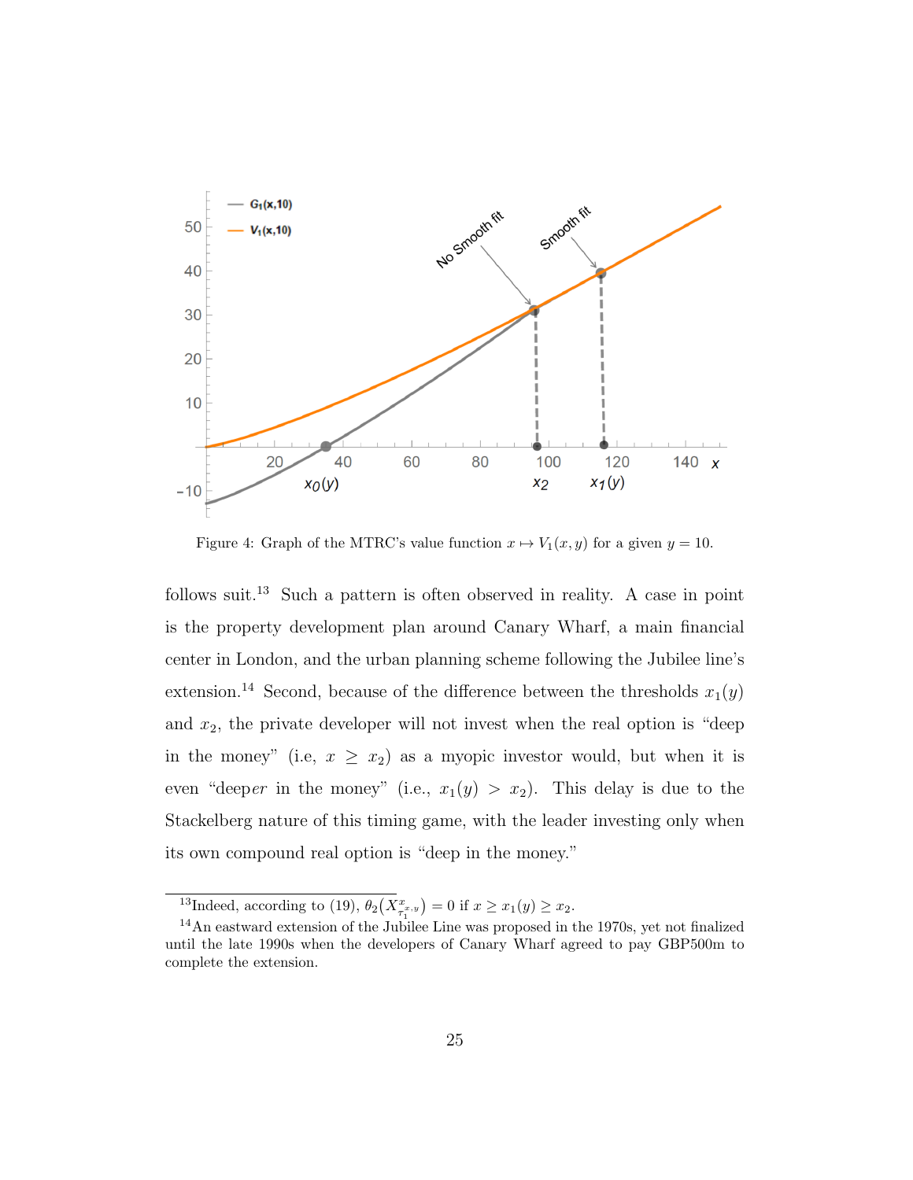Figure 4: Graph of the MTRC's value function $x \mapsto V_1(x, y)$ for a given $y = 10$.

follows suit.[13] Such a pattern is often observed in reality. A case in point is the property development plan around Canary Wharf, a main financial center in London, and the urban planning scheme following the Jubilee line's extension.[14] Second, because of the difference between the thresholds $x_1(y)$ and $x_2$, the private developer will not invest when the real option is "deep in the money" (i.e, $x \geq x_2$) as a myopic investor would, but when it is even "deep*er* in the money" (i.e., $x_1(y) > x_2$). This delay is due to the Stackelberg nature of this timing game, with the leader investing only when its own compound real option is "deep in the money."

[13]Indeed, according to (19), $\theta_2\big(X^{x,y}_{\tau_1}\big) = 0$ if $x \geq x_1(y) \geq x_2$.

[14]An eastward extension of the Jubilee Line was proposed in the 1970s, yet not finalized until the late 1990s when the developers of Canary Wharf agreed to pay GBP500m to complete the extension.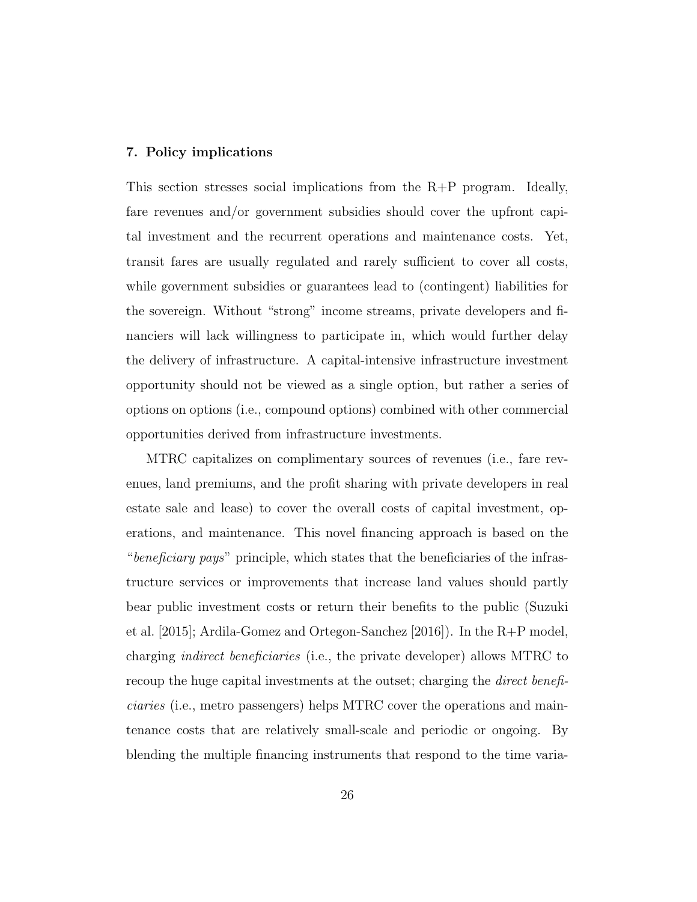## 7. Policy implications

This section stresses social implications from the R+P program. Ideally, fare revenues and/or government subsidies should cover the upfront capital investment and the recurrent operations and maintenance costs. Yet, transit fares are usually regulated and rarely sufficient to cover all costs, while government subsidies or guarantees lead to (contingent) liabilities for the sovereign. Without "strong" income streams, private developers and financiers will lack willingness to participate in, which would further delay the delivery of infrastructure. A capital-intensive infrastructure investment opportunity should not be viewed as a single option, but rather a series of options on options (i.e., compound options) combined with other commercial opportunities derived from infrastructure investments.

MTRC capitalizes on complimentary sources of revenues (i.e., fare revenues, land premiums, and the profit sharing with private developers in real estate sale and lease) to cover the overall costs of capital investment, operations, and maintenance. This novel financing approach is based on the "*beneficiary pays*" principle, which states that the beneficiaries of the infrastructure services or improvements that increase land values should partly bear public investment costs or return their benefits to the public (Suzuki et al. [2015]; Ardila-Gomez and Ortegon-Sanchez [2016]). In the R+P model, charging *indirect beneficiaries* (i.e., the private developer) allows MTRC to recoup the huge capital investments at the outset; charging the *direct beneficiaries* (i.e., metro passengers) helps MTRC cover the operations and maintenance costs that are relatively small-scale and periodic or ongoing. By blending the multiple financing instruments that respond to the time varia-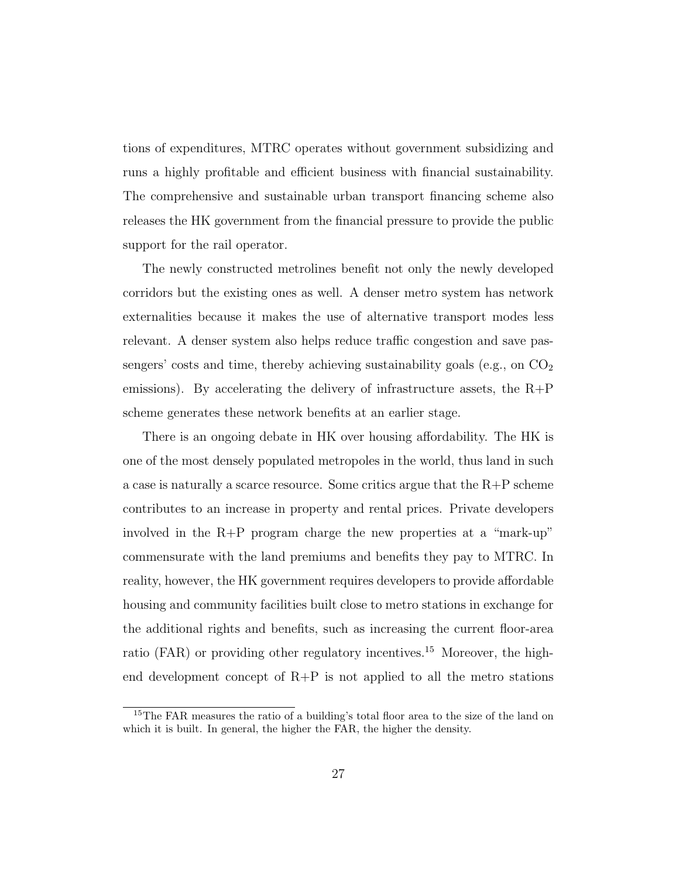tions of expenditures, MTRC operates without government subsidizing and runs a highly profitable and efficient business with financial sustainability. The comprehensive and sustainable urban transport financing scheme also releases the HK government from the financial pressure to provide the public support for the rail operator.

The newly constructed metrolines benefit not only the newly developed corridors but the existing ones as well. A denser metro system has network externalities because it makes the use of alternative transport modes less relevant. A denser system also helps reduce traffic congestion and save passengers' costs and time, thereby achieving sustainability goals (e.g., on $CO_2$ emissions). By accelerating the delivery of infrastructure assets, the R+P scheme generates these network benefits at an earlier stage.

There is an ongoing debate in HK over housing affordability. The HK is one of the most densely populated metropoles in the world, thus land in such a case is naturally a scarce resource. Some critics argue that the R+P scheme contributes to an increase in property and rental prices. Private developers involved in the R+P program charge the new properties at a "mark-up" commensurate with the land premiums and benefits they pay to MTRC. In reality, however, the HK government requires developers to provide affordable housing and community facilities built close to metro stations in exchange for the additional rights and benefits, such as increasing the current floor-area ratio (FAR) or providing other regulatory incentives.[15] Moreover, the high-end development concept of R+P is not applied to all the metro stations

[15] The FAR measures the ratio of a building's total floor area to the size of the land on which it is built. In general, the higher the FAR, the higher the density.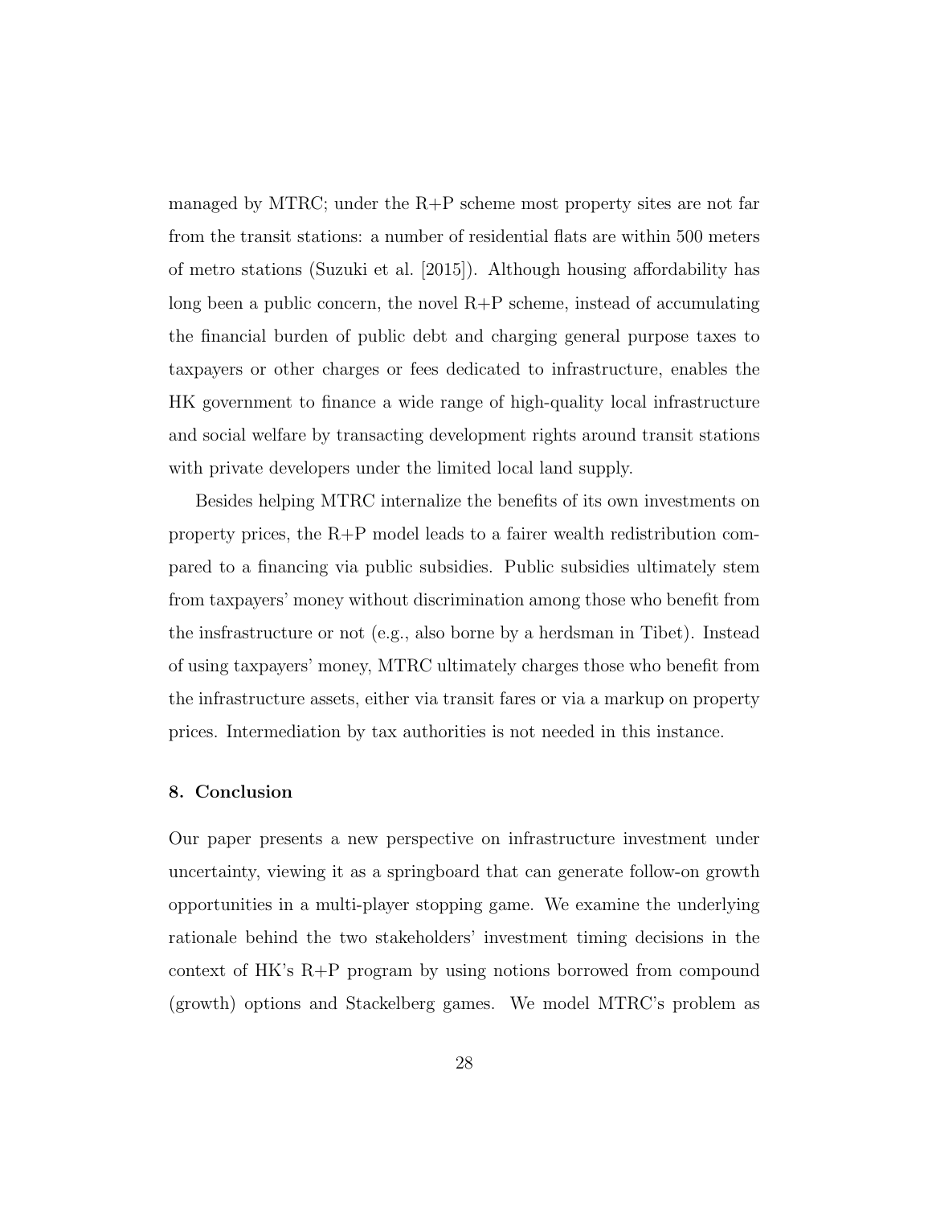managed by MTRC; under the R+P scheme most property sites are not far from the transit stations: a number of residential flats are within 500 meters of metro stations (Suzuki et al. [2015]). Although housing affordability has long been a public concern, the novel R+P scheme, instead of accumulating the financial burden of public debt and charging general purpose taxes to taxpayers or other charges or fees dedicated to infrastructure, enables the HK government to finance a wide range of high-quality local infrastructure and social welfare by transacting development rights around transit stations with private developers under the limited local land supply.

Besides helping MTRC internalize the benefits of its own investments on property prices, the R+P model leads to a fairer wealth redistribution compared to a financing via public subsidies. Public subsidies ultimately stem from taxpayers' money without discrimination among those who benefit from the insfrastructure or not (e.g., also borne by a herdsman in Tibet). Instead of using taxpayers' money, MTRC ultimately charges those who benefit from the infrastructure assets, either via transit fares or via a markup on property prices. Intermediation by tax authorities is not needed in this instance.

## 8. Conclusion

Our paper presents a new perspective on infrastructure investment under uncertainty, viewing it as a springboard that can generate follow-on growth opportunities in a multi-player stopping game. We examine the underlying rationale behind the two stakeholders' investment timing decisions in the context of HK's R+P program by using notions borrowed from compound (growth) options and Stackelberg games. We model MTRC's problem as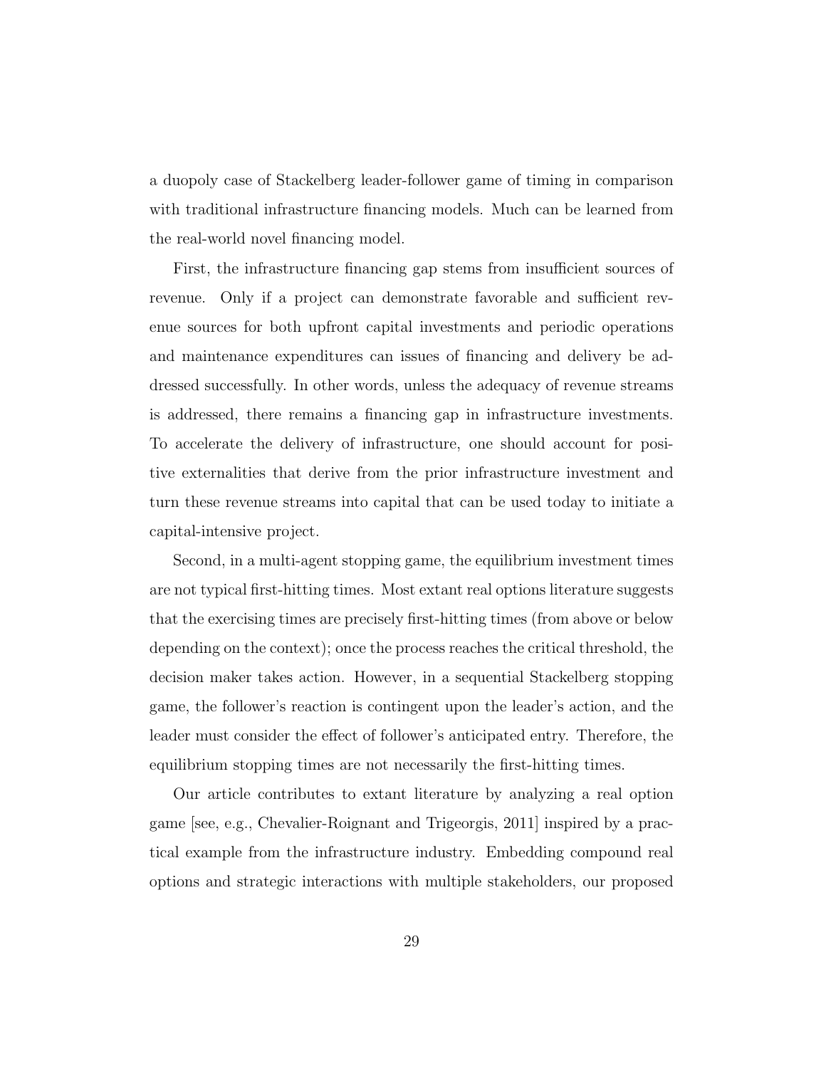a duopoly case of Stackelberg leader-follower game of timing in comparison with traditional infrastructure financing models. Much can be learned from the real-world novel financing model.

First, the infrastructure financing gap stems from insufficient sources of revenue. Only if a project can demonstrate favorable and sufficient revenue sources for both upfront capital investments and periodic operations and maintenance expenditures can issues of financing and delivery be addressed successfully. In other words, unless the adequacy of revenue streams is addressed, there remains a financing gap in infrastructure investments. To accelerate the delivery of infrastructure, one should account for positive externalities that derive from the prior infrastructure investment and turn these revenue streams into capital that can be used today to initiate a capital-intensive project.

Second, in a multi-agent stopping game, the equilibrium investment times are not typical first-hitting times. Most extant real options literature suggests that the exercising times are precisely first-hitting times (from above or below depending on the context); once the process reaches the critical threshold, the decision maker takes action. However, in a sequential Stackelberg stopping game, the follower's reaction is contingent upon the leader's action, and the leader must consider the effect of follower's anticipated entry. Therefore, the equilibrium stopping times are not necessarily the first-hitting times.

Our article contributes to extant literature by analyzing a real option game [see, e.g., Chevalier-Roignant and Trigeorgis, 2011] inspired by a practical example from the infrastructure industry. Embedding compound real options and strategic interactions with multiple stakeholders, our proposed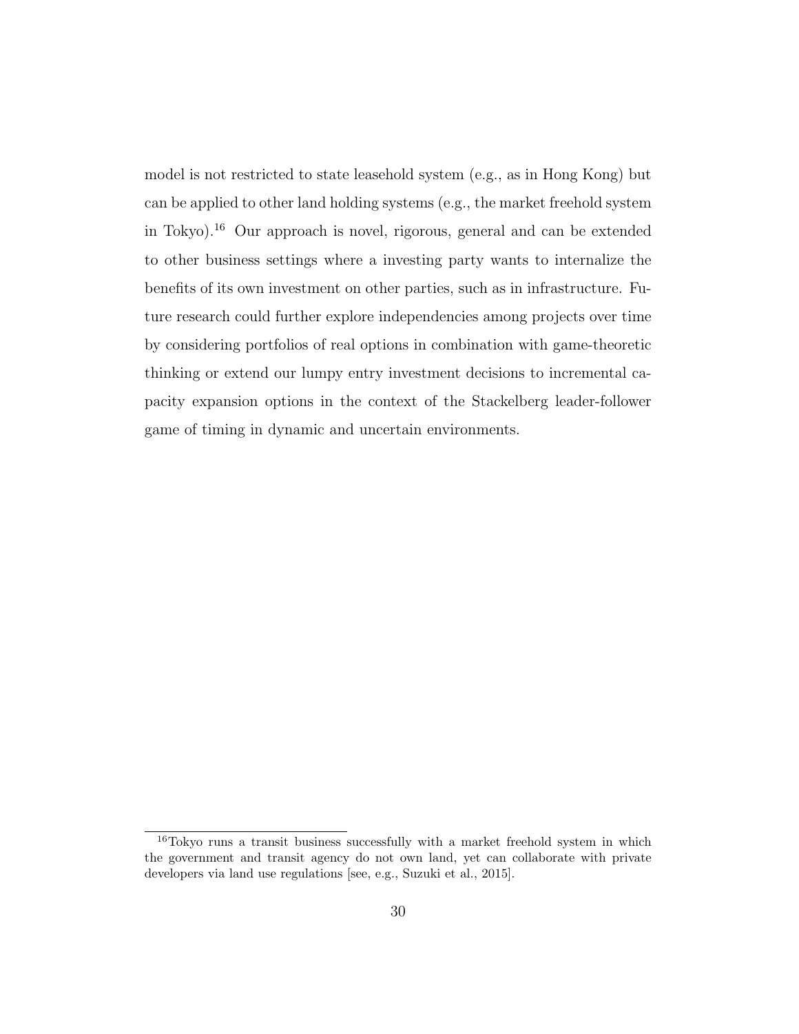model is not restricted to state leasehold system (e.g., as in Hong Kong) but can be applied to other land holding systems (e.g., the market freehold system in Tokyo).[16] Our approach is novel, rigorous, general and can be extended to other business settings where a investing party wants to internalize the benefits of its own investment on other parties, such as in infrastructure. Future research could further explore independencies among projects over time by considering portfolios of real options in combination with game-theoretic thinking or extend our lumpy entry investment decisions to incremental capacity expansion options in the context of the Stackelberg leader-follower game of timing in dynamic and uncertain environments.

[16] Tokyo runs a transit business successfully with a market freehold system in which the government and transit agency do not own land, yet can collaborate with private developers via land use regulations [see, e.g., Suzuki et al., 2015].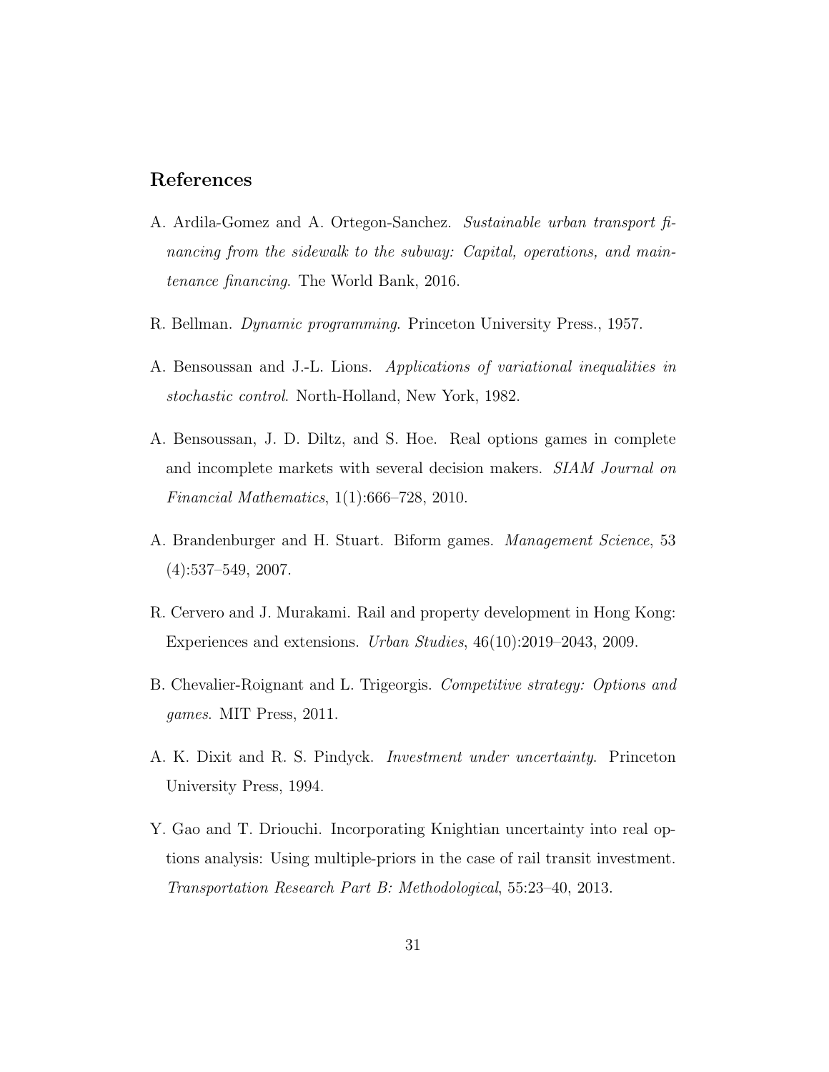# References

A. Ardila-Gomez and A. Ortegon-Sanchez. *Sustainable urban transport financing from the sidewalk to the subway: Capital, operations, and maintenance financing*. The World Bank, 2016.

R. Bellman. *Dynamic programming*. Princeton University Press., 1957.

A. Bensoussan and J.-L. Lions. *Applications of variational inequalities in stochastic control*. North-Holland, New York, 1982.

A. Bensoussan, J. D. Diltz, and S. Hoe. Real options games in complete and incomplete markets with several decision makers. *SIAM Journal on Financial Mathematics*, 1(1):666–728, 2010.

A. Brandenburger and H. Stuart. Biform games. *Management Science*, 53 (4):537–549, 2007.

R. Cervero and J. Murakami. Rail and property development in Hong Kong: Experiences and extensions. *Urban Studies*, 46(10):2019–2043, 2009.

B. Chevalier-Roignant and L. Trigeorgis. *Competitive strategy: Options and games*. MIT Press, 2011.

A. K. Dixit and R. S. Pindyck. *Investment under uncertainty*. Princeton University Press, 1994.

Y. Gao and T. Driouchi. Incorporating Knightian uncertainty into real options analysis: Using multiple-priors in the case of rail transit investment. *Transportation Research Part B: Methodological*, 55:23–40, 2013.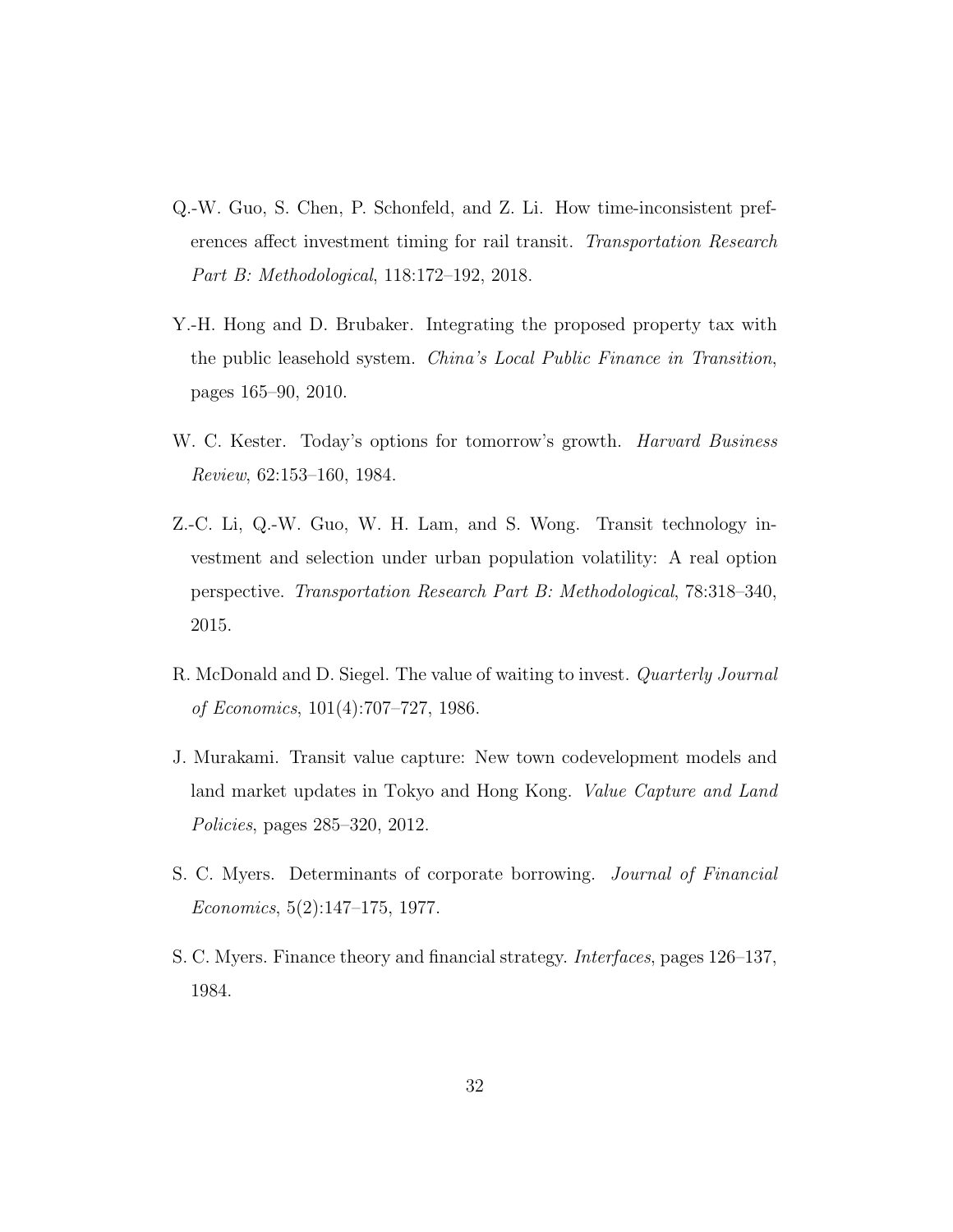Q.-W. Guo, S. Chen, P. Schonfeld, and Z. Li. How time-inconsistent preferences affect investment timing for rail transit. *Transportation Research Part B: Methodological*, 118:172–192, 2018.

Y.-H. Hong and D. Brubaker. Integrating the proposed property tax with the public leasehold system. *China's Local Public Finance in Transition*, pages 165–90, 2010.

W. C. Kester. Today's options for tomorrow's growth. *Harvard Business Review*, 62:153–160, 1984.

Z.-C. Li, Q.-W. Guo, W. H. Lam, and S. Wong. Transit technology investment and selection under urban population volatility: A real option perspective. *Transportation Research Part B: Methodological*, 78:318–340, 2015.

R. McDonald and D. Siegel. The value of waiting to invest. *Quarterly Journal of Economics*, 101(4):707–727, 1986.

J. Murakami. Transit value capture: New town codevelopment models and land market updates in Tokyo and Hong Kong. *Value Capture and Land Policies*, pages 285–320, 2012.

S. C. Myers. Determinants of corporate borrowing. *Journal of Financial Economics*, 5(2):147–175, 1977.

S. C. Myers. Finance theory and financial strategy. *Interfaces*, pages 126–137, 1984.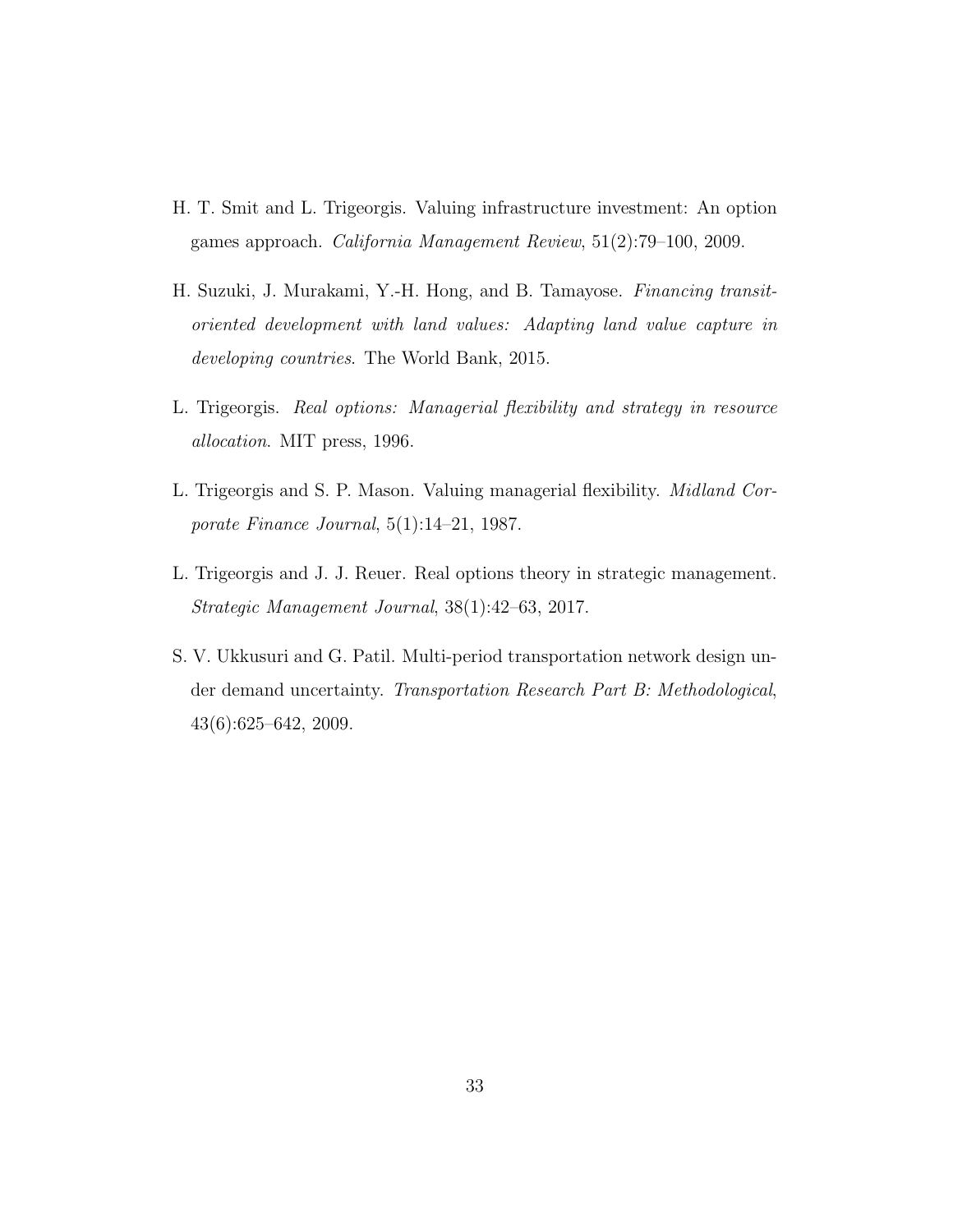H. T. Smit and L. Trigeorgis. Valuing infrastructure investment: An option games approach. *California Management Review*, 51(2):79–100, 2009.

H. Suzuki, J. Murakami, Y.-H. Hong, and B. Tamayose. *Financing transit-oriented development with land values: Adapting land value capture in developing countries*. The World Bank, 2015.

L. Trigeorgis. *Real options: Managerial flexibility and strategy in resource allocation*. MIT press, 1996.

L. Trigeorgis and S. P. Mason. Valuing managerial flexibility. *Midland Corporate Finance Journal*, 5(1):14–21, 1987.

L. Trigeorgis and J. J. Reuer. Real options theory in strategic management. *Strategic Management Journal*, 38(1):42–63, 2017.

S. V. Ukkusuri and G. Patil. Multi-period transportation network design under demand uncertainty. *Transportation Research Part B: Methodological*, 43(6):625–642, 2009.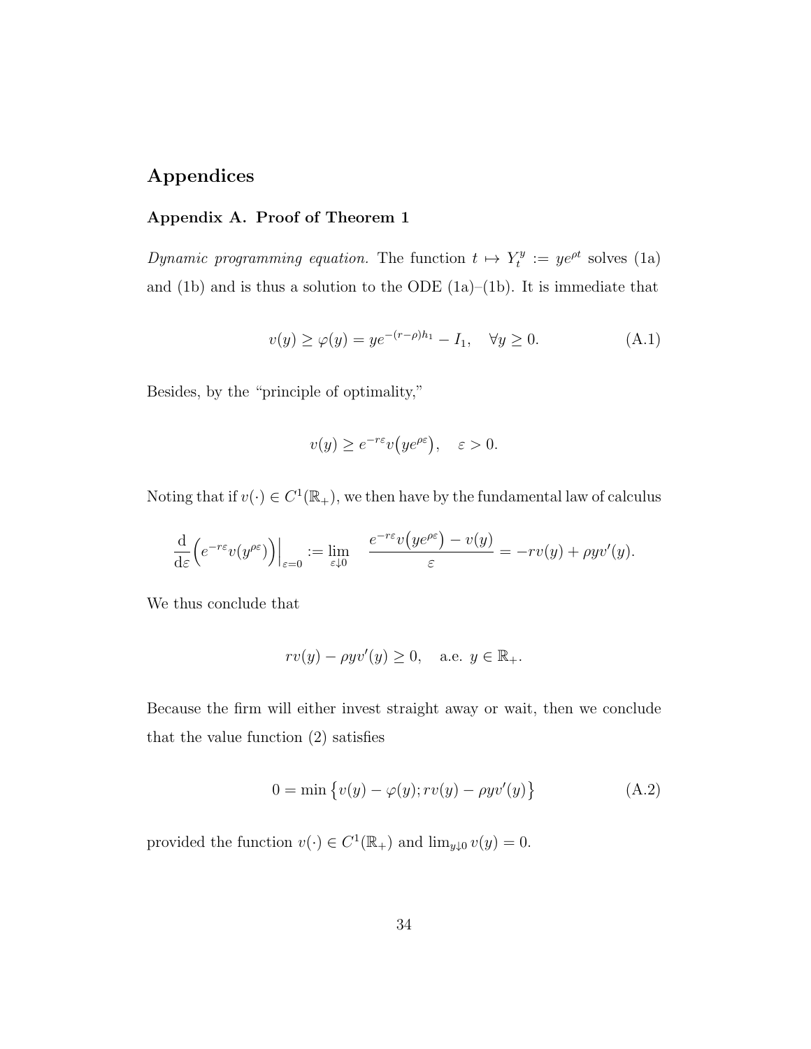# Appendices

## Appendix A. Proof of Theorem 1

*Dynamic programming equation.* The function $t \mapsto Y_t^y := ye^{\rho t}$ solves (1a) and (1b) and is thus a solution to the ODE (1a)–(1b). It is immediate that

$$v(y) \geq \varphi(y) = ye^{-(r-\rho)h_1} - I_1, \quad \forall y \geq 0. \tag{A.1}$$

Besides, by the "principle of optimality,"

$$v(y) \geq e^{-r\varepsilon} v\big(ye^{\rho\varepsilon}\big), \quad \varepsilon > 0.$$

Noting that if $v(\cdot) \in C^1(\mathbb{R}_+)$, we then have by the fundamental law of calculus

$$\frac{\mathrm{d}}{\mathrm{d}\varepsilon}\Big(e^{-r\varepsilon} v(y^{\rho\varepsilon})\Big)\Big|_{\varepsilon=0} := \lim_{\varepsilon \downarrow 0} \quad \frac{e^{-r\varepsilon} v\big(ye^{\rho\varepsilon}\big) - v(y)}{\varepsilon} = -rv(y) + \rho y v'(y).$$

We thus conclude that

$$rv(y) - \rho y v'(y) \geq 0, \quad \text{a.e. } y \in \mathbb{R}_+.$$

Because the firm will either invest straight away or wait, then we conclude that the value function (2) satisfies

$$0 = \min\big\{v(y) - \varphi(y); rv(y) - \rho y v'(y)\big\} \tag{A.2}$$

provided the function $v(\cdot) \in C^1(\mathbb{R}_+)$ and $\lim_{y \downarrow 0} v(y) = 0$.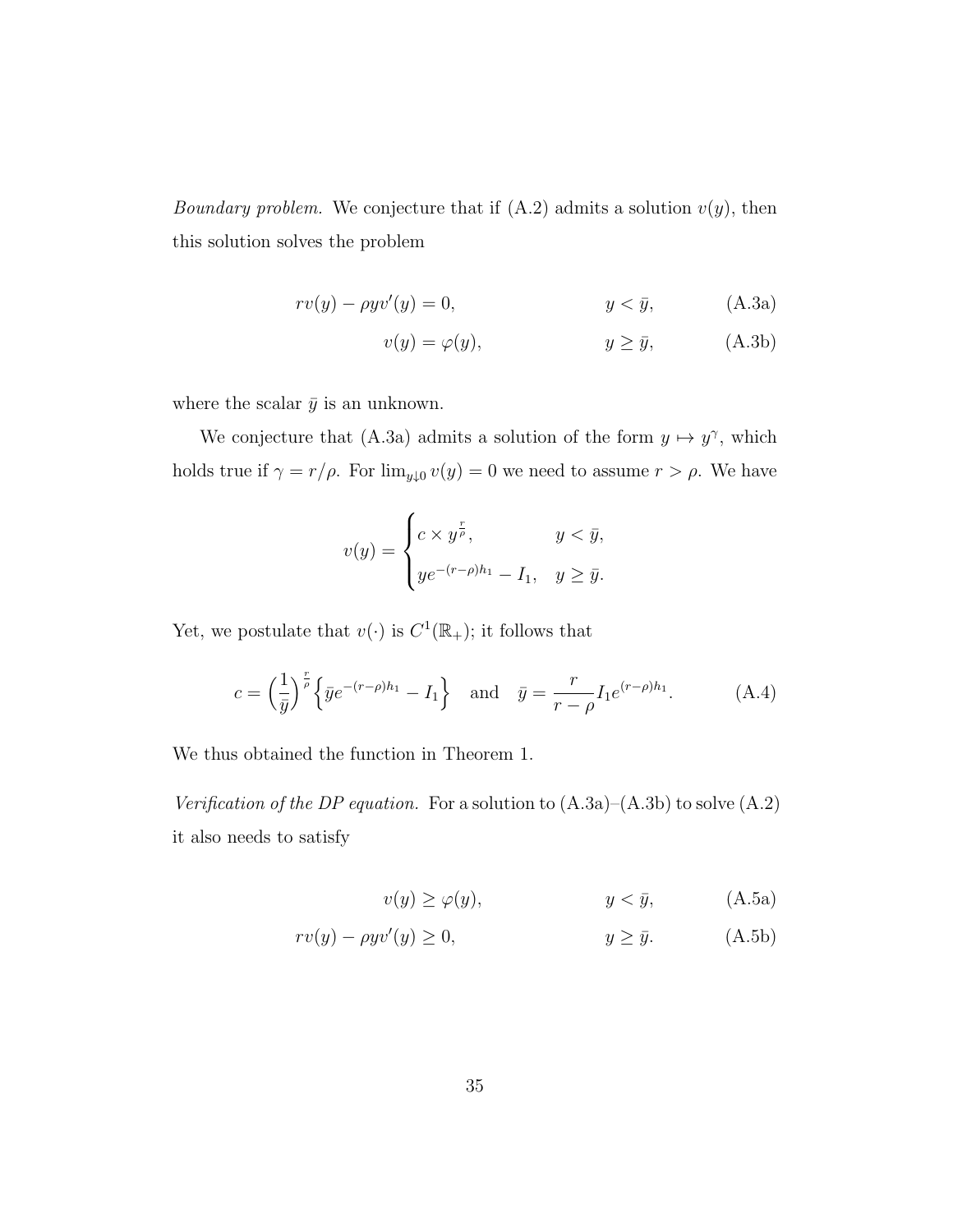*Boundary problem.* We conjecture that if (A.2) admits a solution $v(y)$, then this solution solves the problem

$$rv(y) - \rho y v'(y) = 0, \qquad y < \bar{y}, \tag{A.3a}$$

$$v(y) = \varphi(y), \qquad y \geq \bar{y}, \tag{A.3b}$$

where the scalar $\bar{y}$ is an unknown.

We conjecture that (A.3a) admits a solution of the form $y \mapsto y^{\gamma}$, which holds true if $\gamma = r/\rho$. For $\lim_{y \downarrow 0} v(y) = 0$ we need to assume $r > \rho$. We have

$$v(y) = \begin{cases} c \times y^{\frac{r}{\rho}}, & y < \bar{y}, \\ y e^{-(r-\rho)h_1} - I_1, & y \geq \bar{y}. \end{cases}$$

Yet, we postulate that $v(\cdot)$ is $C^1(\mathbb{R}_+)$; it follows that

$$c = \left(\frac{1}{\bar{y}}\right)^{\frac{r}{\rho}} \left\{ \bar{y} e^{-(r-\rho)h_1} - I_1 \right\} \quad \text{and} \quad \bar{y} = \frac{r}{r-\rho} I_1 e^{(r-\rho)h_1}. \tag{A.4}$$

We thus obtained the function in Theorem 1.

*Verification of the DP equation.* For a solution to (A.3a)–(A.3b) to solve (A.2) it also needs to satisfy

$$v(y) \geq \varphi(y), \qquad y < \bar{y}, \tag{A.5a}$$

$$rv(y) - \rho y v'(y) \geq 0, \qquad y \geq \bar{y}. \tag{A.5b}$$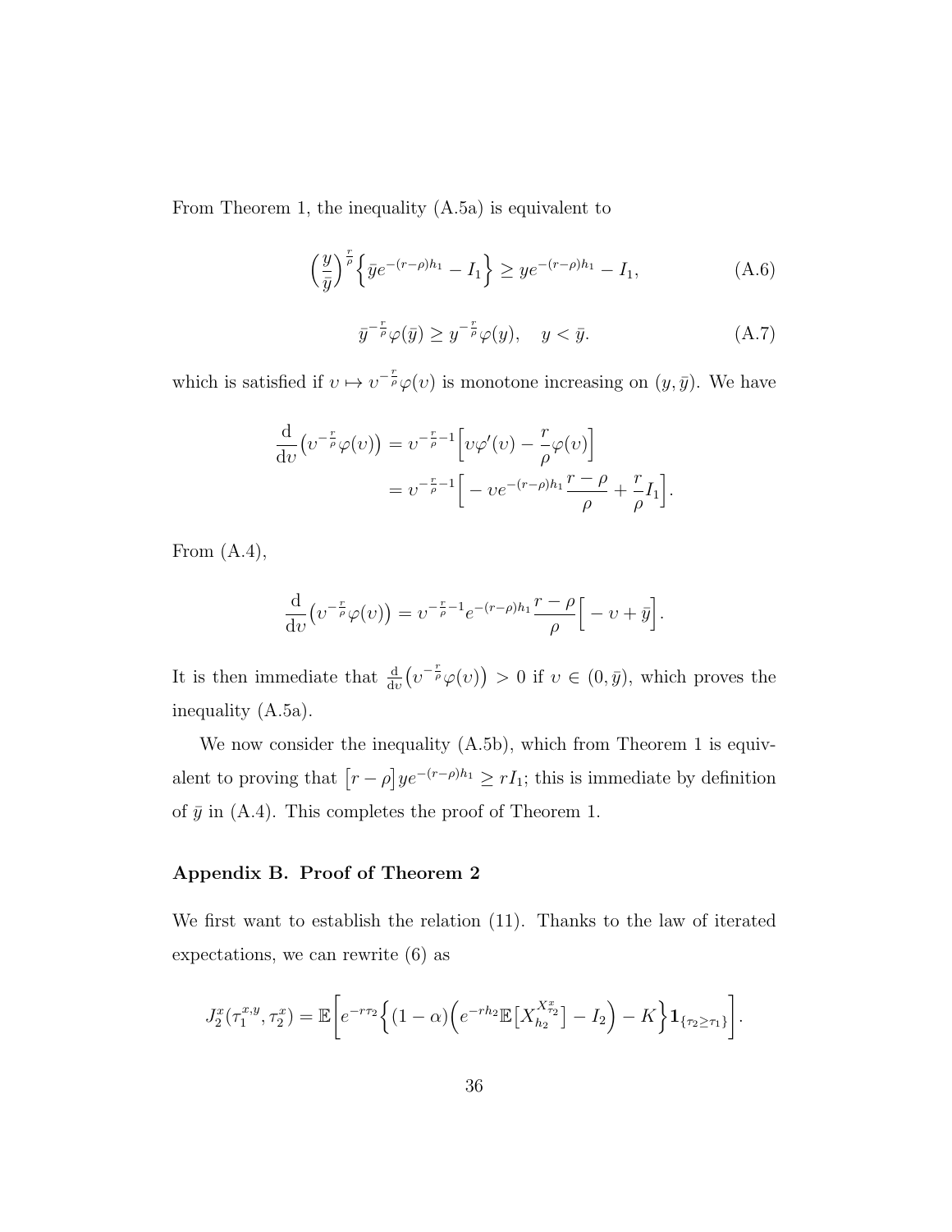From Theorem 1, the inequality (A.5a) is equivalent to

$$\left(\frac{y}{\bar{y}}\right)^{\frac{r}{\rho}}\left\{\bar{y}e^{-(r-\rho)h_1} - I_1\right\} \geq ye^{-(r-\rho)h_1} - I_1, \tag{A.6}$$

$$\bar{y}^{-\frac{r}{\rho}}\varphi(\bar{y}) \geq y^{-\frac{r}{\rho}}\varphi(y), \quad y < \bar{y}. \tag{A.7}$$

which is satisfied if $\upsilon \mapsto \upsilon^{-\frac{r}{\rho}}\varphi(\upsilon)$ is monotone increasing on $(y, \bar{y})$. We have

$$\begin{aligned}
\frac{\mathrm{d}}{\mathrm{d}\upsilon}\left(\upsilon^{-\frac{r}{\rho}}\varphi(\upsilon)\right) &= \upsilon^{-\frac{r}{\rho}-1}\Big[\upsilon\varphi'(\upsilon) - \frac{r}{\rho}\varphi(\upsilon)\Big] \\
&= \upsilon^{-\frac{r}{\rho}-1}\Big[-\upsilon e^{-(r-\rho)h_1}\frac{r-\rho}{\rho} + \frac{r}{\rho}I_1\Big].
\end{aligned}$$

From (A.4),

$$\frac{\mathrm{d}}{\mathrm{d}\upsilon}\left(\upsilon^{-\frac{r}{\rho}}\varphi(\upsilon)\right) = \upsilon^{-\frac{r}{\rho}-1}e^{-(r-\rho)h_1}\frac{r-\rho}{\rho}\Big[-\upsilon + \bar{y}\Big].$$

It is then immediate that $\frac{\mathrm{d}}{\mathrm{d}\upsilon}\left(\upsilon^{-\frac{r}{\rho}}\varphi(\upsilon)\right) > 0$ if $\upsilon \in (0, \bar{y})$, which proves the inequality (A.5a).

We now consider the inequality (A.5b), which from Theorem 1 is equivalent to proving that $\big[r-\rho\big]ye^{-(r-\rho)h_1} \geq rI_1$; this is immediate by definition of $\bar{y}$ in (A.4). This completes the proof of Theorem 1.

## Appendix B. Proof of Theorem 2

We first want to establish the relation (11). Thanks to the law of iterated expectations, we can rewrite (6) as

$$J_2^x(\tau_1^{x,y}, \tau_2^x) = \mathbb{E}\bigg[e^{-r\tau_2}\Big\{(1-\alpha)\Big(e^{-rh_2}\mathbb{E}\big[X_{h_2}^{X_{\tau_2}^x}\big] - I_2\Big) - K\Big\}\mathbf{1}_{\{\tau_2 \geq \tau_1\}}\bigg].$$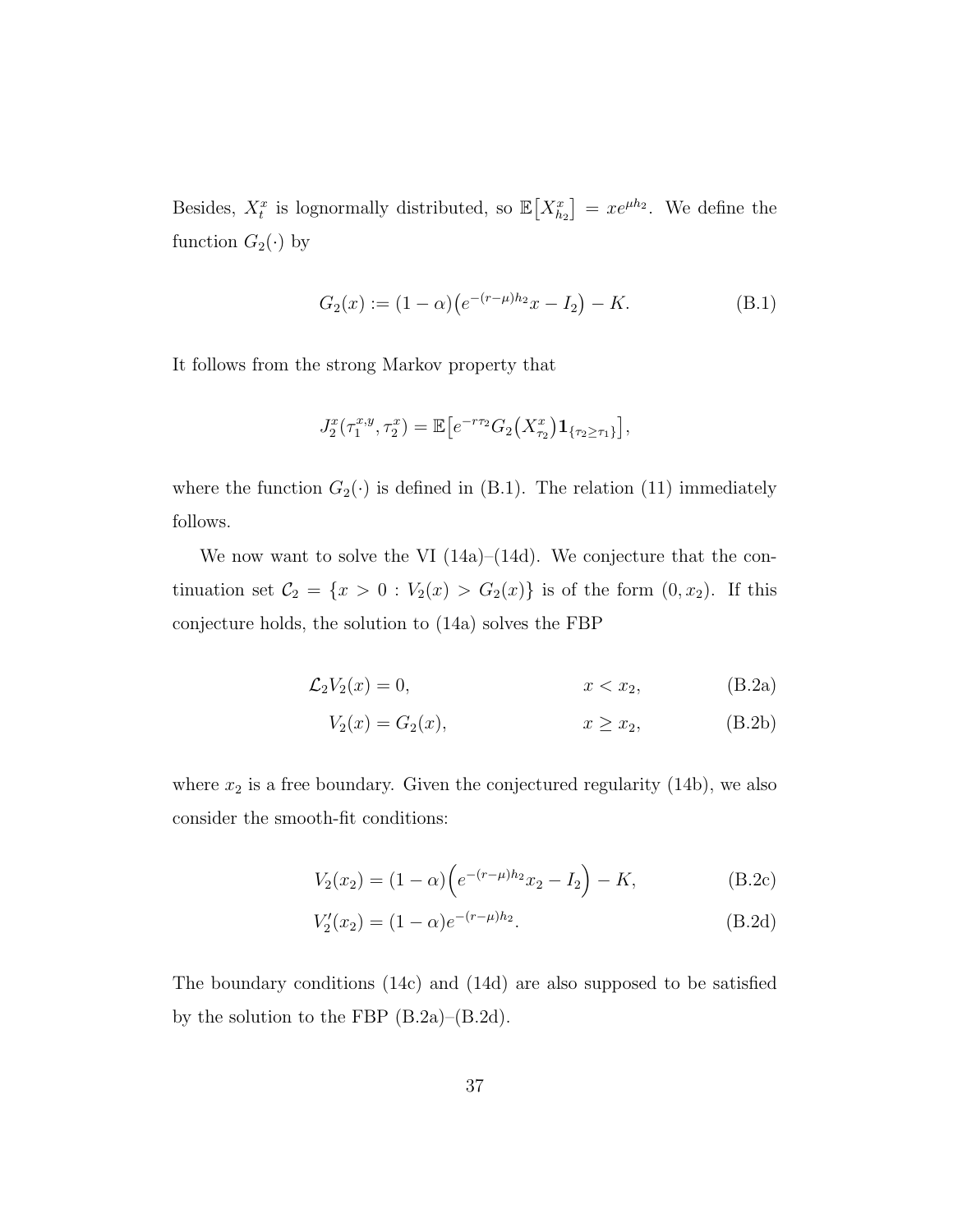Besides, $X_t^x$ is lognormally distributed, so $\mathbb{E}\big[X_{h_2}^x\big] = xe^{\mu h_2}$. We define the function $G_2(\cdot)$ by

$$G_2(x) := (1-\alpha)\big(e^{-(r-\mu)h_2}x - I_2\big) - K. \tag{B.1}$$

It follows from the strong Markov property that

$$J_2^x(\tau_1^{x,y}, \tau_2^x) = \mathbb{E}\big[e^{-r\tau_2} G_2\big(X_{\tau_2}^x\big)\mathbf{1}_{\{\tau_2 \geq \tau_1\}}\big],$$

where the function $G_2(\cdot)$ is defined in (B.1). The relation (11) immediately follows.

We now want to solve the VI (14a)–(14d). We conjecture that the continuation set $\mathcal{C}_2 = \{x > 0 : V_2(x) > G_2(x)\}$ is of the form $(0, x_2)$. If this conjecture holds, the solution to (14a) solves the FBP

$$\mathcal{L}_2 V_2(x) = 0, \qquad x < x_2, \tag{B.2a}$$

$$V_2(x) = G_2(x), \qquad x \geq x_2, \tag{B.2b}$$

where $x_2$ is a free boundary. Given the conjectured regularity (14b), we also consider the smooth-fit conditions:

$$V_2(x_2) = (1-\alpha)\Big(e^{-(r-\mu)h_2}x_2 - I_2\Big) - K, \tag{B.2c}$$

$$V_2'(x_2) = (1-\alpha)e^{-(r-\mu)h_2}. \tag{B.2d}$$

The boundary conditions (14c) and (14d) are also supposed to be satisfied by the solution to the FBP (B.2a)–(B.2d).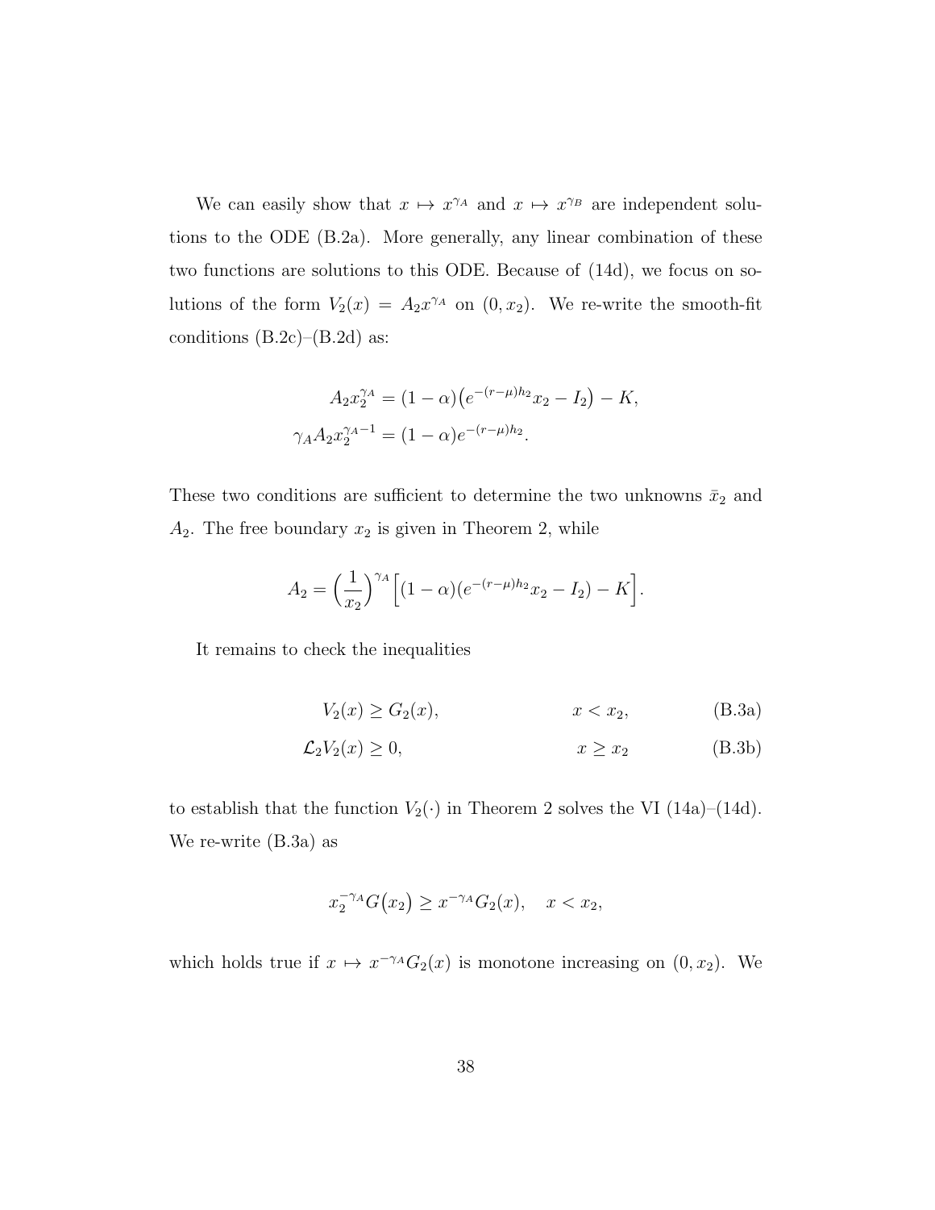We can easily show that $x \mapsto x^{\gamma_A}$ and $x \mapsto x^{\gamma_B}$ are independent solutions to the ODE (B.2a). More generally, any linear combination of these two functions are solutions to this ODE. Because of (14d), we focus on solutions of the form $V_2(x) = A_2 x^{\gamma_A}$ on $(0, x_2)$. We re-write the smooth-fit conditions (B.2c)–(B.2d) as:

$$
\begin{aligned}
A_2 x_2^{\gamma_A} &= (1-\alpha)\big(e^{-(r-\mu)h_2} x_2 - I_2\big) - K, \\
\gamma_A A_2 x_2^{\gamma_A - 1} &= (1-\alpha) e^{-(r-\mu)h_2}.
\end{aligned}
$$

These two conditions are sufficient to determine the two unknowns $\bar{x}_2$ and $A_2$. The free boundary $x_2$ is given in Theorem 2, while

$$
A_2 = \Big(\frac{1}{x_2}\Big)^{\gamma_A} \Big[(1-\alpha)(e^{-(r-\mu)h_2} x_2 - I_2) - K\Big].
$$

It remains to check the inequalities

$$
V_2(x) \geq G_2(x), \qquad x < x_2, \tag{B.3a}
$$

$$
\mathcal{L}_2 V_2(x) \geq 0, \qquad x \geq x_2 \tag{B.3b}
$$

to establish that the function $V_2(\cdot)$ in Theorem 2 solves the VI (14a)–(14d). We re-write (B.3a) as

$$
x_2^{-\gamma_A} G\big(x_2\big) \geq x^{-\gamma_A} G_2(x), \quad x < x_2,
$$

which holds true if $x \mapsto x^{-\gamma_A} G_2(x)$ is monotone increasing on $(0, x_2)$. We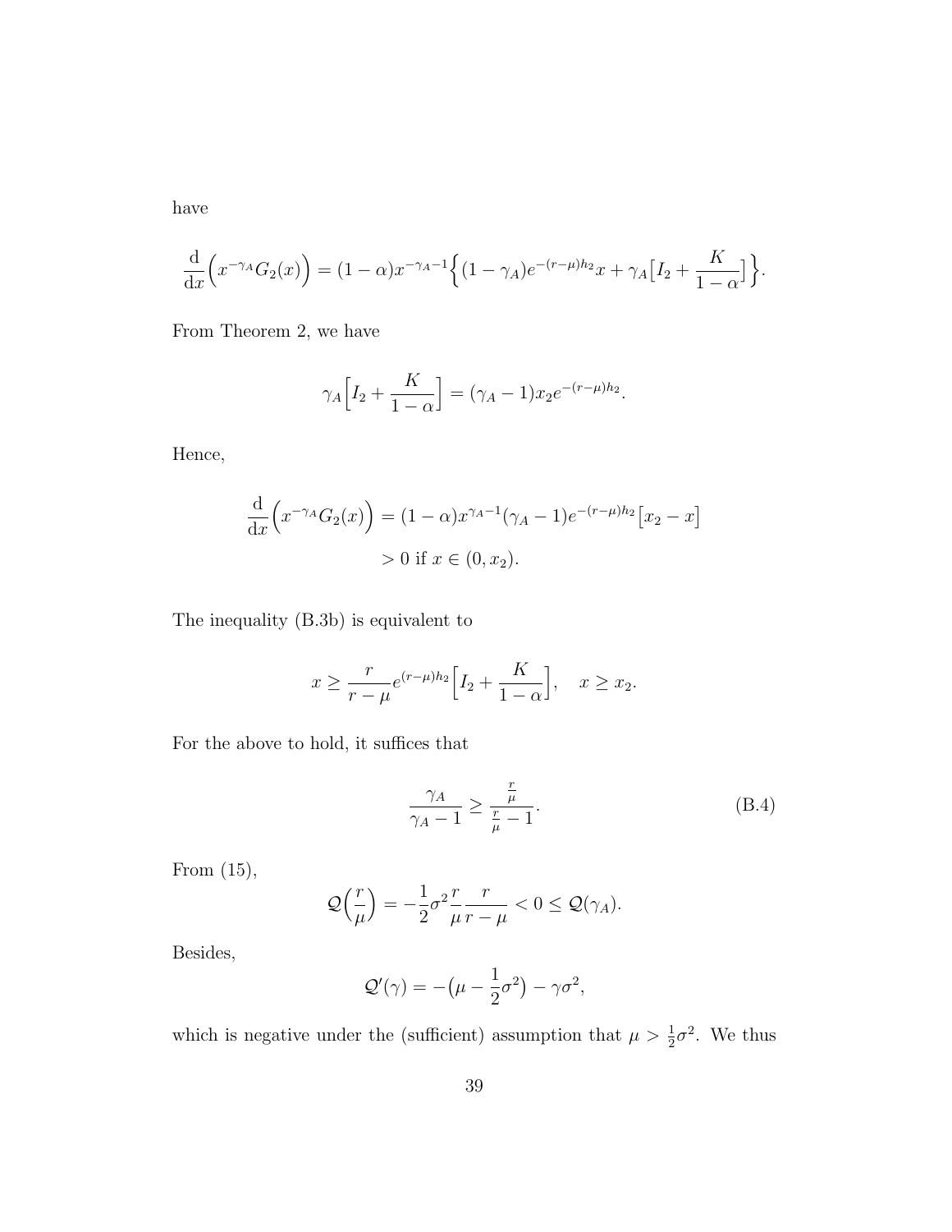have

$$\frac{\mathrm{d}}{\mathrm{d}x}\Big(x^{-\gamma_A}G_2(x)\Big) = (1-\alpha)x^{-\gamma_A-1}\Big\{(1-\gamma_A)e^{-(r-\mu)h_2}x + \gamma_A\big[I_2 + \frac{K}{1-\alpha}\big]\Big\}.$$

From Theorem 2, we have

$$\gamma_A\Big[I_2 + \frac{K}{1-\alpha}\Big] = (\gamma_A - 1)x_2 e^{-(r-\mu)h_2}.$$

Hence,

$$\begin{aligned}\frac{\mathrm{d}}{\mathrm{d}x}\Big(x^{-\gamma_A}G_2(x)\Big) &= (1-\alpha)x^{\gamma_A-1}(\gamma_A-1)e^{-(r-\mu)h_2}\big[x_2 - x\big] \\ &> 0 \text{ if } x \in (0, x_2).\end{aligned}$$

The inequality (B.3b) is equivalent to

$$x \geq \frac{r}{r-\mu}e^{(r-\mu)h_2}\Big[I_2 + \frac{K}{1-\alpha}\Big], \quad x \geq x_2.$$

For the above to hold, it suffices that

$$\frac{\gamma_A}{\gamma_A - 1} \geq \frac{\frac{r}{\mu}}{\frac{r}{\mu} - 1}. \tag{B.4}$$

From (15),

$$\mathcal{Q}\Big(\frac{r}{\mu}\Big) = -\frac{1}{2}\sigma^2\frac{r}{\mu}\frac{r}{r-\mu} < 0 \leq \mathcal{Q}(\gamma_A).$$

Besides,

$$\mathcal{Q}'(\gamma) = -\big(\mu - \frac{1}{2}\sigma^2\big) - \gamma\sigma^2,$$

which is negative under the (sufficient) assumption that $\mu > \frac{1}{2}\sigma^2$. We thus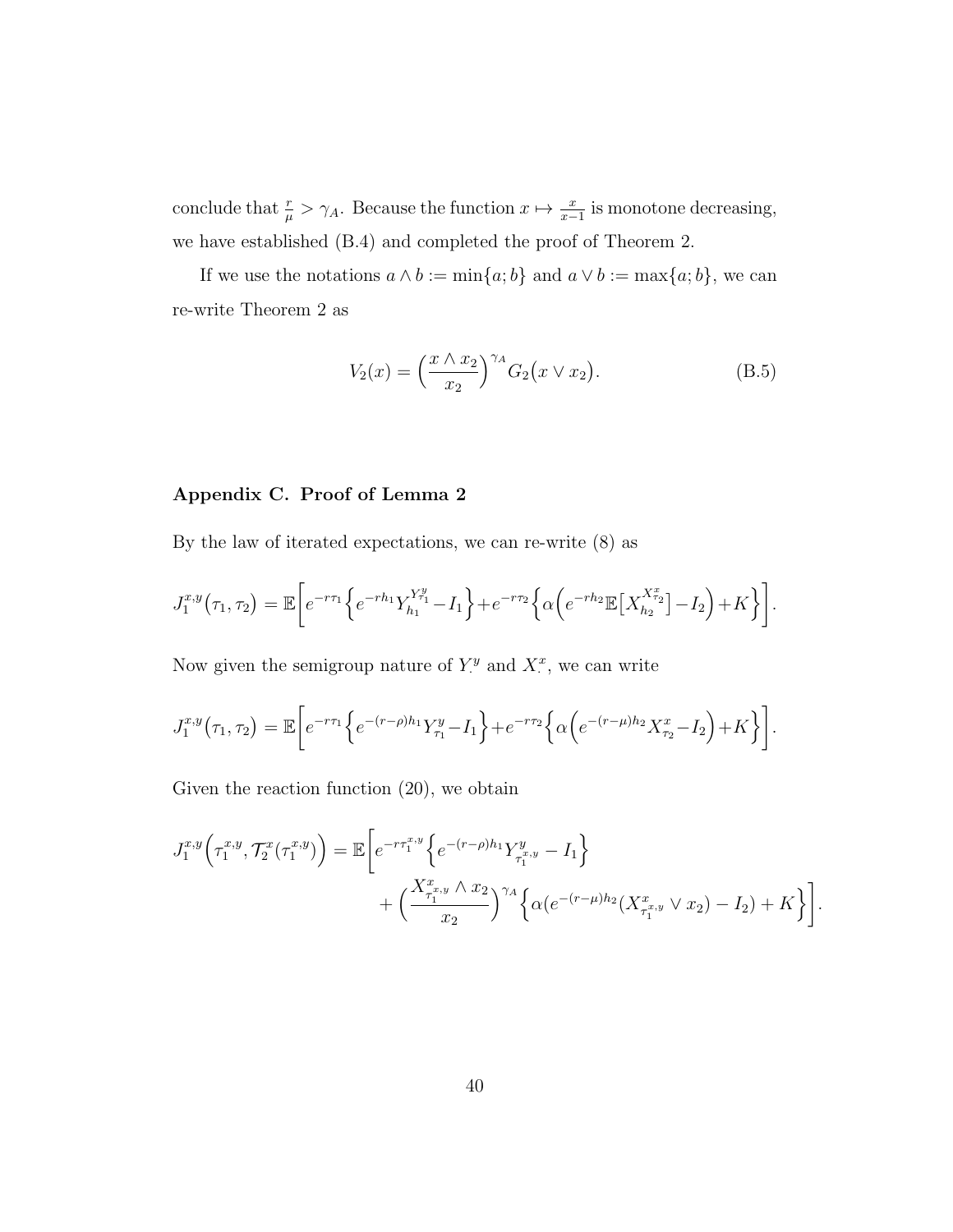conclude that $\frac{r}{\mu} > \gamma_A$. Because the function $x \mapsto \frac{x}{x-1}$ is monotone decreasing, we have established (B.4) and completed the proof of Theorem 2.

If we use the notations $a \wedge b := \min\{a; b\}$ and $a \vee b := \max\{a; b\}$, we can re-write Theorem 2 as

$$V_2(x) = \Big(\frac{x \wedge x_2}{x_2}\Big)^{\gamma_A} G_2\big(x \vee x_2\big). \tag{B.5}$$

## Appendix C. Proof of Lemma 2

By the law of iterated expectations, we can re-write (8) as

$$J_1^{x,y}\big(\tau_1, \tau_2\big) = \mathbb{E}\bigg[e^{-r\tau_1}\Big\{e^{-rh_1} Y_{h_1}^{Y_{\tau_1}^y} - I_1\Big\} + e^{-r\tau_2}\Big\{\alpha\Big(e^{-rh_2}\mathbb{E}\big[X_{h_2}^{X_{\tau_2}^x}\big] - I_2\Big) + K\Big\}\bigg].$$

Now given the semigroup nature of $Y_\cdot^y$ and $X_\cdot^x$, we can write

$$J_1^{x,y}\big(\tau_1, \tau_2\big) = \mathbb{E}\bigg[e^{-r\tau_1}\Big\{e^{-(r-\rho)h_1} Y_{\tau_1}^y - I_1\Big\} + e^{-r\tau_2}\Big\{\alpha\Big(e^{-(r-\mu)h_2} X_{\tau_2}^x - I_2\Big) + K\Big\}\bigg].$$

Given the reaction function (20), we obtain

$$\begin{aligned} J_1^{x,y}\Big(\tau_1^{x,y}, \mathcal{T}_2^x(\tau_1^{x,y})\Big) = \mathbb{E}\bigg[& e^{-r\tau_1^{x,y}}\Big\{e^{-(r-\rho)h_1} Y_{\tau_1^{x,y}}^y - I_1\Big\} \\ &+ \Big(\frac{X_{\tau_1^{x,y}}^x \wedge x_2}{x_2}\Big)^{\gamma_A}\Big\{\alpha(e^{-(r-\mu)h_2}(X_{\tau_1^{x,y}}^x \vee x_2) - I_2) + K\Big\}\bigg]. \end{aligned}$$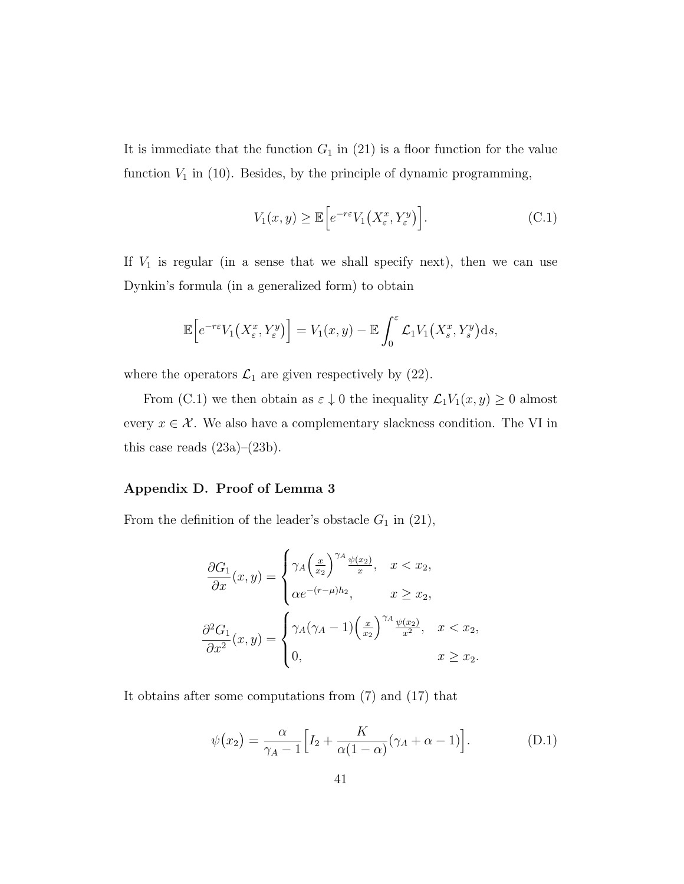It is immediate that the function $G_1$ in (21) is a floor function for the value function $V_1$ in (10). Besides, by the principle of dynamic programming,

$$V_1(x, y) \geq \mathbb{E}\Big[e^{-r\varepsilon} V_1\big(X_\varepsilon^x, Y_\varepsilon^y\big)\Big]. \tag{C.1}$$

If $V_1$ is regular (in a sense that we shall specify next), then we can use Dynkin's formula (in a generalized form) to obtain

$$\mathbb{E}\Big[e^{-r\varepsilon} V_1\big(X_\varepsilon^x, Y_\varepsilon^y\big)\Big] = V_1(x, y) - \mathbb{E}\int_0^\varepsilon \mathcal{L}_1 V_1\big(X_s^x, Y_s^y\big)\mathrm{d}s,$$

where the operators $\mathcal{L}_1$ are given respectively by (22).

From (C.1) we then obtain as $\varepsilon \downarrow 0$ the inequality $\mathcal{L}_1 V_1(x, y) \geq 0$ almost every $x \in \mathcal{X}$. We also have a complementary slackness condition. The VI in this case reads (23a)–(23b).

## Appendix D. Proof of Lemma 3

From the definition of the leader's obstacle $G_1$ in (21),

$$\frac{\partial G_1}{\partial x}(x, y) = \begin{cases} \gamma_A \Big(\frac{x}{x_2}\Big)^{\gamma_A} \frac{\psi(x_2)}{x}, & x < x_2, \\ \alpha e^{-(r-\mu)h_2}, & x \geq x_2, \end{cases}$$

$$\frac{\partial^2 G_1}{\partial x^2}(x, y) = \begin{cases} \gamma_A(\gamma_A - 1) \Big(\frac{x}{x_2}\Big)^{\gamma_A} \frac{\psi(x_2)}{x^2}, & x < x_2, \\ 0, & x \geq x_2. \end{cases}$$

It obtains after some computations from (7) and (17) that

$$\psi\big(x_2\big) = \frac{\alpha}{\gamma_A - 1}\Big[I_2 + \frac{K}{\alpha(1-\alpha)}(\gamma_A + \alpha - 1)\Big]. \tag{D.1}$$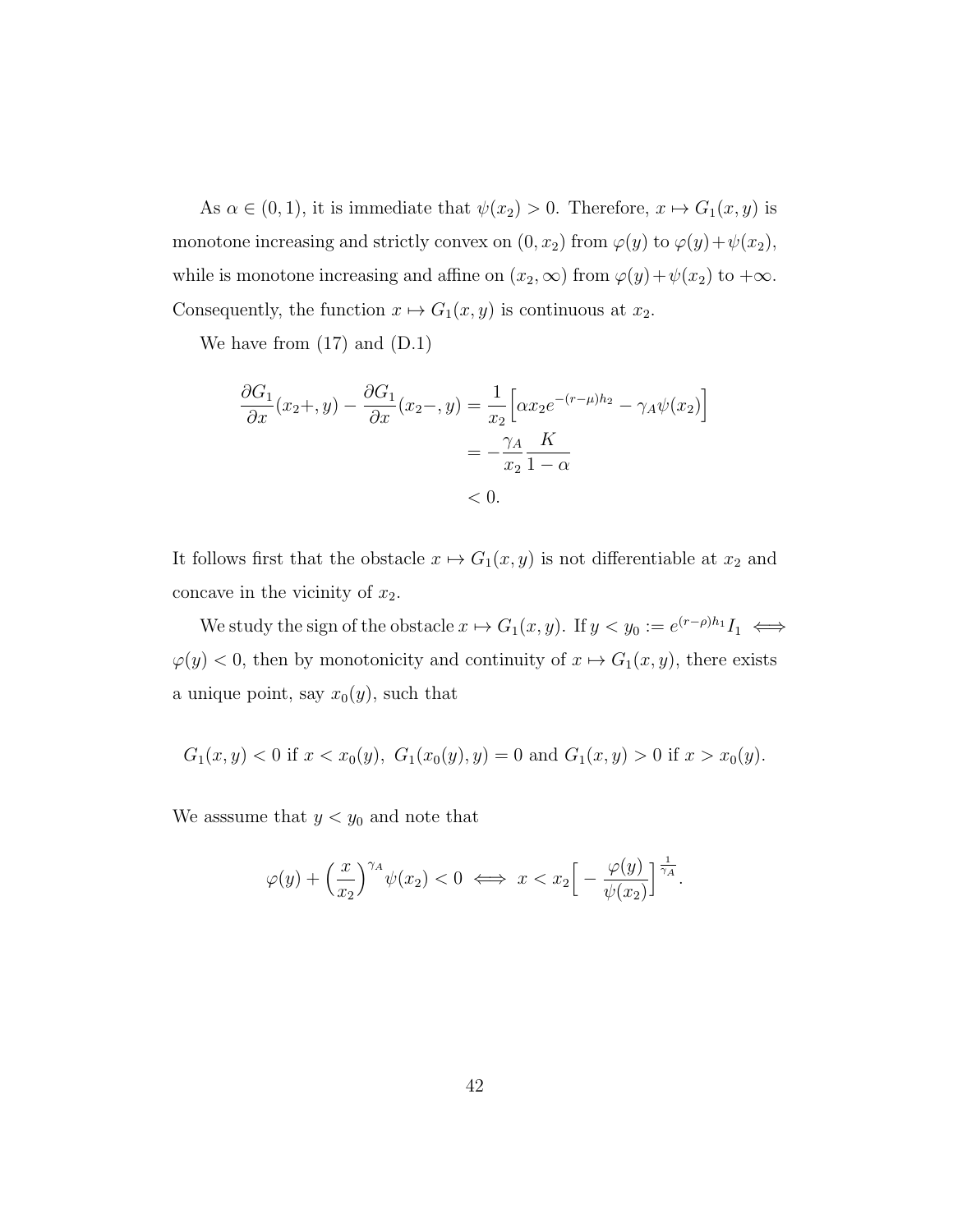As $\alpha \in (0,1)$, it is immediate that $\psi(x_2) > 0$. Therefore, $x \mapsto G_1(x,y)$ is monotone increasing and strictly convex on $(0, x_2)$ from $\varphi(y)$ to $\varphi(y) + \psi(x_2)$, while is monotone increasing and affine on $(x_2, \infty)$ from $\varphi(y) + \psi(x_2)$ to $+\infty$. Consequently, the function $x \mapsto G_1(x,y)$ is continuous at $x_2$.

We have from (17) and (D.1)

$$
\begin{aligned}
\frac{\partial G_1}{\partial x}(x_2+, y) - \frac{\partial G_1}{\partial x}(x_2-, y) &= \frac{1}{x_2}\Big[\alpha x_2 e^{-(r-\mu)h_2} - \gamma_A \psi(x_2)\Big] \\
&= -\frac{\gamma_A}{x_2}\frac{K}{1-\alpha} \\
&< 0.
\end{aligned}
$$

It follows first that the obstacle $x \mapsto G_1(x,y)$ is not differentiable at $x_2$ and concave in the vicinity of $x_2$.

We study the sign of the obstacle $x \mapsto G_1(x,y)$. If $y < y_0 := e^{(r-\rho)h_1} I_1 \iff \varphi(y) < 0$, then by monotonicity and continuity of $x \mapsto G_1(x,y)$, there exists a unique point, say $x_0(y)$, such that

$$
G_1(x,y) < 0 \text{ if } x < x_0(y), \; G_1(x_0(y), y) = 0 \text{ and } G_1(x,y) > 0 \text{ if } x > x_0(y).
$$

We asssume that $y < y_0$ and note that

$$
\varphi(y) + \Big(\frac{x}{x_2}\Big)^{\gamma_A} \psi(x_2) < 0 \iff x < x_2 \Big[-\frac{\varphi(y)}{\psi(x_2)}\Big]^{\frac{1}{\gamma_A}}.
$$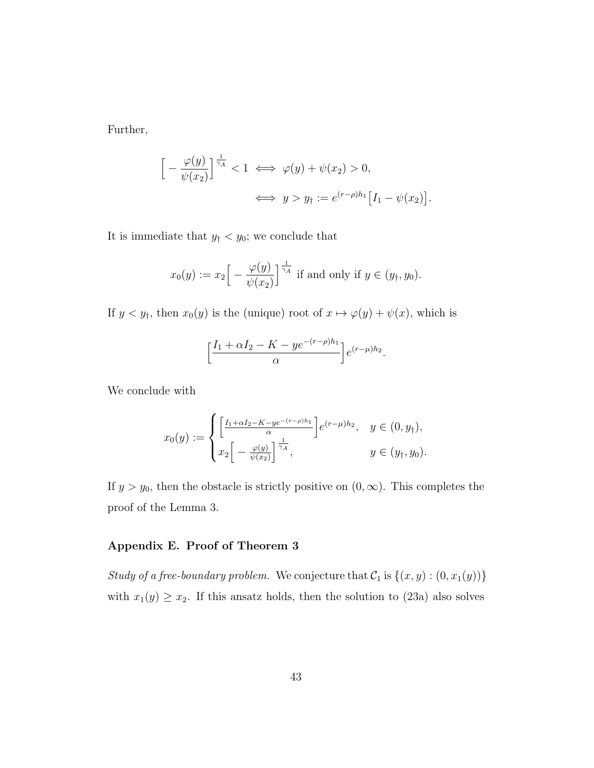Further,

$$
\Big[-\frac{\varphi(y)}{\psi(x_2)}\Big]^{\frac{1}{\gamma_A}} < 1 \iff \varphi(y) + \psi(x_2) > 0,
$$

$$
\iff y > y_\dagger := e^{(r-\rho)h_1}\big[I_1 - \psi(x_2)\big].
$$

It is immediate that $y_\dagger < y_0$; we conclude that

$$
x_0(y) := x_2\Big[-\frac{\varphi(y)}{\psi(x_2)}\Big]^{\frac{1}{\gamma_A}} \text{ if and only if } y \in (y_\dagger, y_0).
$$

If $y < y_\dagger$, then $x_0(y)$ is the (unique) root of $x \mapsto \varphi(y) + \psi(x)$, which is

$$
\Big[\frac{I_1 + \alpha I_2 - K - ye^{-(r-\rho)h_1}}{\alpha}\Big]e^{(r-\mu)h_2}.
$$

We conclude with

$$
x_0(y) := \begin{cases} \Big[\frac{I_1+\alpha I_2 - K - ye^{-(r-\rho)h_1}}{\alpha}\Big]e^{(r-\mu)h_2}, & y \in (0, y_\dagger), \\ x_2\Big[-\frac{\varphi(y)}{\psi(x_2)}\Big]^{\frac{1}{\gamma_A}}, & y \in (y_\dagger, y_0). \end{cases}
$$

If $y > y_0$, then the obstacle is strictly positive on $(0, \infty)$. This completes the proof of the Lemma 3.

## Appendix E. Proof of Theorem 3

*Study of a free-boundary problem.* We conjecture that $\mathcal{C}_1$ is $\{(x,y) : (0, x_1(y))\}$ with $x_1(y) \geq x_2$. If this ansatz holds, then the solution to (23a) also solves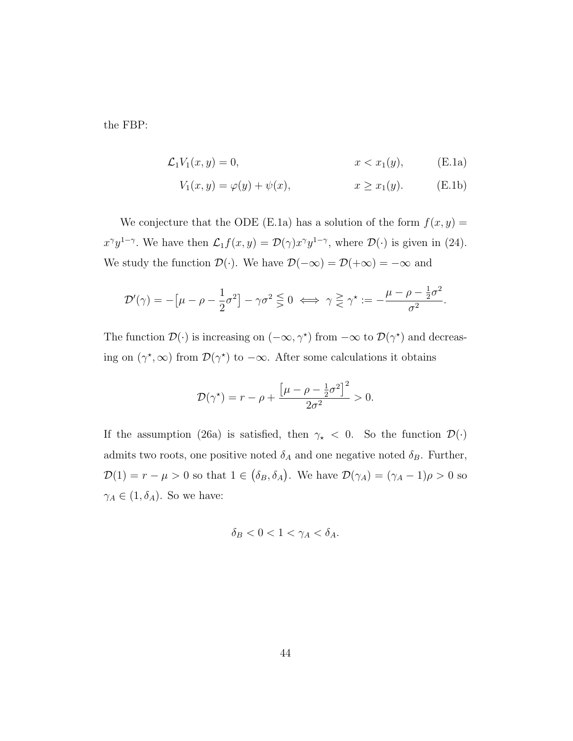the FBP:

$$\mathcal{L}_1 V_1(x,y) = 0, \qquad\qquad x < x_1(y), \tag{E.1a}$$

$$V_1(x,y) = \varphi(y) + \psi(x), \qquad\qquad x \geq x_1(y). \tag{E.1b}$$

We conjecture that the ODE (E.1a) has a solution of the form $f(x,y) = x^\gamma y^{1-\gamma}$. We have then $\mathcal{L}_1 f(x,y) = \mathcal{D}(\gamma) x^\gamma y^{1-\gamma}$, where $\mathcal{D}(\cdot)$ is given in (24). We study the function $\mathcal{D}(\cdot)$. We have $\mathcal{D}(-\infty) = \mathcal{D}(+\infty) = -\infty$ and

$$\mathcal{D}'(\gamma) = -\big[\mu - \rho - \frac{1}{2}\sigma^2\big] - \gamma\sigma^2 \lesseqgtr 0 \iff \gamma \gtreqless \gamma^\star := -\frac{\mu - \rho - \frac{1}{2}\sigma^2}{\sigma^2}.$$

The function $\mathcal{D}(\cdot)$ is increasing on $(-\infty, \gamma^\star)$ from $-\infty$ to $\mathcal{D}(\gamma^\star)$ and decreasing on $(\gamma^\star, \infty)$ from $\mathcal{D}(\gamma^\star)$ to $-\infty$. After some calculations it obtains

$$\mathcal{D}(\gamma^\star) = r - \rho + \frac{\big[\mu - \rho - \frac{1}{2}\sigma^2\big]^2}{2\sigma^2} > 0.$$

If the assumption (26a) is satisfied, then $\gamma_\star < 0$. So the function $\mathcal{D}(\cdot)$ admits two roots, one positive noted $\delta_A$ and one negative noted $\delta_B$. Further, $\mathcal{D}(1) = r - \mu > 0$ so that $1 \in \big(\delta_B, \delta_A\big)$. We have $\mathcal{D}(\gamma_A) = (\gamma_A - 1)\rho > 0$ so $\gamma_A \in (1, \delta_A)$. So we have:

$$\delta_B < 0 < 1 < \gamma_A < \delta_A.$$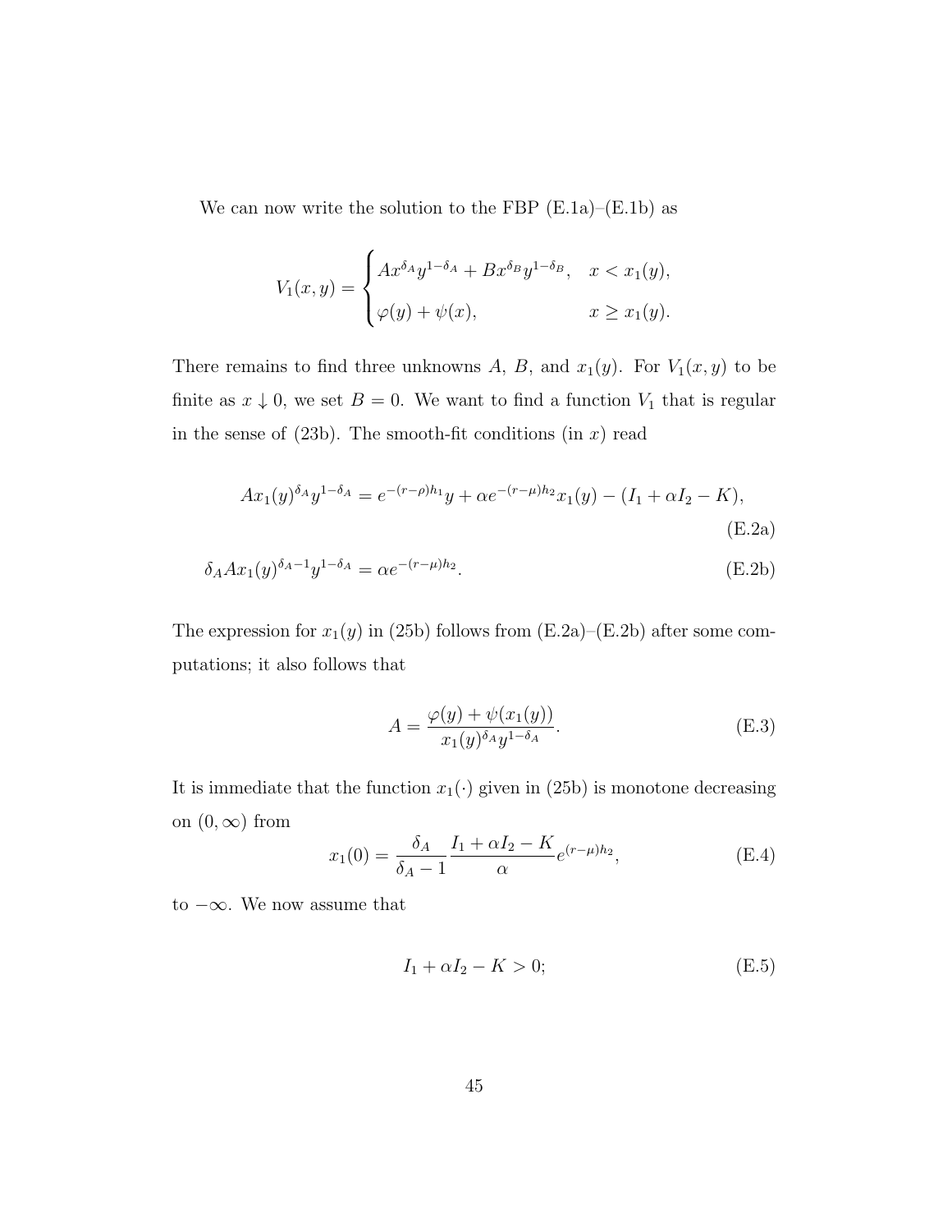We can now write the solution to the FBP (E.1a)–(E.1b) as

$$
V_1(x,y) = \begin{cases} A x^{\delta_A} y^{1-\delta_A} + B x^{\delta_B} y^{1-\delta_B}, & x < x_1(y), \\ \varphi(y) + \psi(x), & x \geq x_1(y). \end{cases}
$$

There remains to find three unknowns $A$, $B$, and $x_1(y)$. For $V_1(x,y)$ to be finite as $x \downarrow 0$, we set $B = 0$. We want to find a function $V_1$ that is regular in the sense of (23b). The smooth-fit conditions (in $x$) read

$$
A x_1(y)^{\delta_A} y^{1-\delta_A} = e^{-(r-\rho)h_1} y + \alpha e^{-(r-\mu)h_2} x_1(y) - (I_1 + \alpha I_2 - K), \tag{E.2a}
$$

$$
\delta_A A x_1(y)^{\delta_A - 1} y^{1-\delta_A} = \alpha e^{-(r-\mu)h_2}. \tag{E.2b}
$$

The expression for $x_1(y)$ in (25b) follows from (E.2a)–(E.2b) after some computations; it also follows that

$$
A = \frac{\varphi(y) + \psi(x_1(y))}{x_1(y)^{\delta_A} y^{1-\delta_A}}. \tag{E.3}
$$

It is immediate that the function $x_1(\cdot)$ given in (25b) is monotone decreasing on $(0, \infty)$ from

$$
x_1(0) = \frac{\delta_A}{\delta_A - 1} \frac{I_1 + \alpha I_2 - K}{\alpha} e^{(r-\mu)h_2}, \tag{E.4}
$$

to $-\infty$. We now assume that

$$
I_1 + \alpha I_2 - K > 0; \tag{E.5}
$$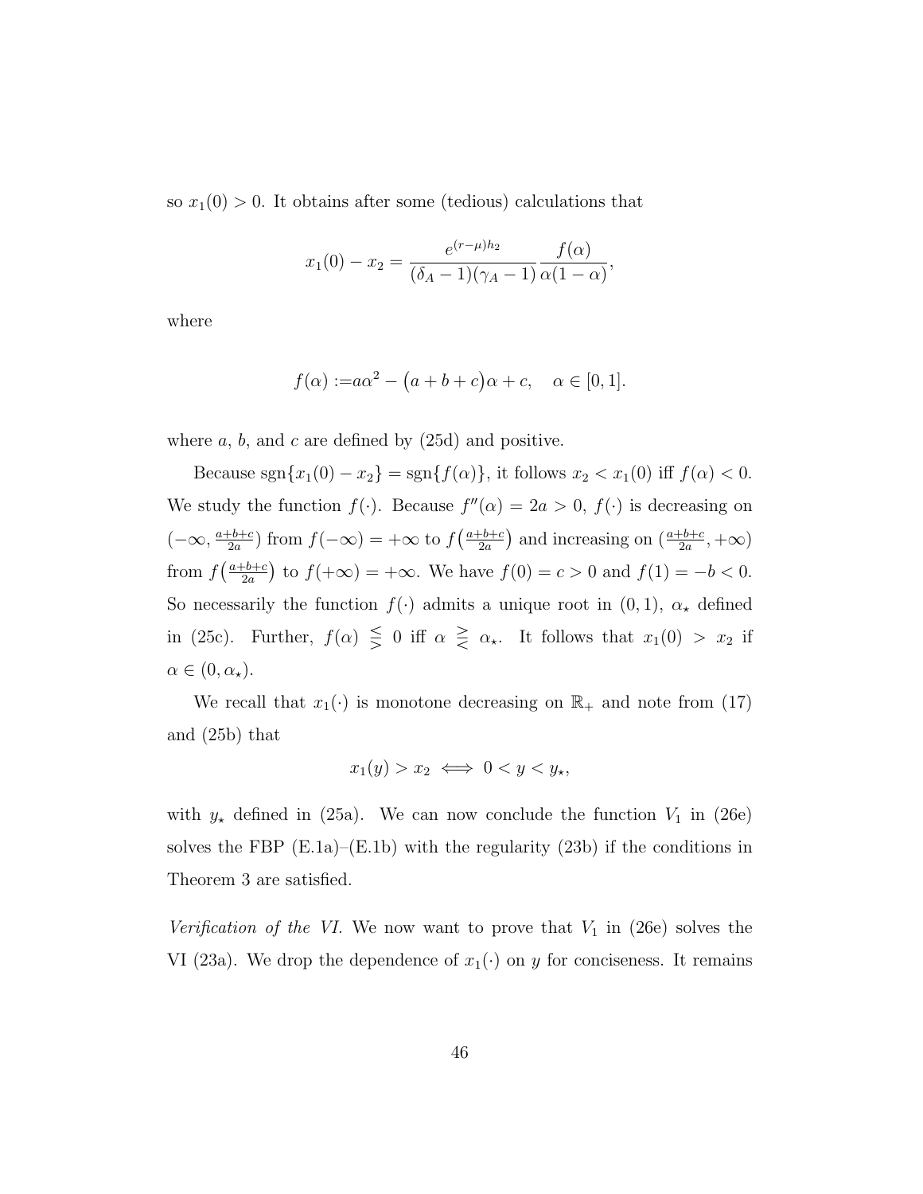so $x_1(0) > 0$. It obtains after some (tedious) calculations that

$$x_1(0) - x_2 = \frac{e^{(r-\mu)h_2}}{(\delta_A - 1)(\gamma_A - 1)} \frac{f(\alpha)}{\alpha(1-\alpha)},$$

where

$$f(\alpha) := a\alpha^2 - \big(a + b + c\big)\alpha + c, \quad \alpha \in [0, 1].$$

where $a$, $b$, and $c$ are defined by (25d) and positive.

Because $\mathrm{sgn}\{x_1(0) - x_2\} = \mathrm{sgn}\{f(\alpha)\}$, it follows $x_2 < x_1(0)$ iff $f(\alpha) < 0$. We study the function $f(\cdot)$. Because $f''(\alpha) = 2a > 0$, $f(\cdot)$ is decreasing on $(-\infty, \frac{a+b+c}{2a})$ from $f(-\infty) = +\infty$ to $f\big(\frac{a+b+c}{2a}\big)$ and increasing on $(\frac{a+b+c}{2a}, +\infty)$ from $f\big(\frac{a+b+c}{2a}\big)$ to $f(+\infty) = +\infty$. We have $f(0) = c > 0$ and $f(1) = -b < 0$. So necessarily the function $f(\cdot)$ admits a unique root in $(0, 1)$, $\alpha_\star$ defined in (25c). Further, $f(\alpha) \lesseqgtr 0$ iff $\alpha \gtreqless \alpha_\star$. It follows that $x_1(0) > x_2$ if $\alpha \in (0, \alpha_\star)$.

We recall that $x_1(\cdot)$ is monotone decreasing on $\mathbb{R}_+$ and note from (17) and (25b) that

$$x_1(y) > x_2 \iff 0 < y < y_\star,$$

with $y_\star$ defined in (25a). We can now conclude the function $V_1$ in (26e) solves the FBP (E.1a)–(E.1b) with the regularity (23b) if the conditions in Theorem 3 are satisfied.

*Verification of the VI.* We now want to prove that $V_1$ in (26e) solves the VI (23a). We drop the dependence of $x_1(\cdot)$ on $y$ for conciseness. It remains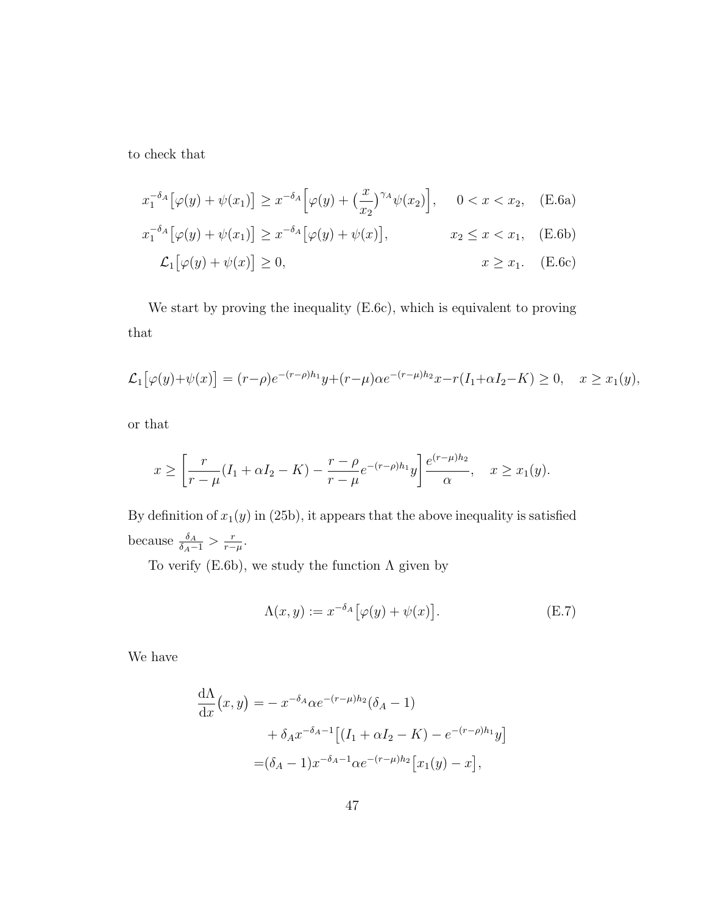to check that

$$x_1^{-\delta_A}\big[\varphi(y)+\psi(x_1)\big] \geq x^{-\delta_A}\Big[\varphi(y)+\big(\frac{x}{x_2}\big)^{\gamma_A}\psi(x_2)\Big], \quad 0<x<x_2, \tag{E.6a}$$

$$x_1^{-\delta_A}\big[\varphi(y)+\psi(x_1)\big] \geq x^{-\delta_A}\big[\varphi(y)+\psi(x)\big], \quad x_2 \leq x < x_1, \tag{E.6b}$$

$$\mathcal{L}_1\big[\varphi(y)+\psi(x)\big] \geq 0, \quad x \geq x_1. \tag{E.6c}$$

We start by proving the inequality (E.6c), which is equivalent to proving that

$$\mathcal{L}_1\big[\varphi(y)+\psi(x)\big] = (r-\rho)e^{-(r-\rho)h_1}y+(r-\mu)\alpha e^{-(r-\mu)h_2}x-r(I_1+\alpha I_2-K) \geq 0, \quad x \geq x_1(y),$$

or that

$$x \geq \left[\frac{r}{r-\mu}(I_1+\alpha I_2-K)-\frac{r-\rho}{r-\mu}e^{-(r-\rho)h_1}y\right]\frac{e^{(r-\mu)h_2}}{\alpha}, \quad x \geq x_1(y).$$

By definition of $x_1(y)$ in (25b), it appears that the above inequality is satisfied because $\frac{\delta_A}{\delta_A-1} > \frac{r}{r-\mu}$.

To verify (E.6b), we study the function $\Lambda$ given by

$$\Lambda(x,y) := x^{-\delta_A}\big[\varphi(y)+\psi(x)\big]. \tag{E.7}$$

We have

$$\begin{aligned}
\frac{\mathrm{d}\Lambda}{\mathrm{d}x}\big(x,y\big) =& -x^{-\delta_A}\alpha e^{-(r-\mu)h_2}(\delta_A-1) \\
&+\delta_A x^{-\delta_A-1}\big[(I_1+\alpha I_2-K)-e^{-(r-\rho)h_1}y\big] \\
=&(\delta_A-1)x^{-\delta_A-1}\alpha e^{-(r-\mu)h_2}\big[x_1(y)-x\big],
\end{aligned}$$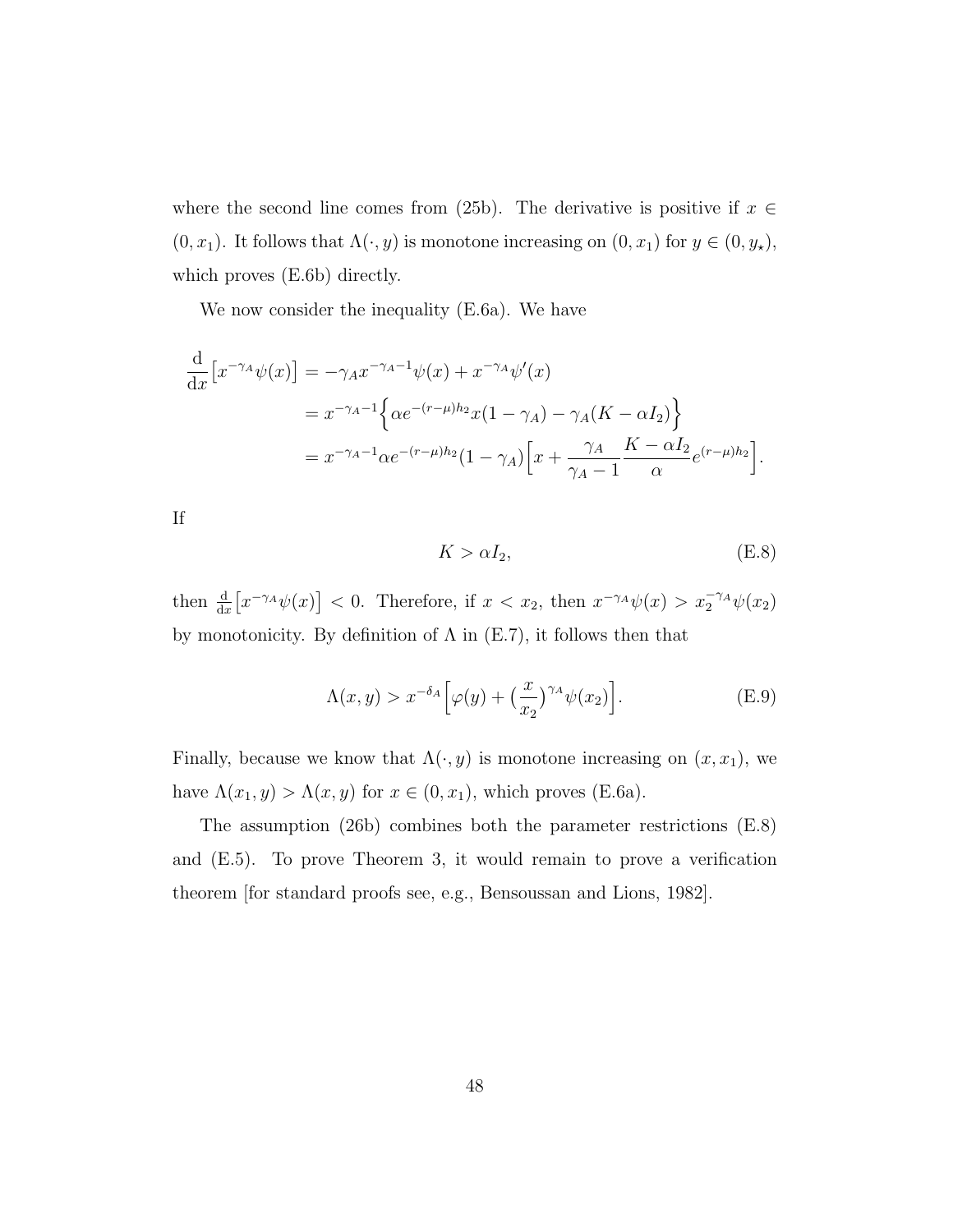where the second line comes from (25b). The derivative is positive if $x \in (0, x_1)$. It follows that $\Lambda(\cdot, y)$ is monotone increasing on $(0, x_1)$ for $y \in (0, y_\star)$, which proves (E.6b) directly.

We now consider the inequality (E.6a). We have

$$
\begin{aligned}
\frac{\mathrm{d}}{\mathrm{d}x}\big[x^{-\gamma_A}\psi(x)\big] &= -\gamma_A x^{-\gamma_A - 1}\psi(x) + x^{-\gamma_A}\psi'(x) \\
&= x^{-\gamma_A - 1}\Big\{\alpha e^{-(r-\mu)h_2} x(1-\gamma_A) - \gamma_A(K - \alpha I_2)\Big\} \\
&= x^{-\gamma_A - 1}\alpha e^{-(r-\mu)h_2}(1-\gamma_A)\Big[x + \frac{\gamma_A}{\gamma_A - 1}\frac{K - \alpha I_2}{\alpha}e^{(r-\mu)h_2}\Big].
\end{aligned}
$$

If

$$
K > \alpha I_2, \tag{E.8}
$$

then $\frac{\mathrm{d}}{\mathrm{d}x}\big[x^{-\gamma_A}\psi(x)\big] < 0$. Therefore, if $x < x_2$, then $x^{-\gamma_A}\psi(x) > x_2^{-\gamma_A}\psi(x_2)$ by monotonicity. By definition of $\Lambda$ in (E.7), it follows then that

$$
\Lambda(x, y) > x^{-\delta_A}\Big[\varphi(y) + \big(\frac{x}{x_2}\big)^{\gamma_A}\psi(x_2)\Big]. \tag{E.9}
$$

Finally, because we know that $\Lambda(\cdot, y)$ is monotone increasing on $(x, x_1)$, we have $\Lambda(x_1, y) > \Lambda(x, y)$ for $x \in (0, x_1)$, which proves (E.6a).

The assumption (26b) combines both the parameter restrictions (E.8) and (E.5). To prove Theorem 3, it would remain to prove a verification theorem [for standard proofs see, e.g., Bensoussan and Lions, 1982].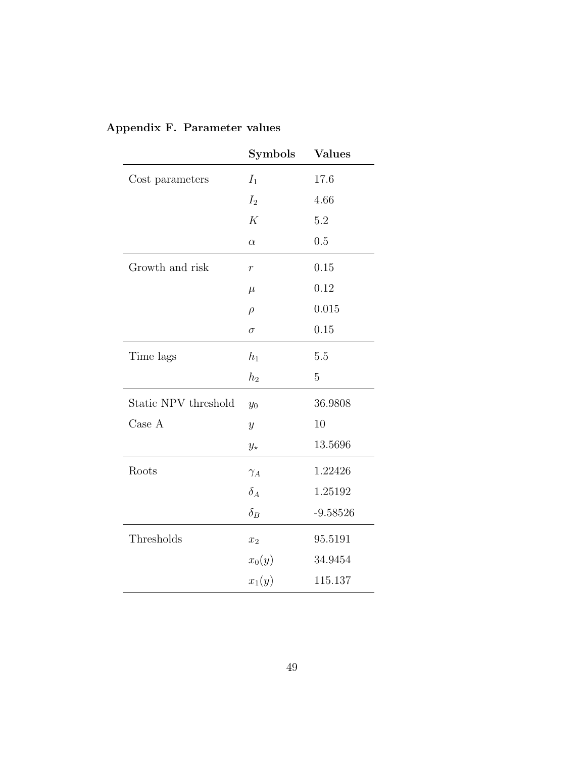## Appendix F. Parameter values

| | Symbols | Values |
|---|---|---|
| Cost parameters | $I_1$ | 17.6 |
| | $I_2$ | 4.66 |
| | $K$ | 5.2 |
| | $\alpha$ | 0.5 |
| Growth and risk | $r$ | 0.15 |
| | $\mu$ | 0.12 |
| | $\rho$ | 0.015 |
| | $\sigma$ | 0.15 |
| Time lags | $h_1$ | 5.5 |
| | $h_2$ | 5 |
| Static NPV threshold | $y_0$ | 36.9808 |
| Case A | $y$ | 10 |
| | $y_\star$ | 13.5696 |
| Roots | $\gamma_A$ | 1.22426 |
| | $\delta_A$ | 1.25192 |
| | $\delta_B$ | -9.58526 |
| Thresholds | $x_2$ | 95.5191 |
| | $x_0(y)$ | 34.9454 |
| | $x_1(y)$ | 115.137 |